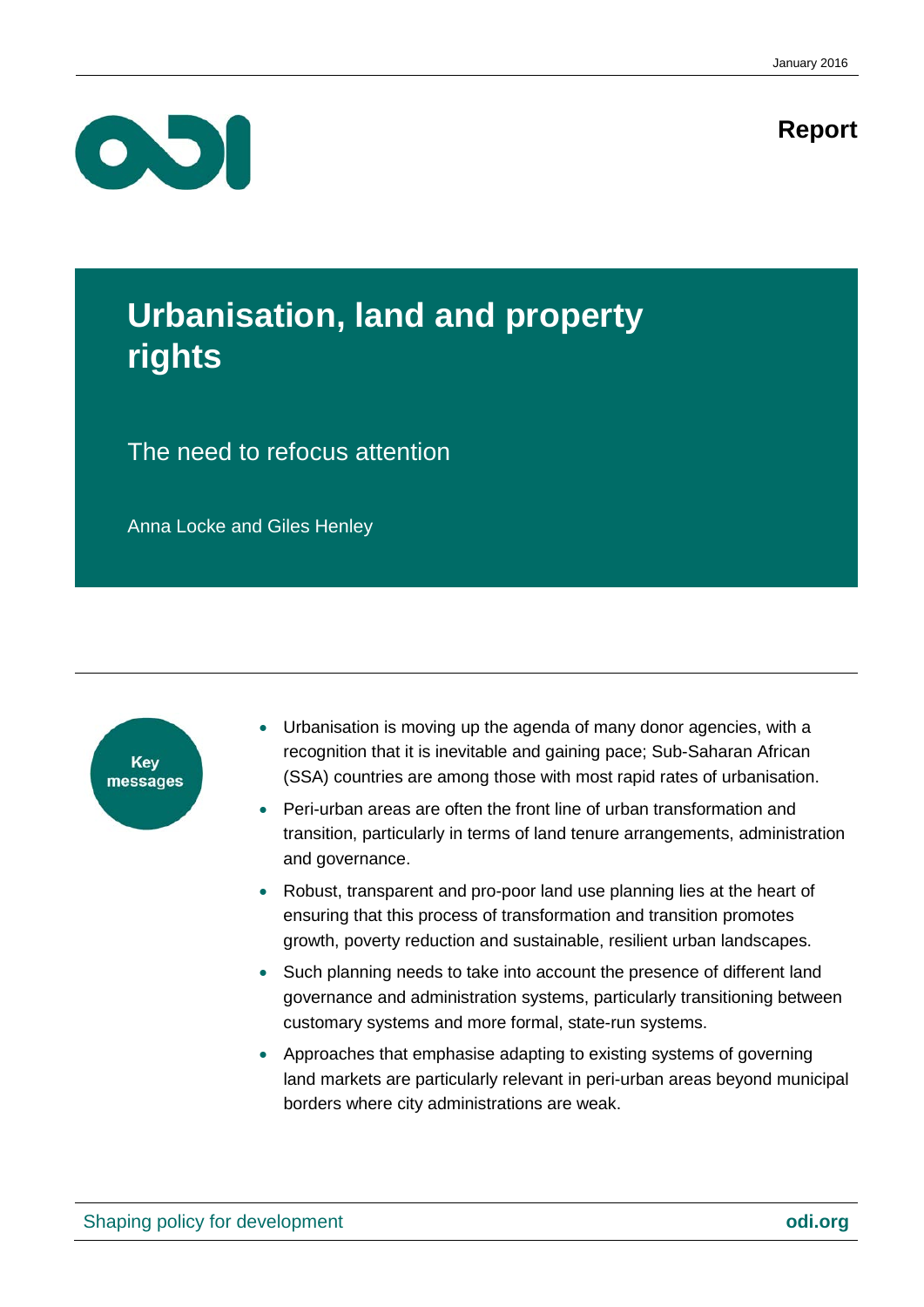January 2016

Report

# Urbanisation, land and property rights

## The need to refocus attention

Anna Locke and Giles Henley

**Key messages**

- Urbanisation is moving up the agenda of many donor agencies, with a recognition that it is inevitable and gaining pace; Sub-Saharan African (SSA) countries are among those with most rapid rates of urbanisation.
- Peri-urban areas are often the front line of urban transformation and transition, particularly in terms of land tenure arrangements, administration and governance.
- Robust, transparent and pro-poor land use planning lies at the heart of ensuring that this process of transformation and transition promotes growth, poverty reduction and sustainable, resilient urban landscapes.
- Such planning needs to take into account the presence of different land governance and administration systems, particularly transitioning between customary systems and more formal, state-run systems.
- Approaches that emphasise adapting to existing systems of governing land markets are particularly relevant in peri-urban areas beyond municipal borders where city administrations are weak.

Shaping policy for development | **odi.org**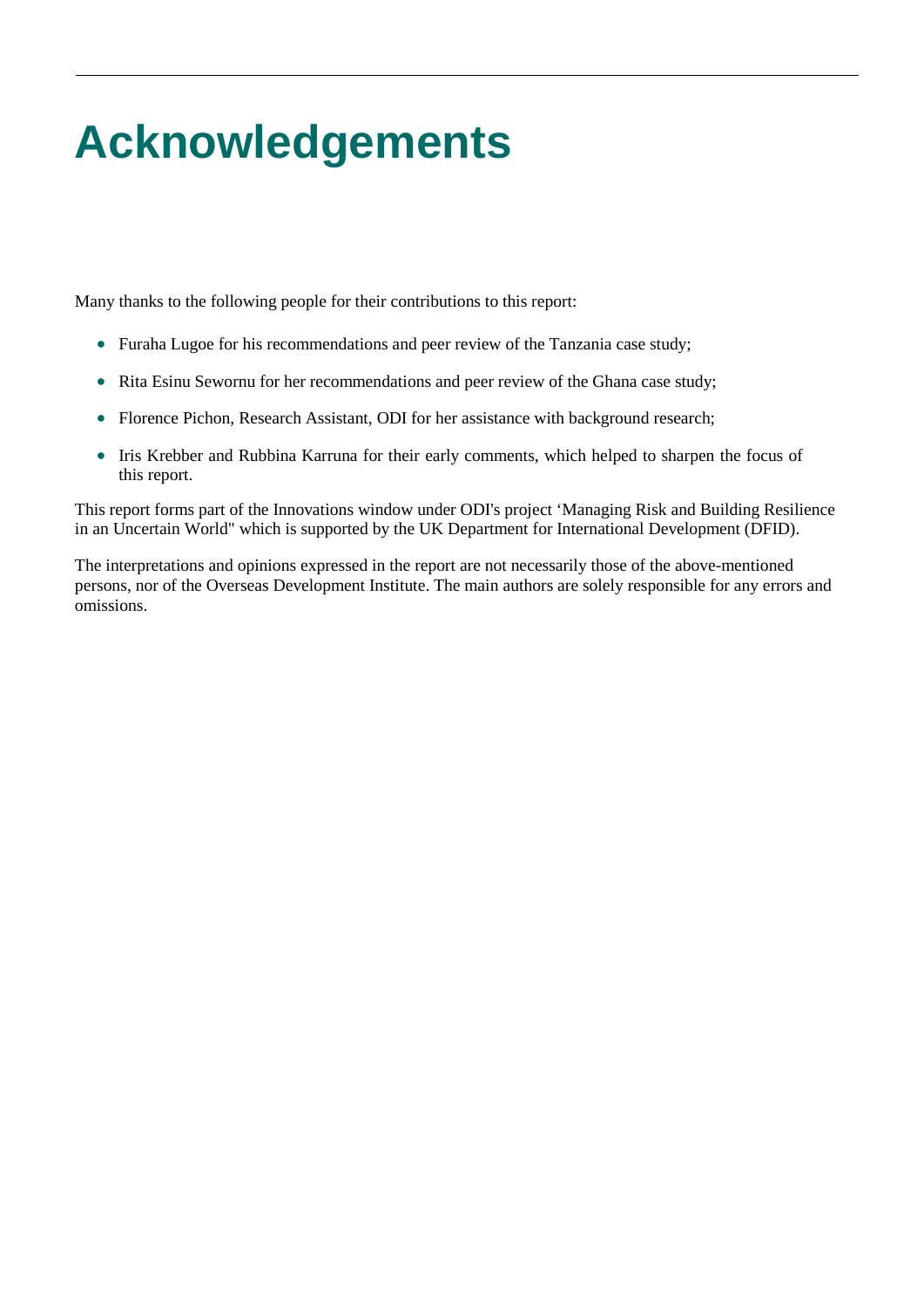# Acknowledgements

Many thanks to the following people for their contributions to this report:

- Furaha Lugoe for his recommendations and peer review of the Tanzania case study;
- Rita Esinu Sewornu for her recommendations and peer review of the Ghana case study;
- Florence Pichon, Research Assistant, ODI for her assistance with background research;
- Iris Krebber and Rubbina Karruna for their early comments, which helped to sharpen the focus of this report.

This report forms part of the Innovations window under ODI's project 'Managing Risk and Building Resilience in an Uncertain World" which is supported by the UK Department for International Development (DFID).

The interpretations and opinions expressed in the report are not necessarily those of the above-mentioned persons, nor of the Overseas Development Institute. The main authors are solely responsible for any errors and omissions.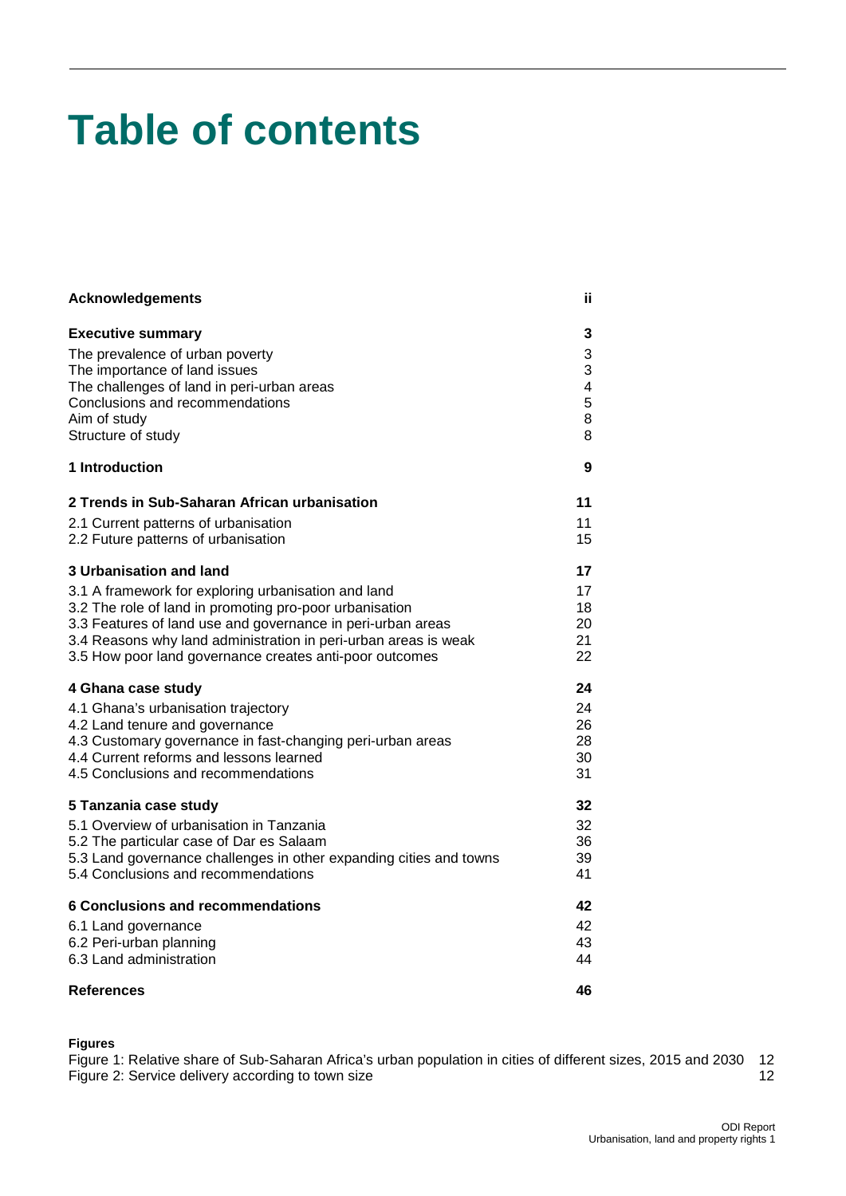# Table of contents

| | |
|---|---|
| **Acknowledgements** | **ii** |
| **Executive summary** | **3** |
| The prevalence of urban poverty | 3 |
| The importance of land issues | 3 |
| The challenges of land in peri-urban areas | 4 |
| Conclusions and recommendations | 5 |
| Aim of study | 8 |
| Structure of study | 8 |
| **1 Introduction** | **9** |
| **2 Trends in Sub-Saharan African urbanisation** | **11** |
| 2.1 Current patterns of urbanisation | 11 |
| 2.2 Future patterns of urbanisation | 15 |
| **3 Urbanisation and land** | **17** |
| 3.1 A framework for exploring urbanisation and land | 17 |
| 3.2 The role of land in promoting pro-poor urbanisation | 18 |
| 3.3 Features of land use and governance in peri-urban areas | 20 |
| 3.4 Reasons why land administration in peri-urban areas is weak | 21 |
| 3.5 How poor land governance creates anti-poor outcomes | 22 |
| **4 Ghana case study** | **24** |
| 4.1 Ghana's urbanisation trajectory | 24 |
| 4.2 Land tenure and governance | 26 |
| 4.3 Customary governance in fast-changing peri-urban areas | 28 |
| 4.4 Current reforms and lessons learned | 30 |
| 4.5 Conclusions and recommendations | 31 |
| **5 Tanzania case study** | **32** |
| 5.1 Overview of urbanisation in Tanzania | 32 |
| 5.2 The particular case of Dar es Salaam | 36 |
| 5.3 Land governance challenges in other expanding cities and towns | 39 |
| 5.4 Conclusions and recommendations | 41 |
| **6 Conclusions and recommendations** | **42** |
| 6.1 Land governance | 42 |
| 6.2 Peri-urban planning | 43 |
| 6.3 Land administration | 44 |
| **References** | **46** |

**Figures**

| | |
|---|---|
| Figure 1: Relative share of Sub-Saharan Africa's urban population in cities of different sizes, 2015 and 2030 | 12 |
| Figure 2: Service delivery according to town size | 12 |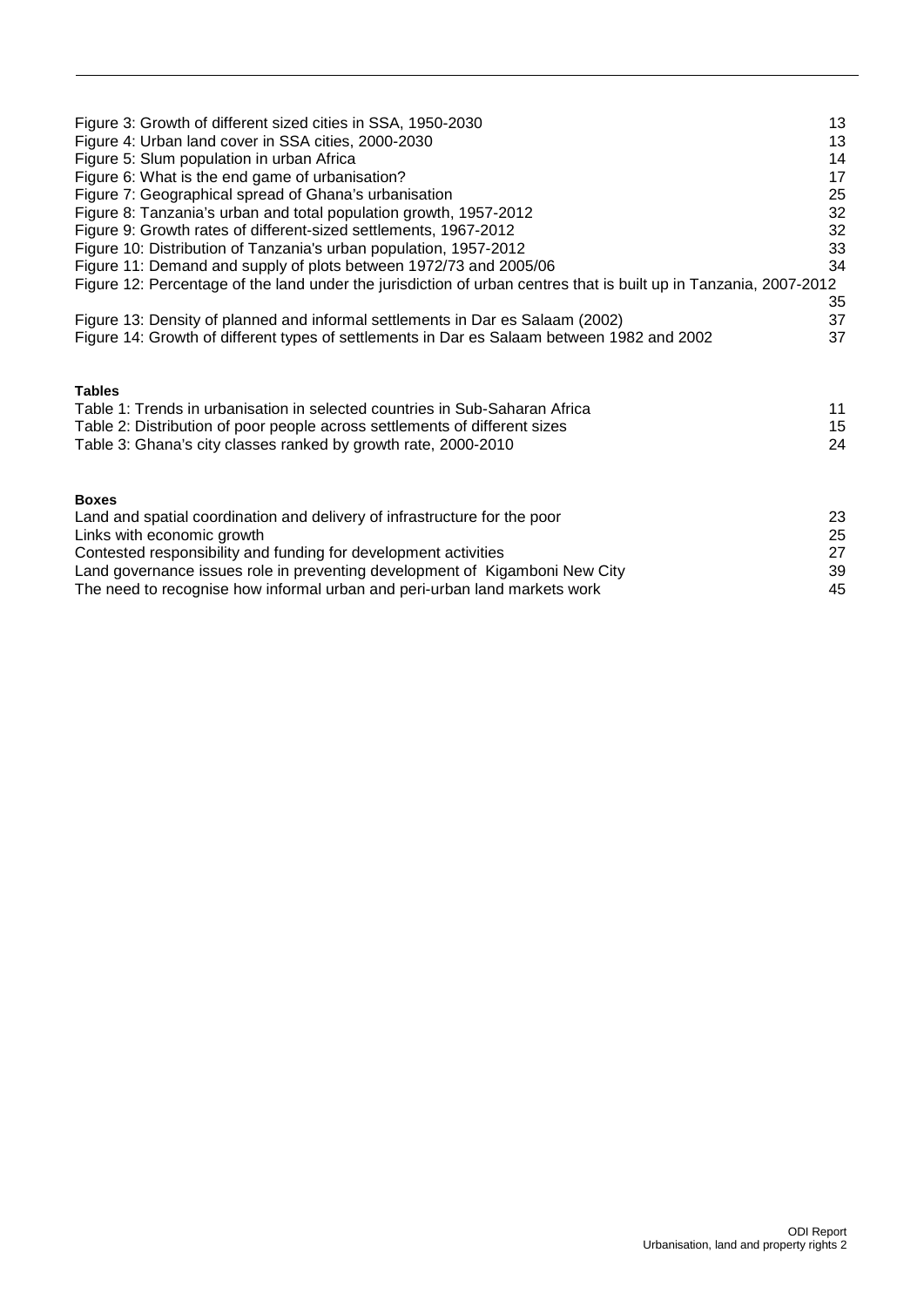Figure 3: Growth of different sized cities in SSA, 1950-2030 13
Figure 4: Urban land cover in SSA cities, 2000-2030 13
Figure 5: Slum population in urban Africa 14
Figure 6: What is the end game of urbanisation? 17
Figure 7: Geographical spread of Ghana's urbanisation 25
Figure 8: Tanzania's urban and total population growth, 1957-2012 32
Figure 9: Growth rates of different-sized settlements, 1967-2012 32
Figure 10: Distribution of Tanzania's urban population, 1957-2012 33
Figure 11: Demand and supply of plots between 1972/73 and 2005/06 34
Figure 12: Percentage of the land under the jurisdiction of urban centres that is built up in Tanzania, 2007-2012 35
Figure 13: Density of planned and informal settlements in Dar es Salaam (2002) 37
Figure 14: Growth of different types of settlements in Dar es Salaam between 1982 and 2002 37

**Tables**

Table 1: Trends in urbanisation in selected countries in Sub-Saharan Africa 11
Table 2: Distribution of poor people across settlements of different sizes 15
Table 3: Ghana's city classes ranked by growth rate, 2000-2010 24

**Boxes**

Land and spatial coordination and delivery of infrastructure for the poor 23
Links with economic growth 25
Contested responsibility and funding for development activities 27
Land governance issues role in preventing development of Kigamboni New City 39
The need to recognise how informal urban and peri-urban land markets work 45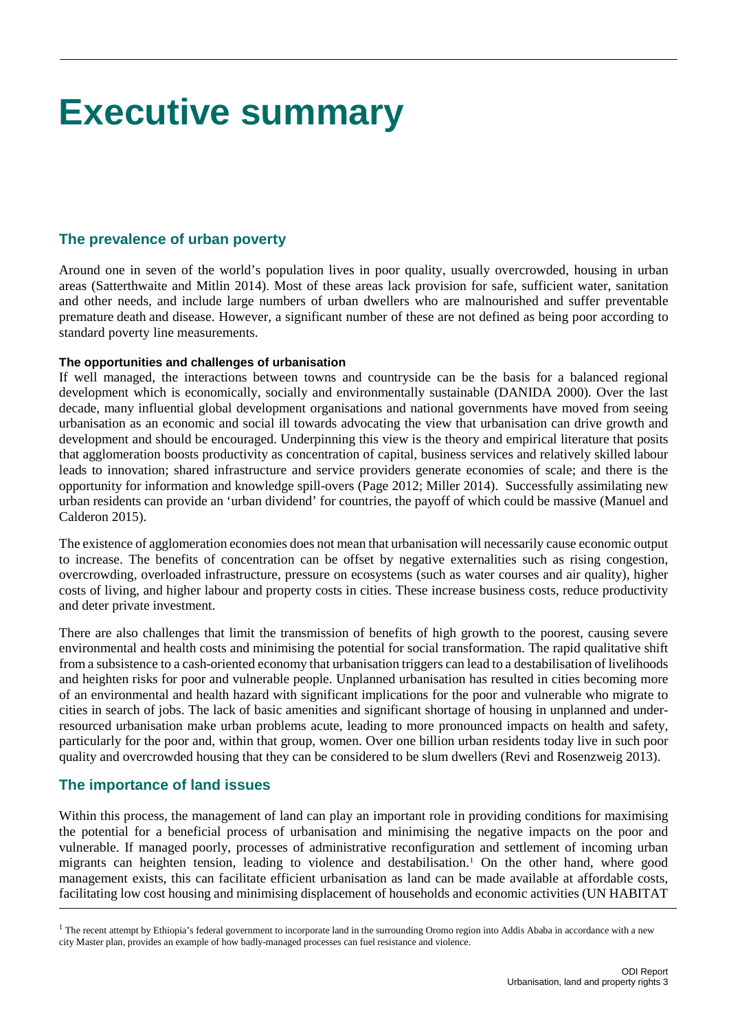# Executive summary

## The prevalence of urban poverty

Around one in seven of the world's population lives in poor quality, usually overcrowded, housing in urban areas (Satterthwaite and Mitlin 2014). Most of these areas lack provision for safe, sufficient water, sanitation and other needs, and include large numbers of urban dwellers who are malnourished and suffer preventable premature death and disease. However, a significant number of these are not defined as being poor according to standard poverty line measurements.

#### The opportunities and challenges of urbanisation

If well managed, the interactions between towns and countryside can be the basis for a balanced regional development which is economically, socially and environmentally sustainable (DANIDA 2000). Over the last decade, many influential global development organisations and national governments have moved from seeing urbanisation as an economic and social ill towards advocating the view that urbanisation can drive growth and development and should be encouraged. Underpinning this view is the theory and empirical literature that posits that agglomeration boosts productivity as concentration of capital, business services and relatively skilled labour leads to innovation; shared infrastructure and service providers generate economies of scale; and there is the opportunity for information and knowledge spill-overs (Page 2012; Miller 2014). Successfully assimilating new urban residents can provide an 'urban dividend' for countries, the payoff of which could be massive (Manuel and Calderon 2015).

The existence of agglomeration economies does not mean that urbanisation will necessarily cause economic output to increase. The benefits of concentration can be offset by negative externalities such as rising congestion, overcrowding, overloaded infrastructure, pressure on ecosystems (such as water courses and air quality), higher costs of living, and higher labour and property costs in cities. These increase business costs, reduce productivity and deter private investment.

There are also challenges that limit the transmission of benefits of high growth to the poorest, causing severe environmental and health costs and minimising the potential for social transformation. The rapid qualitative shift from a subsistence to a cash-oriented economy that urbanisation triggers can lead to a destabilisation of livelihoods and heighten risks for poor and vulnerable people. Unplanned urbanisation has resulted in cities becoming more of an environmental and health hazard with significant implications for the poor and vulnerable who migrate to cities in search of jobs. The lack of basic amenities and significant shortage of housing in unplanned and under-resourced urbanisation make urban problems acute, leading to more pronounced impacts on health and safety, particularly for the poor and, within that group, women. Over one billion urban residents today live in such poor quality and overcrowded housing that they can be considered to be slum dwellers (Revi and Rosenzweig 2013).

## The importance of land issues

Within this process, the management of land can play an important role in providing conditions for maximising the potential for a beneficial process of urbanisation and minimising the negative impacts on the poor and vulnerable. If managed poorly, processes of administrative reconfiguration and settlement of incoming urban migrants can heighten tension, leading to violence and destabilisation.[1] On the other hand, where good management exists, this can facilitate efficient urbanisation as land can be made available at affordable costs, facilitating low cost housing and minimising displacement of households and economic activities (UN HABITAT

[1] The recent attempt by Ethiopia's federal government to incorporate land in the surrounding Oromo region into Addis Ababa in accordance with a new city Master plan, provides an example of how badly-managed processes can fuel resistance and violence.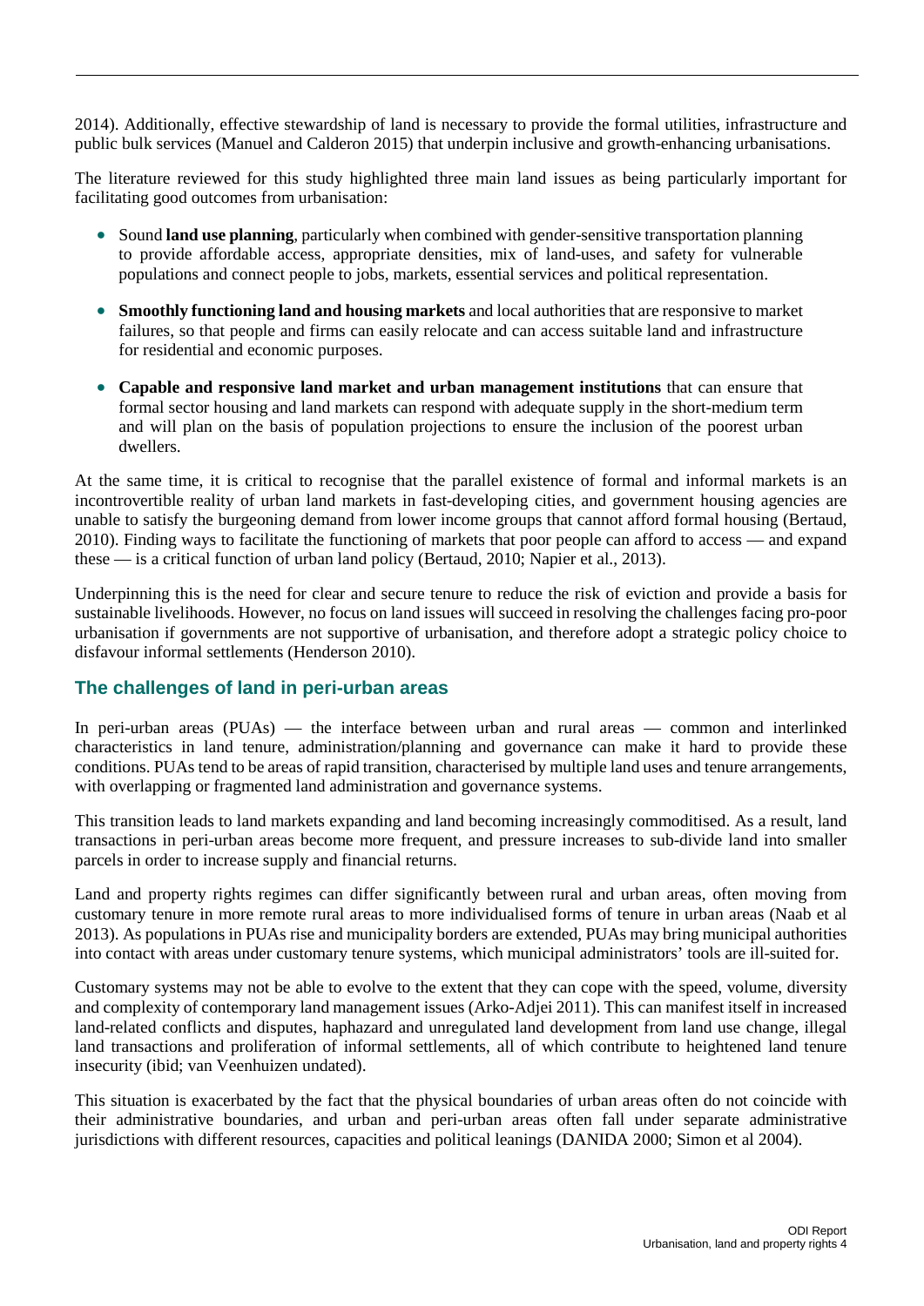2014). Additionally, effective stewardship of land is necessary to provide the formal utilities, infrastructure and public bulk services (Manuel and Calderon 2015) that underpin inclusive and growth-enhancing urbanisations.

The literature reviewed for this study highlighted three main land issues as being particularly important for facilitating good outcomes from urbanisation:

- Sound **land use planning**, particularly when combined with gender-sensitive transportation planning to provide affordable access, appropriate densities, mix of land-uses, and safety for vulnerable populations and connect people to jobs, markets, essential services and political representation.

- **Smoothly functioning land and housing markets** and local authorities that are responsive to market failures, so that people and firms can easily relocate and can access suitable land and infrastructure for residential and economic purposes.

- **Capable and responsive land market and urban management institutions** that can ensure that formal sector housing and land markets can respond with adequate supply in the short-medium term and will plan on the basis of population projections to ensure the inclusion of the poorest urban dwellers.

At the same time, it is critical to recognise that the parallel existence of formal and informal markets is an incontrovertible reality of urban land markets in fast-developing cities, and government housing agencies are unable to satisfy the burgeoning demand from lower income groups that cannot afford formal housing (Bertaud, 2010). Finding ways to facilitate the functioning of markets that poor people can afford to access — and expand these — is a critical function of urban land policy (Bertaud, 2010; Napier et al., 2013).

Underpinning this is the need for clear and secure tenure to reduce the risk of eviction and provide a basis for sustainable livelihoods. However, no focus on land issues will succeed in resolving the challenges facing pro-poor urbanisation if governments are not supportive of urbanisation, and therefore adopt a strategic policy choice to disfavour informal settlements (Henderson 2010).

## The challenges of land in peri-urban areas

In peri-urban areas (PUAs) — the interface between urban and rural areas — common and interlinked characteristics in land tenure, administration/planning and governance can make it hard to provide these conditions. PUAs tend to be areas of rapid transition, characterised by multiple land uses and tenure arrangements, with overlapping or fragmented land administration and governance systems.

This transition leads to land markets expanding and land becoming increasingly commoditised. As a result, land transactions in peri-urban areas become more frequent, and pressure increases to sub-divide land into smaller parcels in order to increase supply and financial returns.

Land and property rights regimes can differ significantly between rural and urban areas, often moving from customary tenure in more remote rural areas to more individualised forms of tenure in urban areas (Naab et al 2013). As populations in PUAs rise and municipality borders are extended, PUAs may bring municipal authorities into contact with areas under customary tenure systems, which municipal administrators' tools are ill-suited for.

Customary systems may not be able to evolve to the extent that they can cope with the speed, volume, diversity and complexity of contemporary land management issues (Arko-Adjei 2011). This can manifest itself in increased land-related conflicts and disputes, haphazard and unregulated land development from land use change, illegal land transactions and proliferation of informal settlements, all of which contribute to heightened land tenure insecurity (ibid; van Veenhuizen undated).

This situation is exacerbated by the fact that the physical boundaries of urban areas often do not coincide with their administrative boundaries, and urban and peri-urban areas often fall under separate administrative jurisdictions with different resources, capacities and political leanings (DANIDA 2000; Simon et al 2004).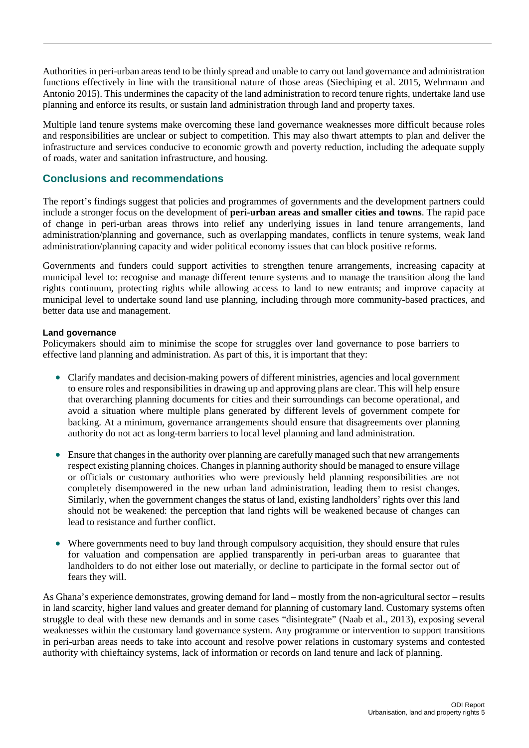Authorities in peri-urban areas tend to be thinly spread and unable to carry out land governance and administration functions effectively in line with the transitional nature of those areas (Siechiping et al. 2015, Wehrmann and Antonio 2015). This undermines the capacity of the land administration to record tenure rights, undertake land use planning and enforce its results, or sustain land administration through land and property taxes.

Multiple land tenure systems make overcoming these land governance weaknesses more difficult because roles and responsibilities are unclear or subject to competition. This may also thwart attempts to plan and deliver the infrastructure and services conducive to economic growth and poverty reduction, including the adequate supply of roads, water and sanitation infrastructure, and housing.

## Conclusions and recommendations

The report's findings suggest that policies and programmes of governments and the development partners could include a stronger focus on the development of **peri-urban areas and smaller cities and towns**. The rapid pace of change in peri-urban areas throws into relief any underlying issues in land tenure arrangements, land administration/planning and governance, such as overlapping mandates, conflicts in tenure systems, weak land administration/planning capacity and wider political economy issues that can block positive reforms.

Governments and funders could support activities to strengthen tenure arrangements, increasing capacity at municipal level to: recognise and manage different tenure systems and to manage the transition along the land rights continuum, protecting rights while allowing access to land to new entrants; and improve capacity at municipal level to undertake sound land use planning, including through more community-based practices, and better data use and management.

#### Land governance

Policymakers should aim to minimise the scope for struggles over land governance to pose barriers to effective land planning and administration. As part of this, it is important that they:

- Clarify mandates and decision-making powers of different ministries, agencies and local government to ensure roles and responsibilities in drawing up and approving plans are clear. This will help ensure that overarching planning documents for cities and their surroundings can become operational, and avoid a situation where multiple plans generated by different levels of government compete for backing. At a minimum, governance arrangements should ensure that disagreements over planning authority do not act as long-term barriers to local level planning and land administration.

- Ensure that changes in the authority over planning are carefully managed such that new arrangements respect existing planning choices. Changes in planning authority should be managed to ensure village or officials or customary authorities who were previously held planning responsibilities are not completely disempowered in the new urban land administration, leading them to resist changes. Similarly, when the government changes the status of land, existing landholders' rights over this land should not be weakened: the perception that land rights will be weakened because of changes can lead to resistance and further conflict.

- Where governments need to buy land through compulsory acquisition, they should ensure that rules for valuation and compensation are applied transparently in peri-urban areas to guarantee that landholders to do not either lose out materially, or decline to participate in the formal sector out of fears they will.

As Ghana's experience demonstrates, growing demand for land – mostly from the non-agricultural sector – results in land scarcity, higher land values and greater demand for planning of customary land. Customary systems often struggle to deal with these new demands and in some cases "disintegrate" (Naab et al., 2013), exposing several weaknesses within the customary land governance system. Any programme or intervention to support transitions in peri-urban areas needs to take into account and resolve power relations in customary systems and contested authority with chieftaincy systems, lack of information or records on land tenure and lack of planning.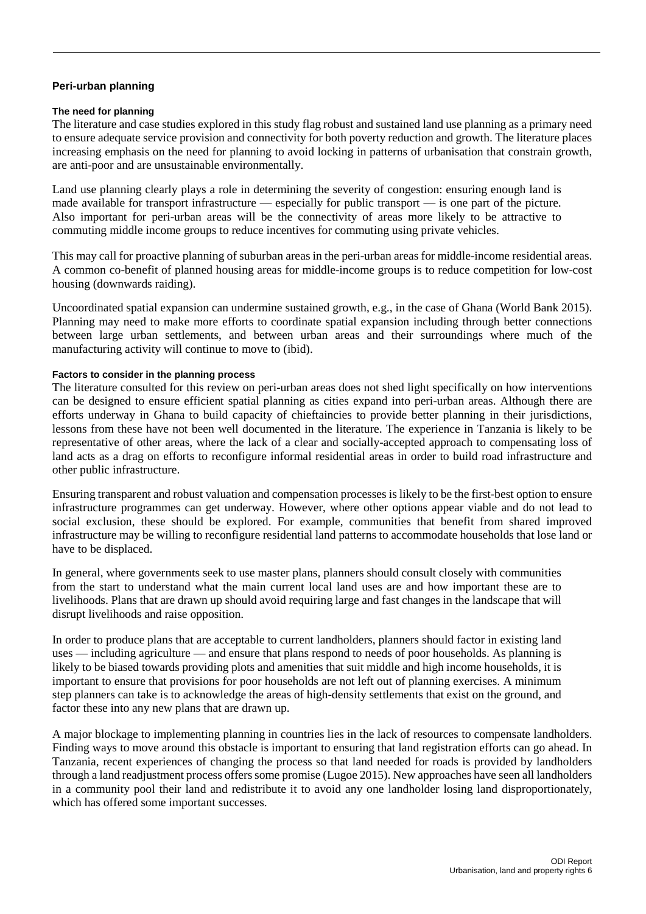## Peri-urban planning

### The need for planning

The literature and case studies explored in this study flag robust and sustained land use planning as a primary need to ensure adequate service provision and connectivity for both poverty reduction and growth. The literature places increasing emphasis on the need for planning to avoid locking in patterns of urbanisation that constrain growth, are anti-poor and are unsustainable environmentally.

Land use planning clearly plays a role in determining the severity of congestion: ensuring enough land is made available for transport infrastructure — especially for public transport — is one part of the picture. Also important for peri-urban areas will be the connectivity of areas more likely to be attractive to commuting middle income groups to reduce incentives for commuting using private vehicles.

This may call for proactive planning of suburban areas in the peri-urban areas for middle-income residential areas. A common co-benefit of planned housing areas for middle-income groups is to reduce competition for low-cost housing (downwards raiding).

Uncoordinated spatial expansion can undermine sustained growth, e.g., in the case of Ghana (World Bank 2015). Planning may need to make more efforts to coordinate spatial expansion including through better connections between large urban settlements, and between urban areas and their surroundings where much of the manufacturing activity will continue to move to (ibid).

### Factors to consider in the planning process

The literature consulted for this review on peri-urban areas does not shed light specifically on how interventions can be designed to ensure efficient spatial planning as cities expand into peri-urban areas. Although there are efforts underway in Ghana to build capacity of chieftaincies to provide better planning in their jurisdictions, lessons from these have not been well documented in the literature. The experience in Tanzania is likely to be representative of other areas, where the lack of a clear and socially-accepted approach to compensating loss of land acts as a drag on efforts to reconfigure informal residential areas in order to build road infrastructure and other public infrastructure.

Ensuring transparent and robust valuation and compensation processes is likely to be the first-best option to ensure infrastructure programmes can get underway. However, where other options appear viable and do not lead to social exclusion, these should be explored. For example, communities that benefit from shared improved infrastructure may be willing to reconfigure residential land patterns to accommodate households that lose land or have to be displaced.

In general, where governments seek to use master plans, planners should consult closely with communities from the start to understand what the main current local land uses are and how important these are to livelihoods. Plans that are drawn up should avoid requiring large and fast changes in the landscape that will disrupt livelihoods and raise opposition.

In order to produce plans that are acceptable to current landholders, planners should factor in existing land uses — including agriculture — and ensure that plans respond to needs of poor households. As planning is likely to be biased towards providing plots and amenities that suit middle and high income households, it is important to ensure that provisions for poor households are not left out of planning exercises. A minimum step planners can take is to acknowledge the areas of high-density settlements that exist on the ground, and factor these into any new plans that are drawn up.

A major blockage to implementing planning in countries lies in the lack of resources to compensate landholders. Finding ways to move around this obstacle is important to ensuring that land registration efforts can go ahead. In Tanzania, recent experiences of changing the process so that land needed for roads is provided by landholders through a land readjustment process offers some promise (Lugoe 2015). New approaches have seen all landholders in a community pool their land and redistribute it to avoid any one landholder losing land disproportionately, which has offered some important successes.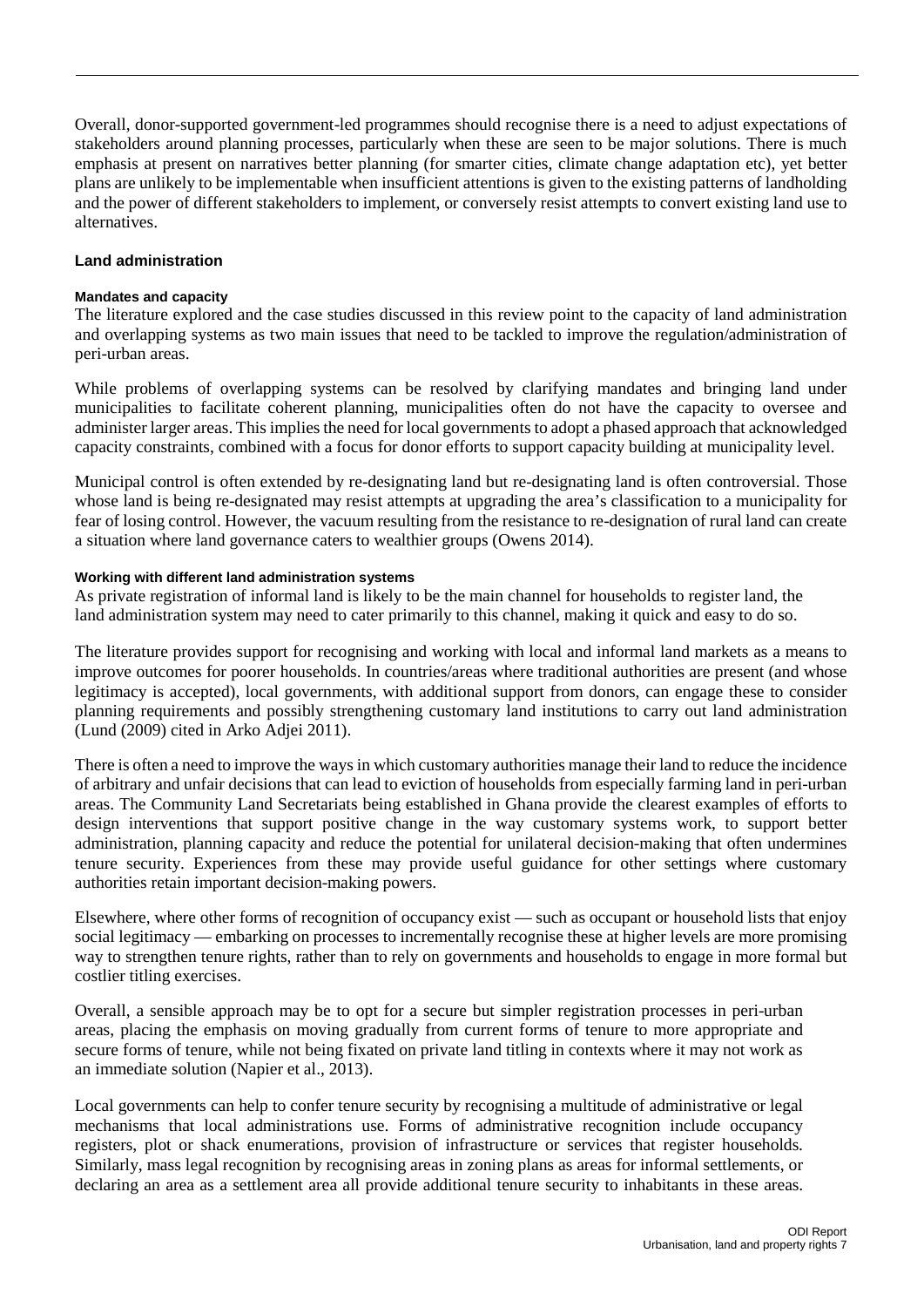Overall, donor-supported government-led programmes should recognise there is a need to adjust expectations of stakeholders around planning processes, particularly when these are seen to be major solutions. There is much emphasis at present on narratives better planning (for smarter cities, climate change adaptation etc), yet better plans are unlikely to be implementable when insufficient attentions is given to the existing patterns of landholding and the power of different stakeholders to implement, or conversely resist attempts to convert existing land use to alternatives.

### Land administration

#### Mandates and capacity

The literature explored and the case studies discussed in this review point to the capacity of land administration and overlapping systems as two main issues that need to be tackled to improve the regulation/administration of peri-urban areas.

While problems of overlapping systems can be resolved by clarifying mandates and bringing land under municipalities to facilitate coherent planning, municipalities often do not have the capacity to oversee and administer larger areas. This implies the need for local governments to adopt a phased approach that acknowledged capacity constraints, combined with a focus for donor efforts to support capacity building at municipality level.

Municipal control is often extended by re-designating land but re-designating land is often controversial. Those whose land is being re-designated may resist attempts at upgrading the area's classification to a municipality for fear of losing control. However, the vacuum resulting from the resistance to re-designation of rural land can create a situation where land governance caters to wealthier groups (Owens 2014).

#### Working with different land administration systems

As private registration of informal land is likely to be the main channel for households to register land, the land administration system may need to cater primarily to this channel, making it quick and easy to do so.

The literature provides support for recognising and working with local and informal land markets as a means to improve outcomes for poorer households. In countries/areas where traditional authorities are present (and whose legitimacy is accepted), local governments, with additional support from donors, can engage these to consider planning requirements and possibly strengthening customary land institutions to carry out land administration (Lund (2009) cited in Arko Adjei 2011).

There is often a need to improve the ways in which customary authorities manage their land to reduce the incidence of arbitrary and unfair decisions that can lead to eviction of households from especially farming land in peri-urban areas. The Community Land Secretariats being established in Ghana provide the clearest examples of efforts to design interventions that support positive change in the way customary systems work, to support better administration, planning capacity and reduce the potential for unilateral decision-making that often undermines tenure security. Experiences from these may provide useful guidance for other settings where customary authorities retain important decision-making powers.

Elsewhere, where other forms of recognition of occupancy exist — such as occupant or household lists that enjoy social legitimacy — embarking on processes to incrementally recognise these at higher levels are more promising way to strengthen tenure rights, rather than to rely on governments and households to engage in more formal but costlier titling exercises.

Overall, a sensible approach may be to opt for a secure but simpler registration processes in peri-urban areas, placing the emphasis on moving gradually from current forms of tenure to more appropriate and secure forms of tenure, while not being fixated on private land titling in contexts where it may not work as an immediate solution (Napier et al., 2013).

Local governments can help to confer tenure security by recognising a multitude of administrative or legal mechanisms that local administrations use. Forms of administrative recognition include occupancy registers, plot or shack enumerations, provision of infrastructure or services that register households. Similarly, mass legal recognition by recognising areas in zoning plans as areas for informal settlements, or declaring an area as a settlement area all provide additional tenure security to inhabitants in these areas.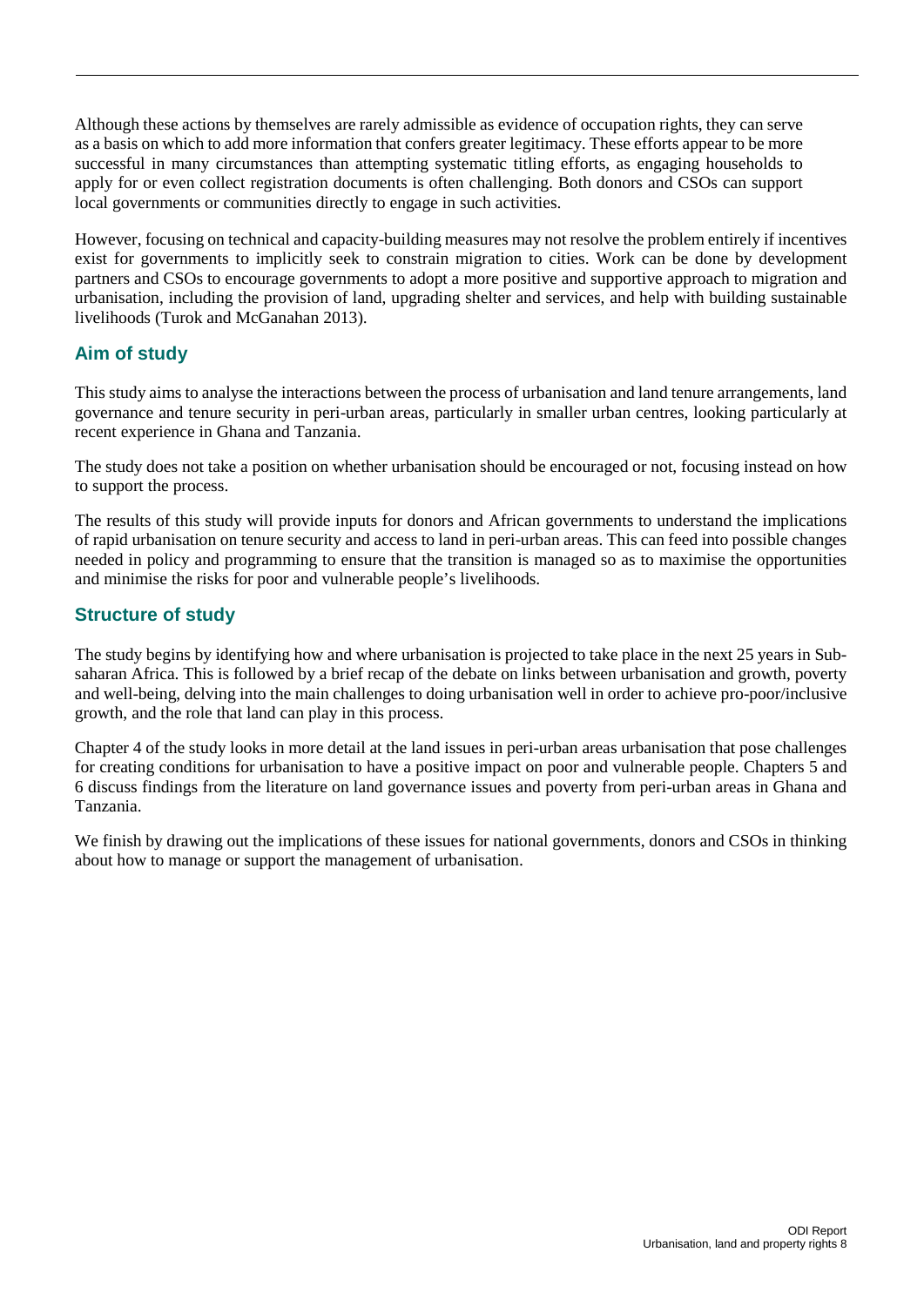Although these actions by themselves are rarely admissible as evidence of occupation rights, they can serve as a basis on which to add more information that confers greater legitimacy. These efforts appear to be more successful in many circumstances than attempting systematic titling efforts, as engaging households to apply for or even collect registration documents is often challenging. Both donors and CSOs can support local governments or communities directly to engage in such activities.

However, focusing on technical and capacity-building measures may not resolve the problem entirely if incentives exist for governments to implicitly seek to constrain migration to cities. Work can be done by development partners and CSOs to encourage governments to adopt a more positive and supportive approach to migration and urbanisation, including the provision of land, upgrading shelter and services, and help with building sustainable livelihoods (Turok and McGanahan 2013).

## Aim of study

This study aims to analyse the interactions between the process of urbanisation and land tenure arrangements, land governance and tenure security in peri-urban areas, particularly in smaller urban centres, looking particularly at recent experience in Ghana and Tanzania.

The study does not take a position on whether urbanisation should be encouraged or not, focusing instead on how to support the process.

The results of this study will provide inputs for donors and African governments to understand the implications of rapid urbanisation on tenure security and access to land in peri-urban areas. This can feed into possible changes needed in policy and programming to ensure that the transition is managed so as to maximise the opportunities and minimise the risks for poor and vulnerable people's livelihoods.

## Structure of study

The study begins by identifying how and where urbanisation is projected to take place in the next 25 years in Sub-saharan Africa. This is followed by a brief recap of the debate on links between urbanisation and growth, poverty and well-being, delving into the main challenges to doing urbanisation well in order to achieve pro-poor/inclusive growth, and the role that land can play in this process.

Chapter 4 of the study looks in more detail at the land issues in peri-urban areas urbanisation that pose challenges for creating conditions for urbanisation to have a positive impact on poor and vulnerable people. Chapters 5 and 6 discuss findings from the literature on land governance issues and poverty from peri-urban areas in Ghana and Tanzania.

We finish by drawing out the implications of these issues for national governments, donors and CSOs in thinking about how to manage or support the management of urbanisation.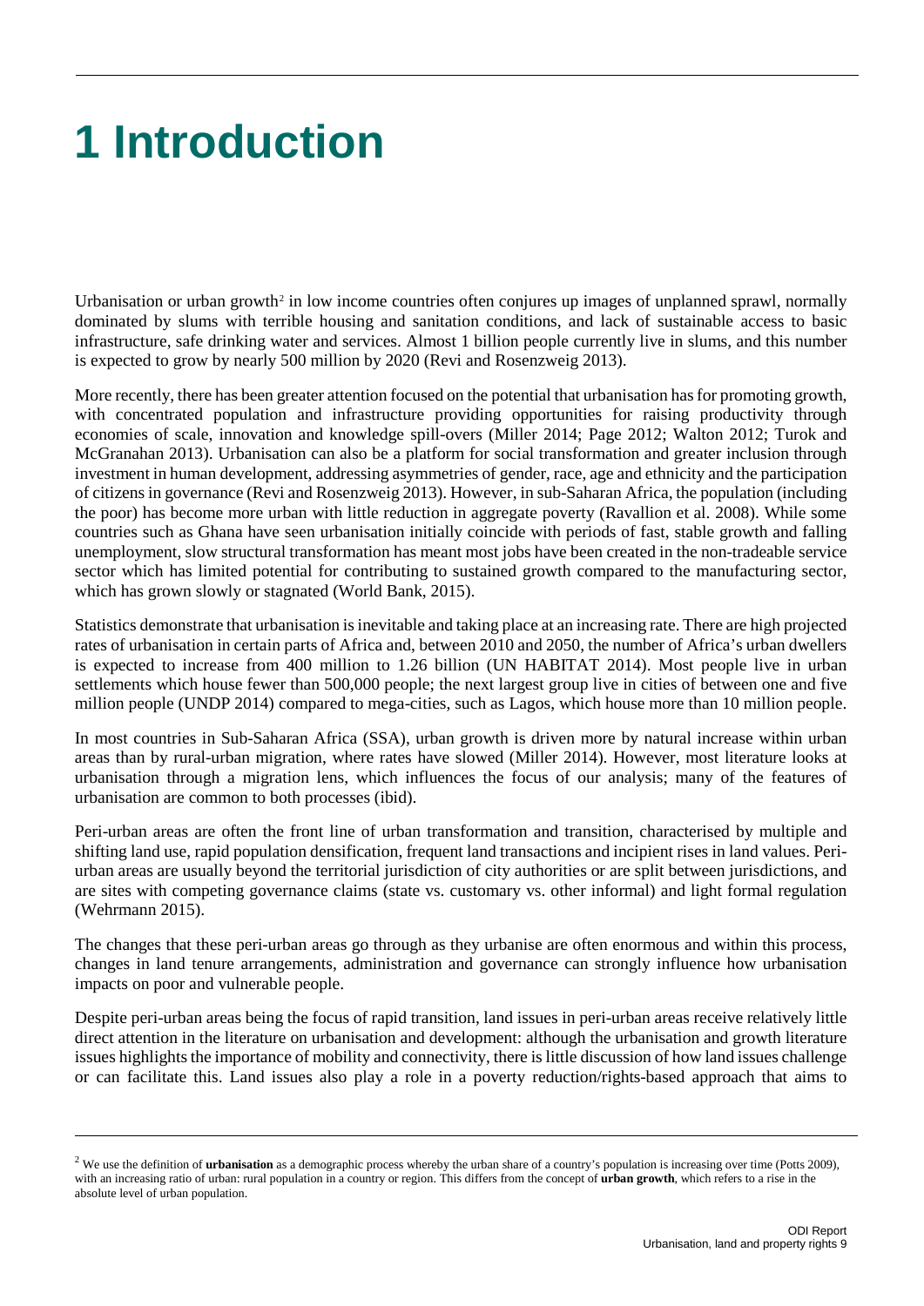# 1 Introduction

Urbanisation or urban growth[2] in low income countries often conjures up images of unplanned sprawl, normally dominated by slums with terrible housing and sanitation conditions, and lack of sustainable access to basic infrastructure, safe drinking water and services. Almost 1 billion people currently live in slums, and this number is expected to grow by nearly 500 million by 2020 (Revi and Rosenzweig 2013).

More recently, there has been greater attention focused on the potential that urbanisation has for promoting growth, with concentrated population and infrastructure providing opportunities for raising productivity through economies of scale, innovation and knowledge spill-overs (Miller 2014; Page 2012; Walton 2012; Turok and McGranahan 2013). Urbanisation can also be a platform for social transformation and greater inclusion through investment in human development, addressing asymmetries of gender, race, age and ethnicity and the participation of citizens in governance (Revi and Rosenzweig 2013). However, in sub-Saharan Africa, the population (including the poor) has become more urban with little reduction in aggregate poverty (Ravallion et al. 2008). While some countries such as Ghana have seen urbanisation initially coincide with periods of fast, stable growth and falling unemployment, slow structural transformation has meant most jobs have been created in the non-tradeable service sector which has limited potential for contributing to sustained growth compared to the manufacturing sector, which has grown slowly or stagnated (World Bank, 2015).

Statistics demonstrate that urbanisation is inevitable and taking place at an increasing rate. There are high projected rates of urbanisation in certain parts of Africa and, between 2010 and 2050, the number of Africa's urban dwellers is expected to increase from 400 million to 1.26 billion (UN HABITAT 2014). Most people live in urban settlements which house fewer than 500,000 people; the next largest group live in cities of between one and five million people (UNDP 2014) compared to mega-cities, such as Lagos, which house more than 10 million people.

In most countries in Sub-Saharan Africa (SSA), urban growth is driven more by natural increase within urban areas than by rural-urban migration, where rates have slowed (Miller 2014). However, most literature looks at urbanisation through a migration lens, which influences the focus of our analysis; many of the features of urbanisation are common to both processes (ibid).

Peri-urban areas are often the front line of urban transformation and transition, characterised by multiple and shifting land use, rapid population densification, frequent land transactions and incipient rises in land values. Peri-urban areas are usually beyond the territorial jurisdiction of city authorities or are split between jurisdictions, and are sites with competing governance claims (state vs. customary vs. other informal) and light formal regulation (Wehrmann 2015).

The changes that these peri-urban areas go through as they urbanise are often enormous and within this process, changes in land tenure arrangements, administration and governance can strongly influence how urbanisation impacts on poor and vulnerable people.

Despite peri-urban areas being the focus of rapid transition, land issues in peri-urban areas receive relatively little direct attention in the literature on urbanisation and development: although the urbanisation and growth literature issues highlights the importance of mobility and connectivity, there is little discussion of how land issues challenge or can facilitate this. Land issues also play a role in a poverty reduction/rights-based approach that aims to

[2] We use the definition of **urbanisation** as a demographic process whereby the urban share of a country's population is increasing over time (Potts 2009), with an increasing ratio of urban: rural population in a country or region. This differs from the concept of **urban growth**, which refers to a rise in the absolute level of urban population.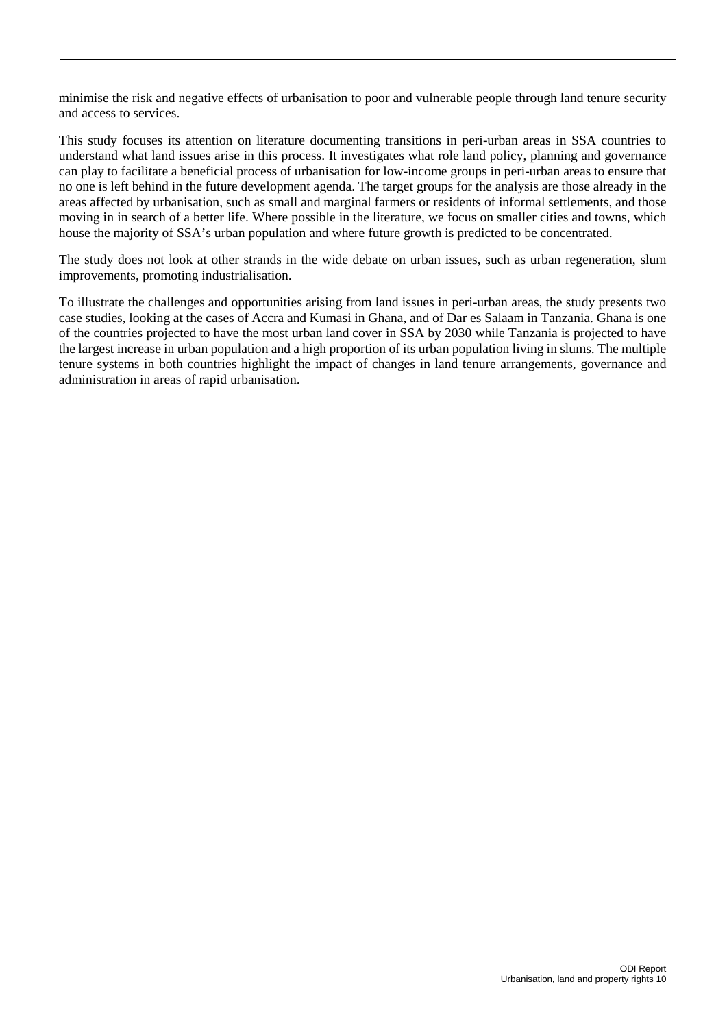minimise the risk and negative effects of urbanisation to poor and vulnerable people through land tenure security and access to services.

This study focuses its attention on literature documenting transitions in peri-urban areas in SSA countries to understand what land issues arise in this process. It investigates what role land policy, planning and governance can play to facilitate a beneficial process of urbanisation for low-income groups in peri-urban areas to ensure that no one is left behind in the future development agenda. The target groups for the analysis are those already in the areas affected by urbanisation, such as small and marginal farmers or residents of informal settlements, and those moving in in search of a better life. Where possible in the literature, we focus on smaller cities and towns, which house the majority of SSA's urban population and where future growth is predicted to be concentrated.

The study does not look at other strands in the wide debate on urban issues, such as urban regeneration, slum improvements, promoting industrialisation.

To illustrate the challenges and opportunities arising from land issues in peri-urban areas, the study presents two case studies, looking at the cases of Accra and Kumasi in Ghana, and of Dar es Salaam in Tanzania. Ghana is one of the countries projected to have the most urban land cover in SSA by 2030 while Tanzania is projected to have the largest increase in urban population and a high proportion of its urban population living in slums. The multiple tenure systems in both countries highlight the impact of changes in land tenure arrangements, governance and administration in areas of rapid urbanisation.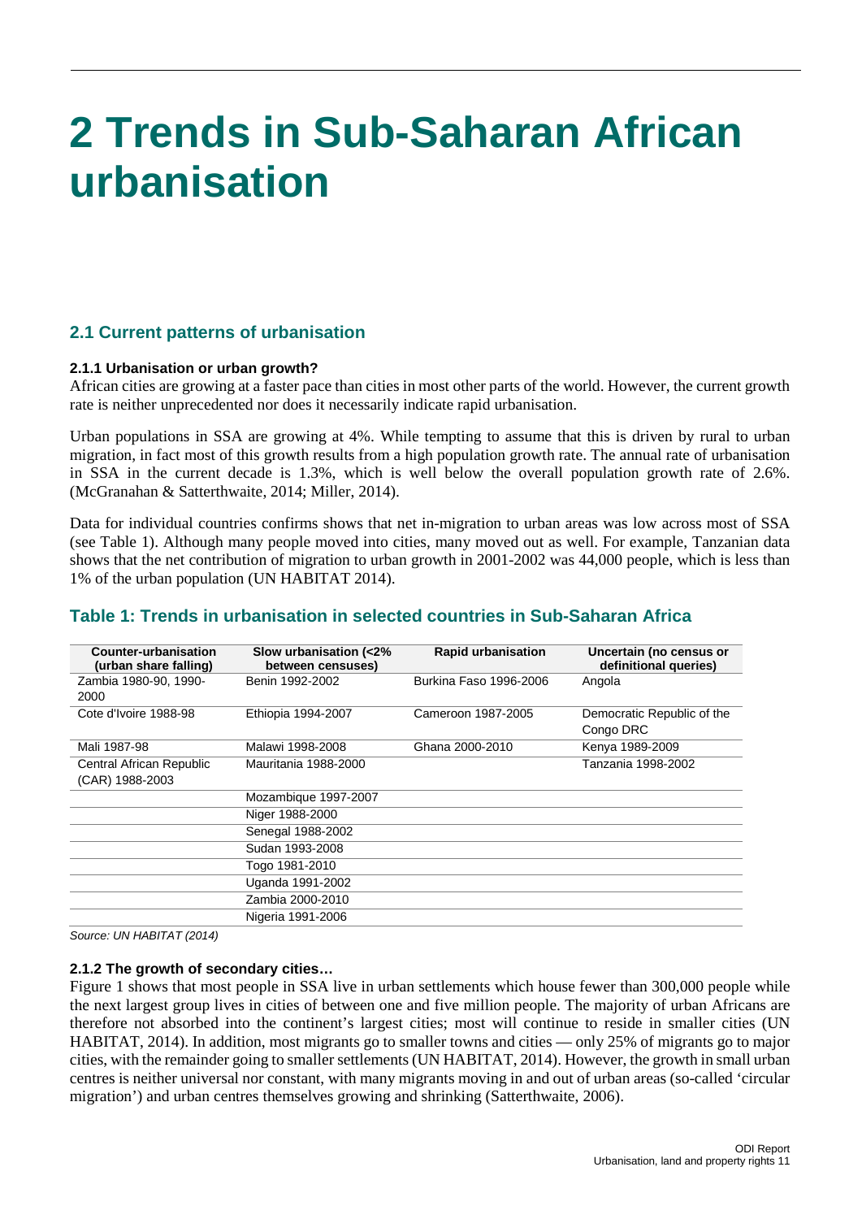# 2 Trends in Sub-Saharan African urbanisation

## 2.1 Current patterns of urbanisation

### 2.1.1 Urbanisation or urban growth?

African cities are growing at a faster pace than cities in most other parts of the world. However, the current growth rate is neither unprecedented nor does it necessarily indicate rapid urbanisation.

Urban populations in SSA are growing at 4%. While tempting to assume that this is driven by rural to urban migration, in fact most of this growth results from a high population growth rate. The annual rate of urbanisation in SSA in the current decade is 1.3%, which is well below the overall population growth rate of 2.6%. (McGranahan & Satterthwaite, 2014; Miller, 2014).

Data for individual countries confirms shows that net in-migration to urban areas was low across most of SSA (see Table 1). Although many people moved into cities, many moved out as well. For example, Tanzanian data shows that the net contribution of migration to urban growth in 2001-2002 was 44,000 people, which is less than 1% of the urban population (UN HABITAT 2014).

## Table 1: Trends in urbanisation in selected countries in Sub-Saharan Africa

| Counter-urbanisation (urban share falling) | Slow urbanisation (<2% between censuses) | Rapid urbanisation | Uncertain (no census or definitional queries) |
|---|---|---|---|
| Zambia 1980-90, 1990-2000 | Benin 1992-2002 | Burkina Faso 1996-2006 | Angola |
| Cote d'Ivoire 1988-98 | Ethiopia 1994-2007 | Cameroon 1987-2005 | Democratic Republic of the Congo DRC |
| Mali 1987-98 | Malawi 1998-2008 | Ghana 2000-2010 | Kenya 1989-2009 |
| Central African Republic (CAR) 1988-2003 | Mauritania 1988-2000 | | Tanzania 1998-2002 |
| | Mozambique 1997-2007 | | |
| | Niger 1988-2000 | | |
| | Senegal 1988-2002 | | |
| | Sudan 1993-2008 | | |
| | Togo 1981-2010 | | |
| | Uganda 1991-2002 | | |
| | Zambia 2000-2010 | | |
| | Nigeria 1991-2006 | | |

*Source: UN HABITAT (2014)*

### 2.1.2 The growth of secondary cities…

Figure 1 shows that most people in SSA live in urban settlements which house fewer than 300,000 people while the next largest group lives in cities of between one and five million people. The majority of urban Africans are therefore not absorbed into the continent's largest cities; most will continue to reside in smaller cities (UN HABITAT, 2014). In addition, most migrants go to smaller towns and cities — only 25% of migrants go to major cities, with the remainder going to smaller settlements (UN HABITAT, 2014). However, the growth in small urban centres is neither universal nor constant, with many migrants moving in and out of urban areas (so-called 'circular migration') and urban centres themselves growing and shrinking (Satterthwaite, 2006).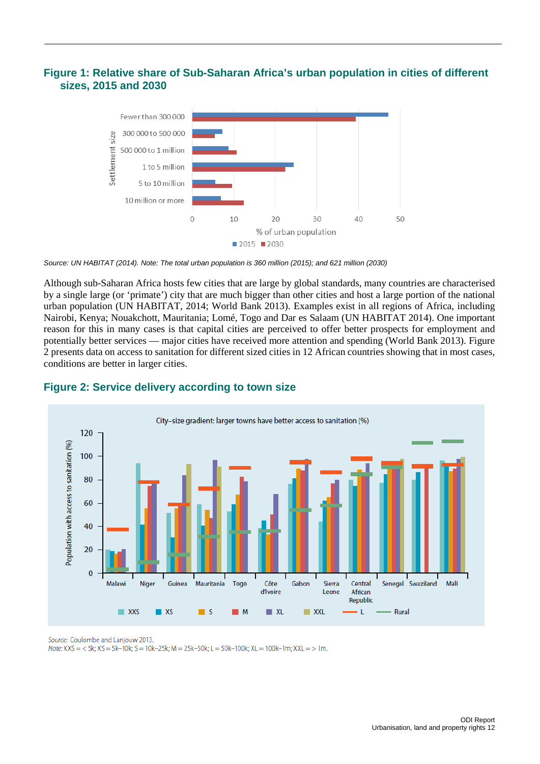## Figure 1: Relative share of Sub-Saharan Africa's urban population in cities of different sizes, 2015 and 2030

*Source: UN HABITAT (2014). Note: The total urban population is 360 million (2015); and 621 million (2030)*

Although sub-Saharan Africa hosts few cities that are large by global standards, many countries are characterised by a single large (or 'primate') city that are much bigger than other cities and host a large portion of the national urban population (UN HABITAT, 2014; World Bank 2013). Examples exist in all regions of Africa, including Nairobi, Kenya; Nouakchott, Mauritania; Lomé, Togo and Dar es Salaam (UN HABITAT 2014). One important reason for this in many cases is that capital cities are perceived to offer better prospects for employment and potentially better services — major cities have received more attention and spending (World Bank 2013). Figure 2 presents data on access to sanitation for different sized cities in 12 African countries showing that in most cases, conditions are better in larger cities.

## Figure 2: Service delivery according to town size

*Source:* Coulombe and Lanjouw 2013.
*Note:* XXS = < 5k; XS = 5k–10k; S = 10k–25k; M = 25k–50k; L = 50k–100k; XL = 100k–1m; XXL = > 1m.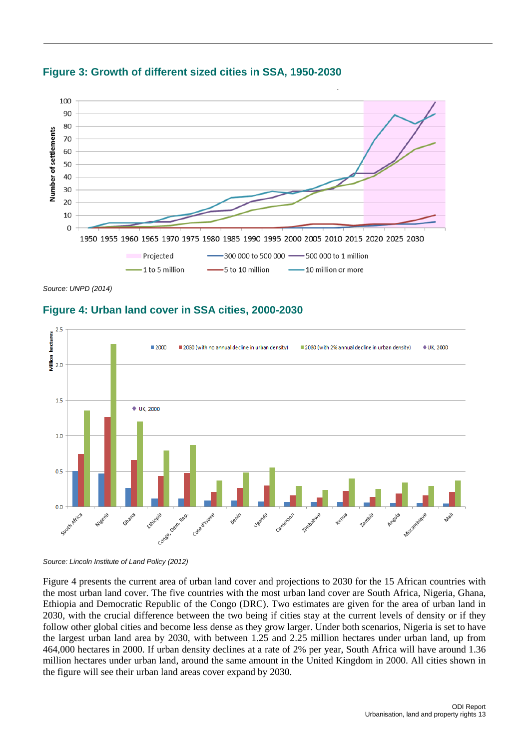## Figure 3: Growth of different sized cities in SSA, 1950-2030

*Source: UNPD (2014)*

## Figure 4: Urban land cover in SSA cities, 2000-2030

*Source: Lincoln Institute of Land Policy (2012)*

Figure 4 presents the current area of urban land cover and projections to 2030 for the 15 African countries with the most urban land cover. The five countries with the most urban land cover are South Africa, Nigeria, Ghana, Ethiopia and Democratic Republic of the Congo (DRC). Two estimates are given for the area of urban land in 2030, with the crucial difference between the two being if cities stay at the current levels of density or if they follow other global cities and become less dense as they grow larger. Under both scenarios, Nigeria is set to have the largest urban land area by 2030, with between 1.25 and 2.25 million hectares under urban land, up from 464,000 hectares in 2000. If urban density declines at a rate of 2% per year, South Africa will have around 1.36 million hectares under urban land, around the same amount in the United Kingdom in 2000. All cities shown in the figure will see their urban land areas cover expand by 2030.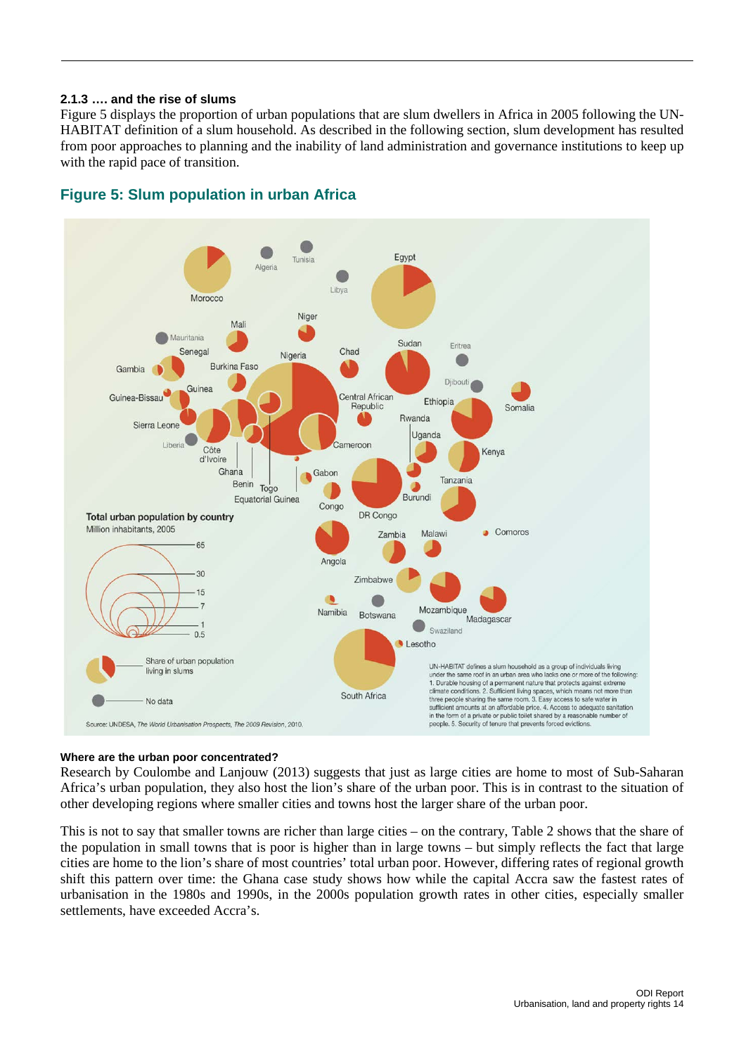### 2.1.3 …. and the rise of slums

Figure 5 displays the proportion of urban populations that are slum dwellers in Africa in 2005 following the UN-HABITAT definition of a slum household. As described in the following section, slum development has resulted from poor approaches to planning and the inability of land administration and governance institutions to keep up with the rapid pace of transition.

## Figure 5: Slum population in urban Africa

Source: UNDESA, *The World Urbanisation Prospects, The 2009 Revision*, 2010.

UN-HABITAT defines a slum household as a group of individuals living under the same roof in an urban area who lacks one or more of the following: 1. Durable housing of a permanent nature that protects against extreme climate conditions. 2. Sufficient living spaces, which means not more than three people sharing the same room. 3. Easy access to safe water in sufficient amounts at an affordable price. 4. Access to adequate sanitation in the form of a private or public toilet shared by a reasonable number of people. 5. Security of tenure that prevents forced evictions.

#### Where are the urban poor concentrated?

Research by Coulombe and Lanjouw (2013) suggests that just as large cities are home to most of Sub-Saharan Africa's urban population, they also host the lion's share of the urban poor. This is in contrast to the situation of other developing regions where smaller cities and towns host the larger share of the urban poor.

This is not to say that smaller towns are richer than large cities – on the contrary, Table 2 shows that the share of the population in small towns that is poor is higher than in large towns – but simply reflects the fact that large cities are home to the lion's share of most countries' total urban poor. However, differing rates of regional growth shift this pattern over time: the Ghana case study shows how while the capital Accra saw the fastest rates of urbanisation in the 1980s and 1990s, in the 2000s population growth rates in other cities, especially smaller settlements, have exceeded Accra's.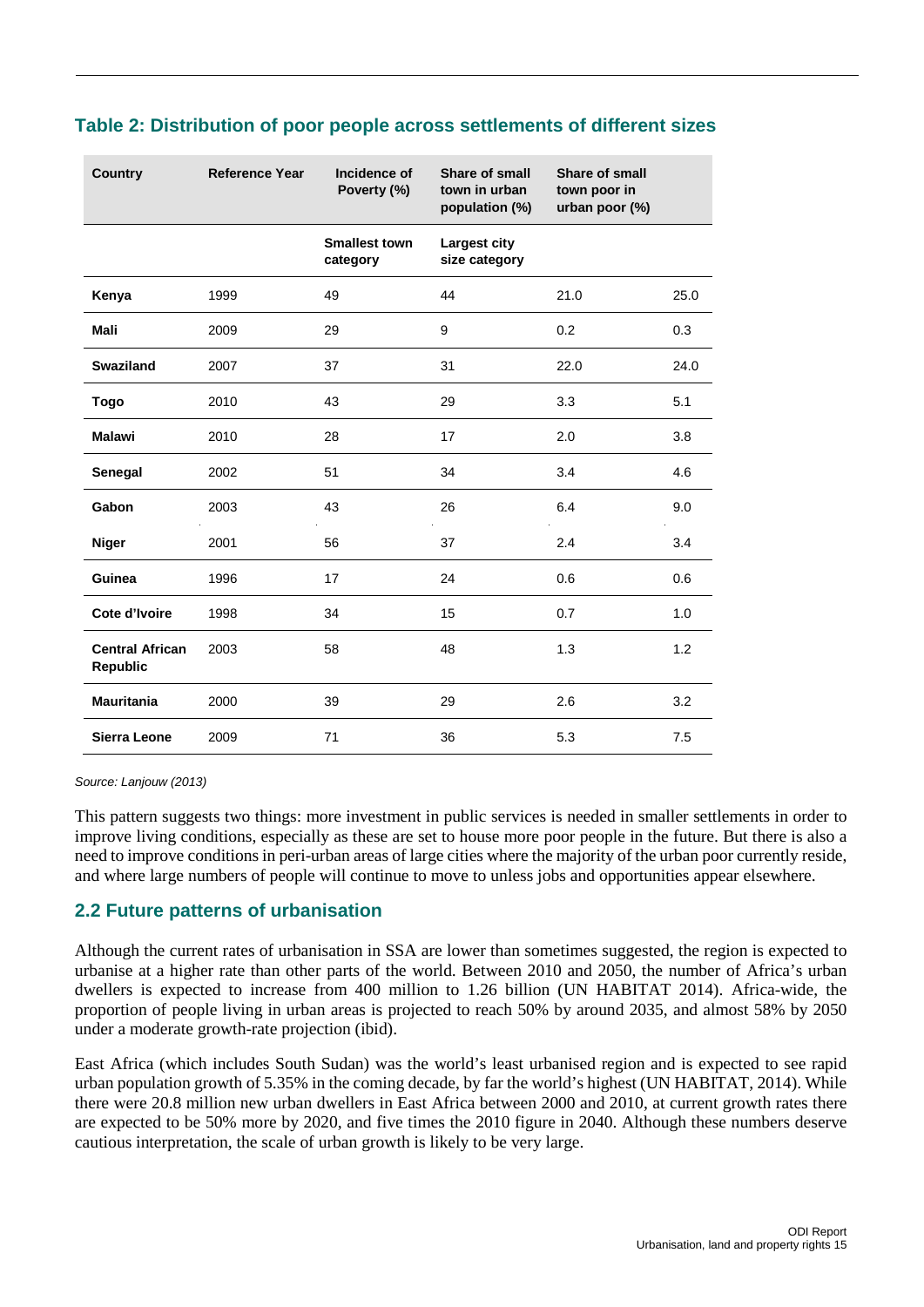### Table 2: Distribution of poor people across settlements of different sizes

| Country | Reference Year | Incidence of Poverty (%) | Share of small town in urban population (%) | Share of small town poor in urban poor (%) | |
|---|---|---|---|---|---|
| | | Smallest town category | Largest city size category | | |
| **Kenya** | 1999 | 49 | 44 | 21.0 | 25.0 |
| **Mali** | 2009 | 29 | 9 | 0.2 | 0.3 |
| **Swaziland** | 2007 | 37 | 31 | 22.0 | 24.0 |
| **Togo** | 2010 | 43 | 29 | 3.3 | 5.1 |
| **Malawi** | 2010 | 28 | 17 | 2.0 | 3.8 |
| **Senegal** | 2002 | 51 | 34 | 3.4 | 4.6 |
| **Gabon** | 2003 | 43 | 26 | 6.4 | 9.0 |
| **Niger** | 2001 | 56 | 37 | 2.4 | 3.4 |
| **Guinea** | 1996 | 17 | 24 | 0.6 | 0.6 |
| **Cote d'Ivoire** | 1998 | 34 | 15 | 0.7 | 1.0 |
| **Central African Republic** | 2003 | 58 | 48 | 1.3 | 1.2 |
| **Mauritania** | 2000 | 39 | 29 | 2.6 | 3.2 |
| **Sierra Leone** | 2009 | 71 | 36 | 5.3 | 7.5 |

*Source: Lanjouw (2013)*

This pattern suggests two things: more investment in public services is needed in smaller settlements in order to improve living conditions, especially as these are set to house more poor people in the future. But there is also a need to improve conditions in peri-urban areas of large cities where the majority of the urban poor currently reside, and where large numbers of people will continue to move to unless jobs and opportunities appear elsewhere.

## 2.2 Future patterns of urbanisation

Although the current rates of urbanisation in SSA are lower than sometimes suggested, the region is expected to urbanise at a higher rate than other parts of the world. Between 2010 and 2050, the number of Africa's urban dwellers is expected to increase from 400 million to 1.26 billion (UN HABITAT 2014). Africa-wide, the proportion of people living in urban areas is projected to reach 50% by around 2035, and almost 58% by 2050 under a moderate growth-rate projection (ibid).

East Africa (which includes South Sudan) was the world's least urbanised region and is expected to see rapid urban population growth of 5.35% in the coming decade, by far the world's highest (UN HABITAT, 2014). While there were 20.8 million new urban dwellers in East Africa between 2000 and 2010, at current growth rates there are expected to be 50% more by 2020, and five times the 2010 figure in 2040. Although these numbers deserve cautious interpretation, the scale of urban growth is likely to be very large.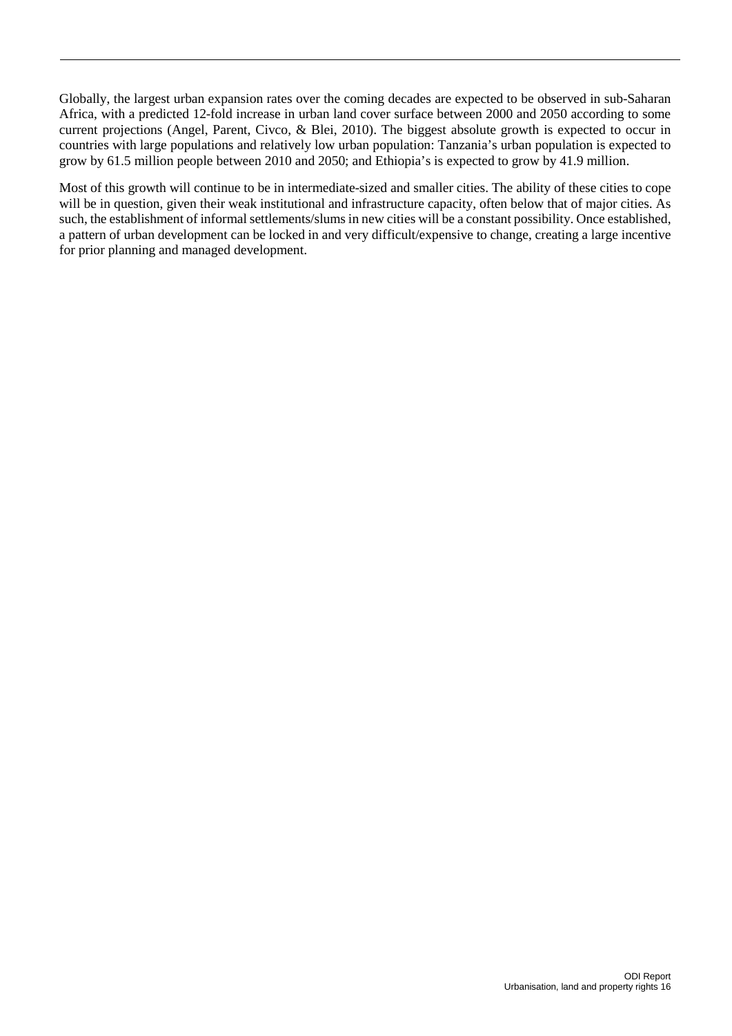Globally, the largest urban expansion rates over the coming decades are expected to be observed in sub-Saharan Africa, with a predicted 12-fold increase in urban land cover surface between 2000 and 2050 according to some current projections (Angel, Parent, Civco, & Blei, 2010). The biggest absolute growth is expected to occur in countries with large populations and relatively low urban population: Tanzania's urban population is expected to grow by 61.5 million people between 2010 and 2050; and Ethiopia's is expected to grow by 41.9 million.

Most of this growth will continue to be in intermediate-sized and smaller cities. The ability of these cities to cope will be in question, given their weak institutional and infrastructure capacity, often below that of major cities. As such, the establishment of informal settlements/slums in new cities will be a constant possibility. Once established, a pattern of urban development can be locked in and very difficult/expensive to change, creating a large incentive for prior planning and managed development.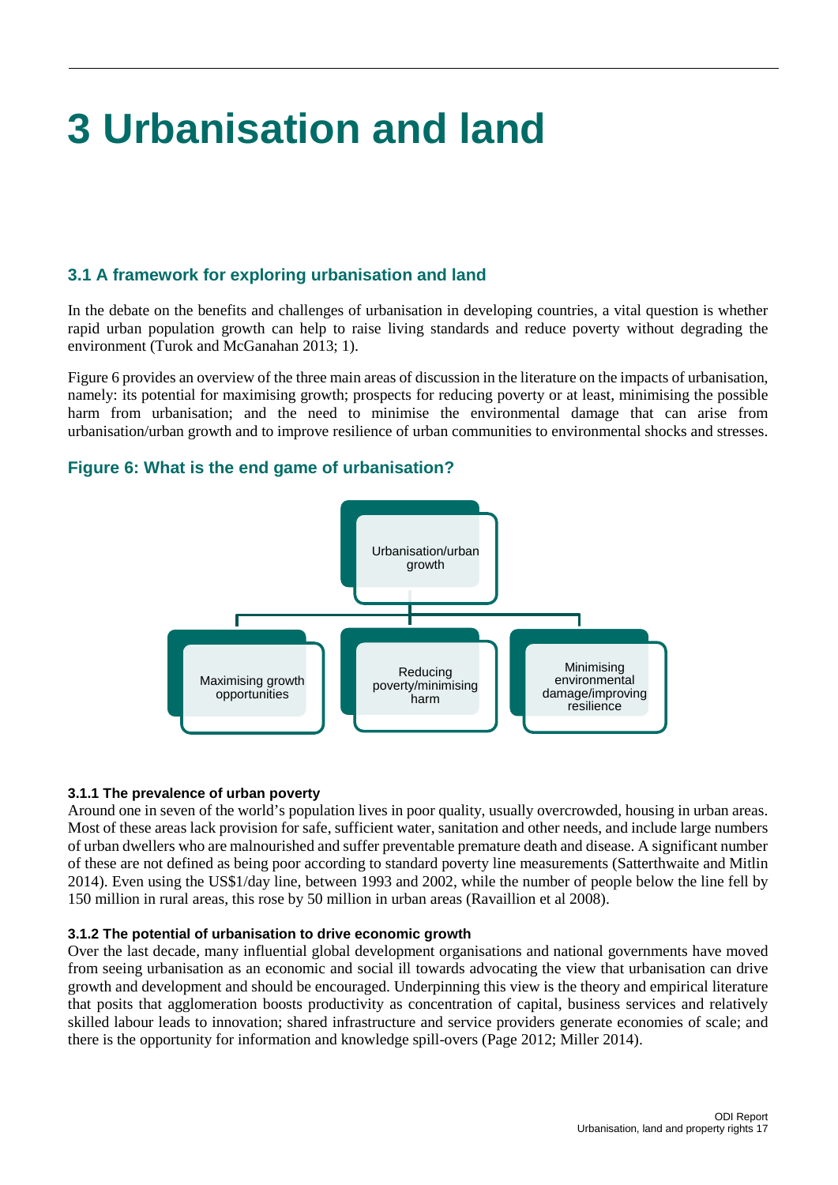# 3 Urbanisation and land

## 3.1 A framework for exploring urbanisation and land

In the debate on the benefits and challenges of urbanisation in developing countries, a vital question is whether rapid urban population growth can help to raise living standards and reduce poverty without degrading the environment (Turok and McGanahan 2013; 1).

Figure 6 provides an overview of the three main areas of discussion in the literature on the impacts of urbanisation, namely: its potential for maximising growth; prospects for reducing poverty or at least, minimising the possible harm from urbanisation; and the need to minimise the environmental damage that can arise from urbanisation/urban growth and to improve resilience of urban communities to environmental shocks and stresses.

### Figure 6: What is the end game of urbanisation?

Urbanisation/urban growth

- Maximising growth opportunities
- Reducing poverty/minimising harm
- Minimising environmental damage/improving resilience

#### 3.1.1 The prevalence of urban poverty

Around one in seven of the world's population lives in poor quality, usually overcrowded, housing in urban areas. Most of these areas lack provision for safe, sufficient water, sanitation and other needs, and include large numbers of urban dwellers who are malnourished and suffer preventable premature death and disease. A significant number of these are not defined as being poor according to standard poverty line measurements (Satterthwaite and Mitlin 2014). Even using the US$1/day line, between 1993 and 2002, while the number of people below the line fell by 150 million in rural areas, this rose by 50 million in urban areas (Ravaillion et al 2008).

#### 3.1.2 The potential of urbanisation to drive economic growth

Over the last decade, many influential global development organisations and national governments have moved from seeing urbanisation as an economic and social ill towards advocating the view that urbanisation can drive growth and development and should be encouraged. Underpinning this view is the theory and empirical literature that posits that agglomeration boosts productivity as concentration of capital, business services and relatively skilled labour leads to innovation; shared infrastructure and service providers generate economies of scale; and there is the opportunity for information and knowledge spill-overs (Page 2012; Miller 2014).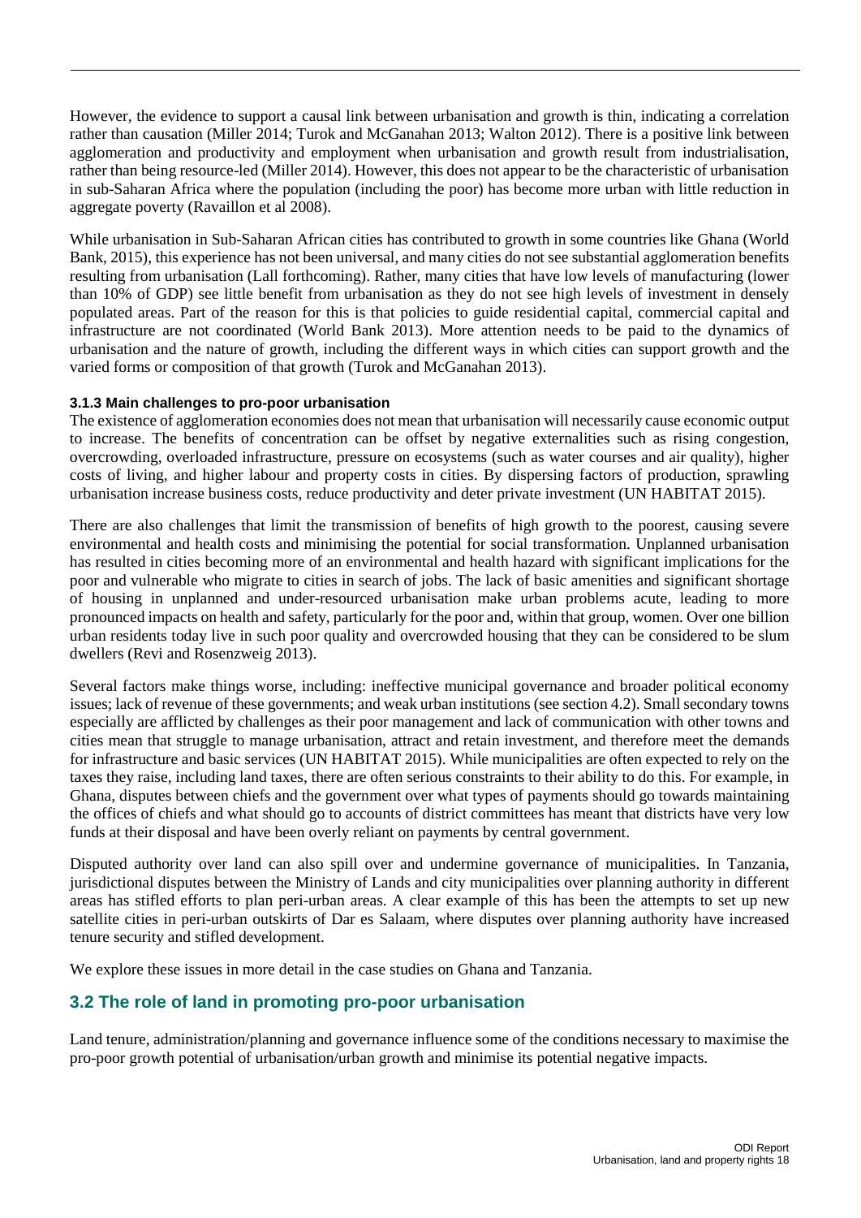However, the evidence to support a causal link between urbanisation and growth is thin, indicating a correlation rather than causation (Miller 2014; Turok and McGanahan 2013; Walton 2012). There is a positive link between agglomeration and productivity and employment when urbanisation and growth result from industrialisation, rather than being resource-led (Miller 2014). However, this does not appear to be the characteristic of urbanisation in sub-Saharan Africa where the population (including the poor) has become more urban with little reduction in aggregate poverty (Ravaillon et al 2008).

While urbanisation in Sub-Saharan African cities has contributed to growth in some countries like Ghana (World Bank, 2015), this experience has not been universal, and many cities do not see substantial agglomeration benefits resulting from urbanisation (Lall forthcoming). Rather, many cities that have low levels of manufacturing (lower than 10% of GDP) see little benefit from urbanisation as they do not see high levels of investment in densely populated areas. Part of the reason for this is that policies to guide residential capital, commercial capital and infrastructure are not coordinated (World Bank 2013). More attention needs to be paid to the dynamics of urbanisation and the nature of growth, including the different ways in which cities can support growth and the varied forms or composition of that growth (Turok and McGanahan 2013).

#### 3.1.3 Main challenges to pro-poor urbanisation

The existence of agglomeration economies does not mean that urbanisation will necessarily cause economic output to increase. The benefits of concentration can be offset by negative externalities such as rising congestion, overcrowding, overloaded infrastructure, pressure on ecosystems (such as water courses and air quality), higher costs of living, and higher labour and property costs in cities. By dispersing factors of production, sprawling urbanisation increase business costs, reduce productivity and deter private investment (UN HABITAT 2015).

There are also challenges that limit the transmission of benefits of high growth to the poorest, causing severe environmental and health costs and minimising the potential for social transformation. Unplanned urbanisation has resulted in cities becoming more of an environmental and health hazard with significant implications for the poor and vulnerable who migrate to cities in search of jobs. The lack of basic amenities and significant shortage of housing in unplanned and under-resourced urbanisation make urban problems acute, leading to more pronounced impacts on health and safety, particularly for the poor and, within that group, women. Over one billion urban residents today live in such poor quality and overcrowded housing that they can be considered to be slum dwellers (Revi and Rosenzweig 2013).

Several factors make things worse, including: ineffective municipal governance and broader political economy issues; lack of revenue of these governments; and weak urban institutions (see section 4.2). Small secondary towns especially are afflicted by challenges as their poor management and lack of communication with other towns and cities mean that struggle to manage urbanisation, attract and retain investment, and therefore meet the demands for infrastructure and basic services (UN HABITAT 2015). While municipalities are often expected to rely on the taxes they raise, including land taxes, there are often serious constraints to their ability to do this. For example, in Ghana, disputes between chiefs and the government over what types of payments should go towards maintaining the offices of chiefs and what should go to accounts of district committees has meant that districts have very low funds at their disposal and have been overly reliant on payments by central government.

Disputed authority over land can also spill over and undermine governance of municipalities. In Tanzania, jurisdictional disputes between the Ministry of Lands and city municipalities over planning authority in different areas has stifled efforts to plan peri-urban areas. A clear example of this has been the attempts to set up new satellite cities in peri-urban outskirts of Dar es Salaam, where disputes over planning authority have increased tenure security and stifled development.

We explore these issues in more detail in the case studies on Ghana and Tanzania.

## 3.2 The role of land in promoting pro-poor urbanisation

Land tenure, administration/planning and governance influence some of the conditions necessary to maximise the pro-poor growth potential of urbanisation/urban growth and minimise its potential negative impacts.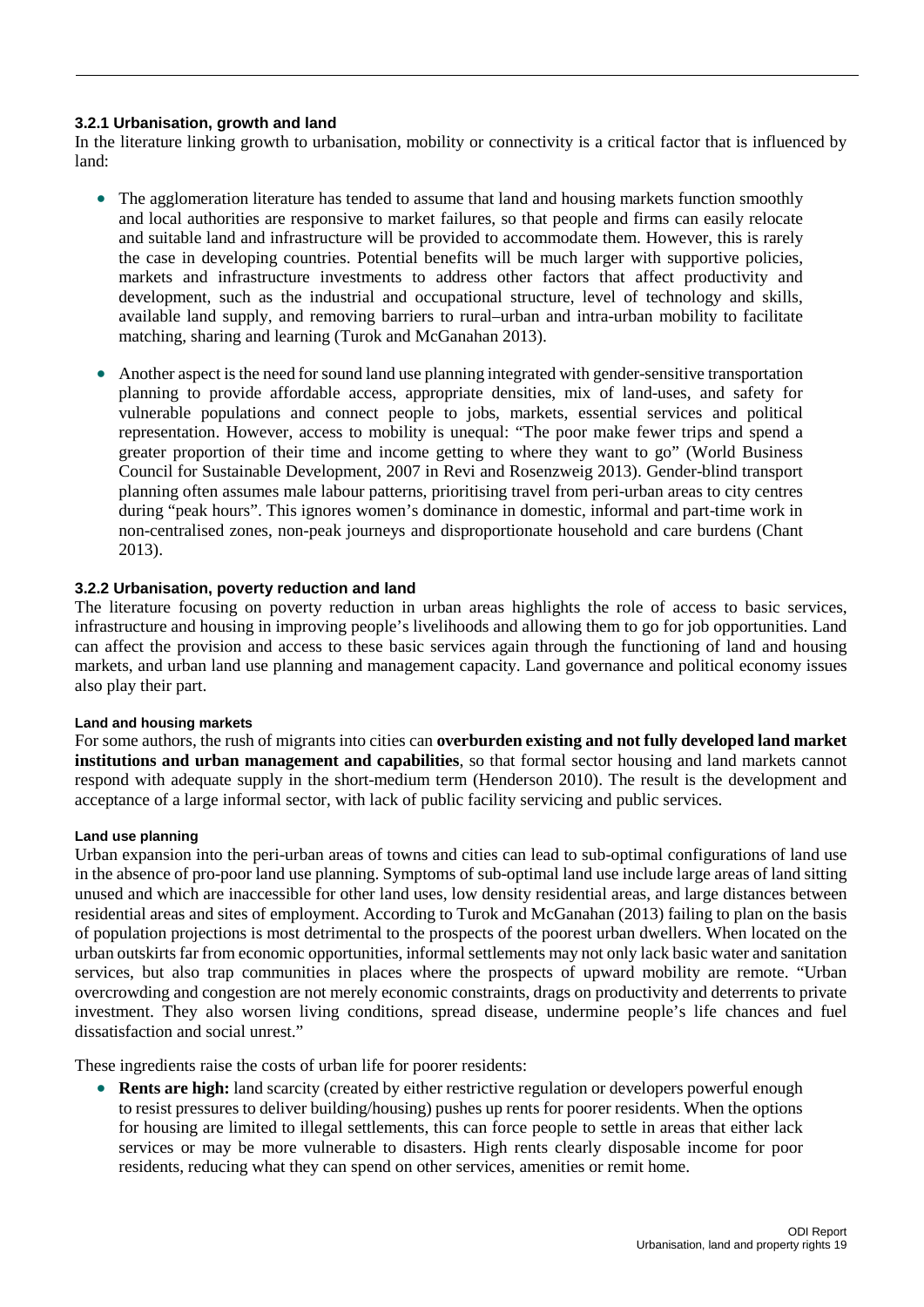### 3.2.1 Urbanisation, growth and land

In the literature linking growth to urbanisation, mobility or connectivity is a critical factor that is influenced by land:

- The agglomeration literature has tended to assume that land and housing markets function smoothly and local authorities are responsive to market failures, so that people and firms can easily relocate and suitable land and infrastructure will be provided to accommodate them. However, this is rarely the case in developing countries. Potential benefits will be much larger with supportive policies, markets and infrastructure investments to address other factors that affect productivity and development, such as the industrial and occupational structure, level of technology and skills, available land supply, and removing barriers to rural–urban and intra-urban mobility to facilitate matching, sharing and learning (Turok and McGanahan 2013).

- Another aspect is the need for sound land use planning integrated with gender-sensitive transportation planning to provide affordable access, appropriate densities, mix of land-uses, and safety for vulnerable populations and connect people to jobs, markets, essential services and political representation. However, access to mobility is unequal: "The poor make fewer trips and spend a greater proportion of their time and income getting to where they want to go" (World Business Council for Sustainable Development, 2007 in Revi and Rosenzweig 2013). Gender-blind transport planning often assumes male labour patterns, prioritising travel from peri-urban areas to city centres during "peak hours". This ignores women's dominance in domestic, informal and part-time work in non-centralised zones, non-peak journeys and disproportionate household and care burdens (Chant 2013).

### 3.2.2 Urbanisation, poverty reduction and land

The literature focusing on poverty reduction in urban areas highlights the role of access to basic services, infrastructure and housing in improving people's livelihoods and allowing them to go for job opportunities. Land can affect the provision and access to these basic services again through the functioning of land and housing markets, and urban land use planning and management capacity. Land governance and political economy issues also play their part.

#### Land and housing markets

For some authors, the rush of migrants into cities can **overburden existing and not fully developed land market institutions and urban management and capabilities**, so that formal sector housing and land markets cannot respond with adequate supply in the short-medium term (Henderson 2010). The result is the development and acceptance of a large informal sector, with lack of public facility servicing and public services.

#### Land use planning

Urban expansion into the peri-urban areas of towns and cities can lead to sub-optimal configurations of land use in the absence of pro-poor land use planning. Symptoms of sub-optimal land use include large areas of land sitting unused and which are inaccessible for other land uses, low density residential areas, and large distances between residential areas and sites of employment. According to Turok and McGanahan (2013) failing to plan on the basis of population projections is most detrimental to the prospects of the poorest urban dwellers. When located on the urban outskirts far from economic opportunities, informal settlements may not only lack basic water and sanitation services, but also trap communities in places where the prospects of upward mobility are remote. "Urban overcrowding and congestion are not merely economic constraints, drags on productivity and deterrents to private investment. They also worsen living conditions, spread disease, undermine people's life chances and fuel dissatisfaction and social unrest."

These ingredients raise the costs of urban life for poorer residents:

- **Rents are high:** land scarcity (created by either restrictive regulation or developers powerful enough to resist pressures to deliver building/housing) pushes up rents for poorer residents. When the options for housing are limited to illegal settlements, this can force people to settle in areas that either lack services or may be more vulnerable to disasters. High rents clearly disposable income for poor residents, reducing what they can spend on other services, amenities or remit home.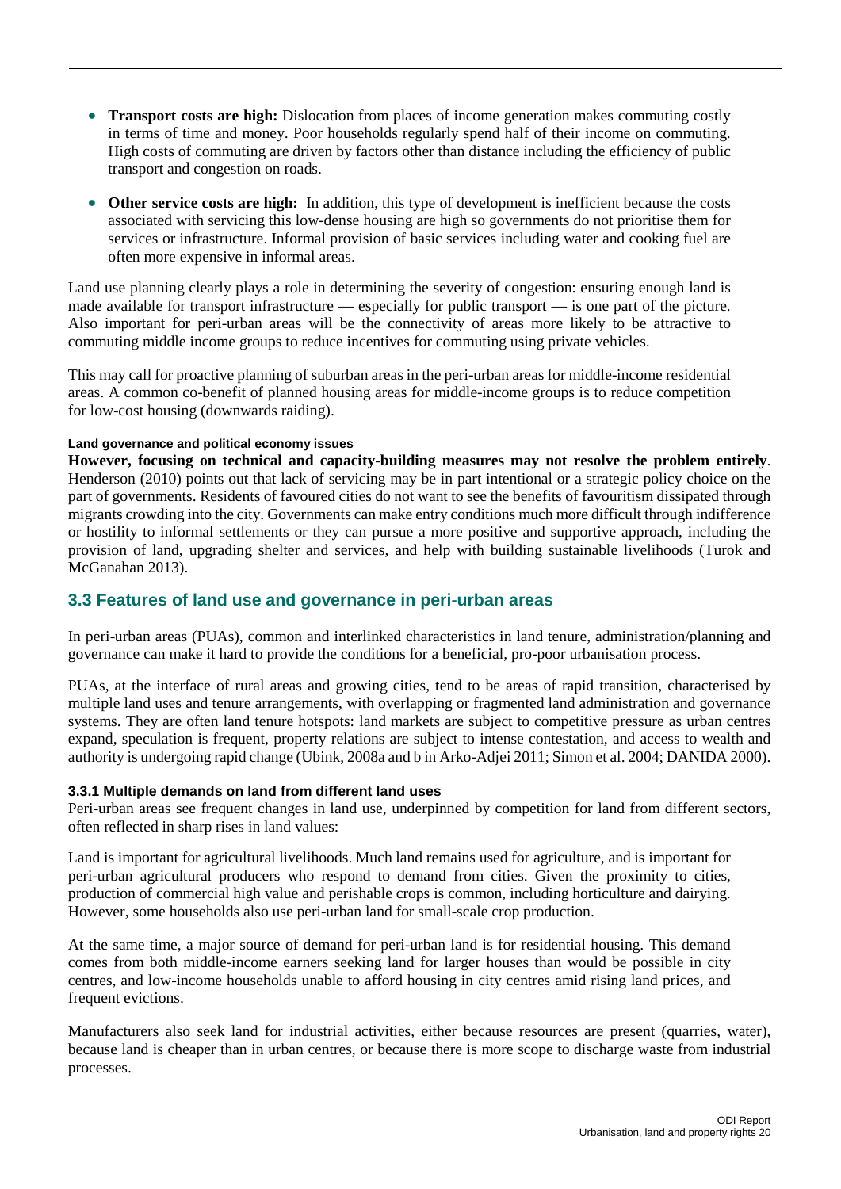- **Transport costs are high:** Dislocation from places of income generation makes commuting costly in terms of time and money. Poor households regularly spend half of their income on commuting. High costs of commuting are driven by factors other than distance including the efficiency of public transport and congestion on roads.
- **Other service costs are high:** In addition, this type of development is inefficient because the costs associated with servicing this low-dense housing are high so governments do not prioritise them for services or infrastructure. Informal provision of basic services including water and cooking fuel are often more expensive in informal areas.

Land use planning clearly plays a role in determining the severity of congestion: ensuring enough land is made available for transport infrastructure — especially for public transport — is one part of the picture. Also important for peri-urban areas will be the connectivity of areas more likely to be attractive to commuting middle income groups to reduce incentives for commuting using private vehicles.

This may call for proactive planning of suburban areas in the peri-urban areas for middle-income residential areas. A common co-benefit of planned housing areas for middle-income groups is to reduce competition for low-cost housing (downwards raiding).

#### Land governance and political economy issues

**However, focusing on technical and capacity-building measures may not resolve the problem entirely**. Henderson (2010) points out that lack of servicing may be in part intentional or a strategic policy choice on the part of governments. Residents of favoured cities do not want to see the benefits of favouritism dissipated through migrants crowding into the city. Governments can make entry conditions much more difficult through indifference or hostility to informal settlements or they can pursue a more positive and supportive approach, including the provision of land, upgrading shelter and services, and help with building sustainable livelihoods (Turok and McGanahan 2013).

## 3.3 Features of land use and governance in peri-urban areas

In peri-urban areas (PUAs), common and interlinked characteristics in land tenure, administration/planning and governance can make it hard to provide the conditions for a beneficial, pro-poor urbanisation process.

PUAs, at the interface of rural areas and growing cities, tend to be areas of rapid transition, characterised by multiple land uses and tenure arrangements, with overlapping or fragmented land administration and governance systems. They are often land tenure hotspots: land markets are subject to competitive pressure as urban centres expand, speculation is frequent, property relations are subject to intense contestation, and access to wealth and authority is undergoing rapid change (Ubink, 2008a and b in Arko-Adjei 2011; Simon et al. 2004; DANIDA 2000).

### 3.3.1 Multiple demands on land from different land uses

Peri-urban areas see frequent changes in land use, underpinned by competition for land from different sectors, often reflected in sharp rises in land values:

Land is important for agricultural livelihoods. Much land remains used for agriculture, and is important for peri-urban agricultural producers who respond to demand from cities. Given the proximity to cities, production of commercial high value and perishable crops is common, including horticulture and dairying. However, some households also use peri-urban land for small-scale crop production.

At the same time, a major source of demand for peri-urban land is for residential housing. This demand comes from both middle-income earners seeking land for larger houses than would be possible in city centres, and low-income households unable to afford housing in city centres amid rising land prices, and frequent evictions.

Manufacturers also seek land for industrial activities, either because resources are present (quarries, water), because land is cheaper than in urban centres, or because there is more scope to discharge waste from industrial processes.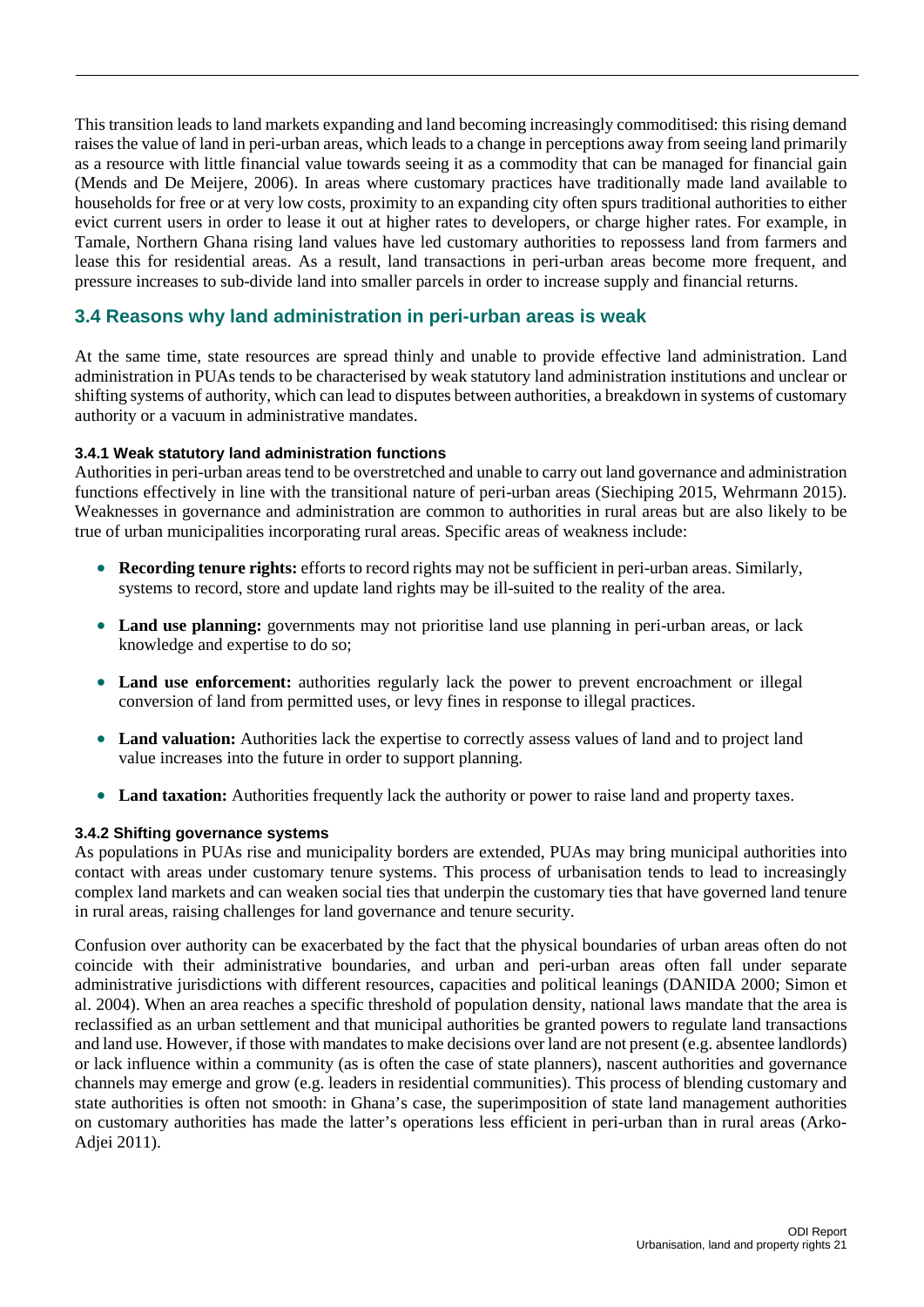This transition leads to land markets expanding and land becoming increasingly commoditised: this rising demand raises the value of land in peri-urban areas, which leads to a change in perceptions away from seeing land primarily as a resource with little financial value towards seeing it as a commodity that can be managed for financial gain (Mends and De Meijere, 2006). In areas where customary practices have traditionally made land available to households for free or at very low costs, proximity to an expanding city often spurs traditional authorities to either evict current users in order to lease it out at higher rates to developers, or charge higher rates. For example, in Tamale, Northern Ghana rising land values have led customary authorities to repossess land from farmers and lease this for residential areas. As a result, land transactions in peri-urban areas become more frequent, and pressure increases to sub-divide land into smaller parcels in order to increase supply and financial returns.

## 3.4 Reasons why land administration in peri-urban areas is weak

At the same time, state resources are spread thinly and unable to provide effective land administration. Land administration in PUAs tends to be characterised by weak statutory land administration institutions and unclear or shifting systems of authority, which can lead to disputes between authorities, a breakdown in systems of customary authority or a vacuum in administrative mandates.

### 3.4.1 Weak statutory land administration functions

Authorities in peri-urban areas tend to be overstretched and unable to carry out land governance and administration functions effectively in line with the transitional nature of peri-urban areas (Siechiping 2015, Wehrmann 2015). Weaknesses in governance and administration are common to authorities in rural areas but are also likely to be true of urban municipalities incorporating rural areas. Specific areas of weakness include:

- **Recording tenure rights:** efforts to record rights may not be sufficient in peri-urban areas. Similarly, systems to record, store and update land rights may be ill-suited to the reality of the area.
- **Land use planning:** governments may not prioritise land use planning in peri-urban areas, or lack knowledge and expertise to do so;
- **Land use enforcement:** authorities regularly lack the power to prevent encroachment or illegal conversion of land from permitted uses, or levy fines in response to illegal practices.
- **Land valuation:** Authorities lack the expertise to correctly assess values of land and to project land value increases into the future in order to support planning.
- **Land taxation:** Authorities frequently lack the authority or power to raise land and property taxes.

### 3.4.2 Shifting governance systems

As populations in PUAs rise and municipality borders are extended, PUAs may bring municipal authorities into contact with areas under customary tenure systems. This process of urbanisation tends to lead to increasingly complex land markets and can weaken social ties that underpin the customary ties that have governed land tenure in rural areas, raising challenges for land governance and tenure security.

Confusion over authority can be exacerbated by the fact that the physical boundaries of urban areas often do not coincide with their administrative boundaries, and urban and peri-urban areas often fall under separate administrative jurisdictions with different resources, capacities and political leanings (DANIDA 2000; Simon et al. 2004). When an area reaches a specific threshold of population density, national laws mandate that the area is reclassified as an urban settlement and that municipal authorities be granted powers to regulate land transactions and land use. However, if those with mandates to make decisions over land are not present (e.g. absentee landlords) or lack influence within a community (as is often the case of state planners), nascent authorities and governance channels may emerge and grow (e.g. leaders in residential communities). This process of blending customary and state authorities is often not smooth: in Ghana's case, the superimposition of state land management authorities on customary authorities has made the latter's operations less efficient in peri-urban than in rural areas (Arko-Adjei 2011).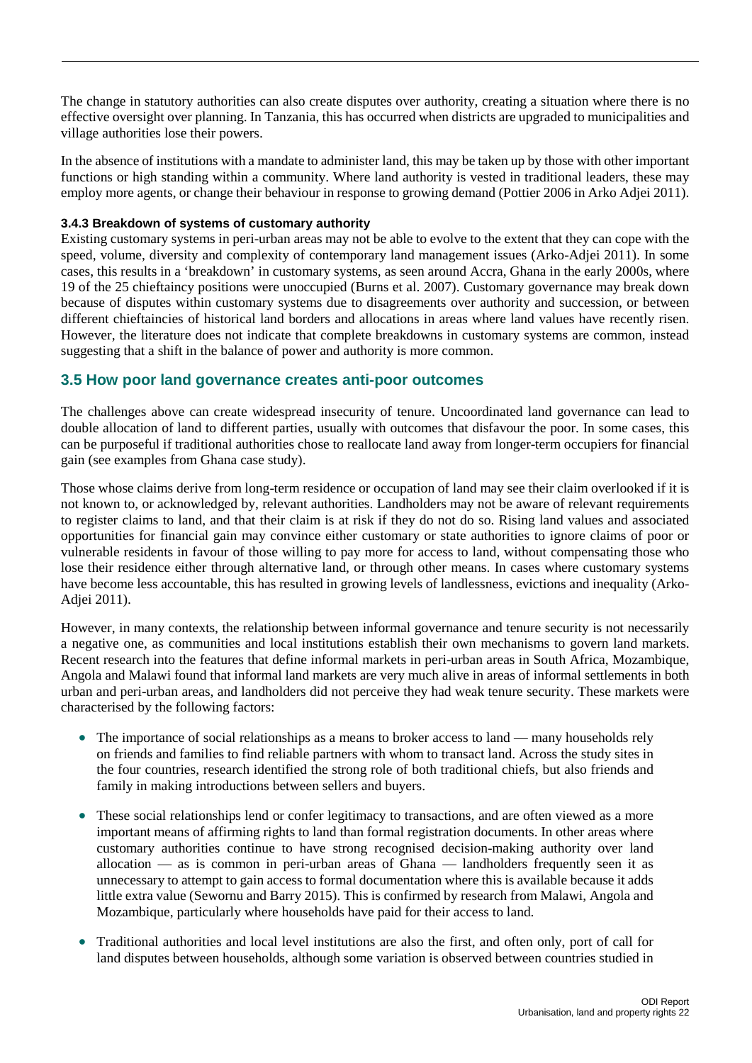The change in statutory authorities can also create disputes over authority, creating a situation where there is no effective oversight over planning. In Tanzania, this has occurred when districts are upgraded to municipalities and village authorities lose their powers.

In the absence of institutions with a mandate to administer land, this may be taken up by those with other important functions or high standing within a community. Where land authority is vested in traditional leaders, these may employ more agents, or change their behaviour in response to growing demand (Pottier 2006 in Arko Adjei 2011).

#### 3.4.3 Breakdown of systems of customary authority

Existing customary systems in peri-urban areas may not be able to evolve to the extent that they can cope with the speed, volume, diversity and complexity of contemporary land management issues (Arko-Adjei 2011). In some cases, this results in a 'breakdown' in customary systems, as seen around Accra, Ghana in the early 2000s, where 19 of the 25 chieftaincy positions were unoccupied (Burns et al. 2007). Customary governance may break down because of disputes within customary systems due to disagreements over authority and succession, or between different chieftaincies of historical land borders and allocations in areas where land values have recently risen. However, the literature does not indicate that complete breakdowns in customary systems are common, instead suggesting that a shift in the balance of power and authority is more common.

## 3.5 How poor land governance creates anti-poor outcomes

The challenges above can create widespread insecurity of tenure. Uncoordinated land governance can lead to double allocation of land to different parties, usually with outcomes that disfavour the poor. In some cases, this can be purposeful if traditional authorities chose to reallocate land away from longer-term occupiers for financial gain (see examples from Ghana case study).

Those whose claims derive from long-term residence or occupation of land may see their claim overlooked if it is not known to, or acknowledged by, relevant authorities. Landholders may not be aware of relevant requirements to register claims to land, and that their claim is at risk if they do not do so. Rising land values and associated opportunities for financial gain may convince either customary or state authorities to ignore claims of poor or vulnerable residents in favour of those willing to pay more for access to land, without compensating those who lose their residence either through alternative land, or through other means. In cases where customary systems have become less accountable, this has resulted in growing levels of landlessness, evictions and inequality (Arko-Adjei 2011).

However, in many contexts, the relationship between informal governance and tenure security is not necessarily a negative one, as communities and local institutions establish their own mechanisms to govern land markets. Recent research into the features that define informal markets in peri-urban areas in South Africa, Mozambique, Angola and Malawi found that informal land markets are very much alive in areas of informal settlements in both urban and peri-urban areas, and landholders did not perceive they had weak tenure security. These markets were characterised by the following factors:

- The importance of social relationships as a means to broker access to land — many households rely on friends and families to find reliable partners with whom to transact land. Across the study sites in the four countries, research identified the strong role of both traditional chiefs, but also friends and family in making introductions between sellers and buyers.
- These social relationships lend or confer legitimacy to transactions, and are often viewed as a more important means of affirming rights to land than formal registration documents. In other areas where customary authorities continue to have strong recognised decision-making authority over land allocation — as is common in peri-urban areas of Ghana — landholders frequently seen it as unnecessary to attempt to gain access to formal documentation where this is available because it adds little extra value (Sewornu and Barry 2015). This is confirmed by research from Malawi, Angola and Mozambique, particularly where households have paid for their access to land.
- Traditional authorities and local level institutions are also the first, and often only, port of call for land disputes between households, although some variation is observed between countries studied in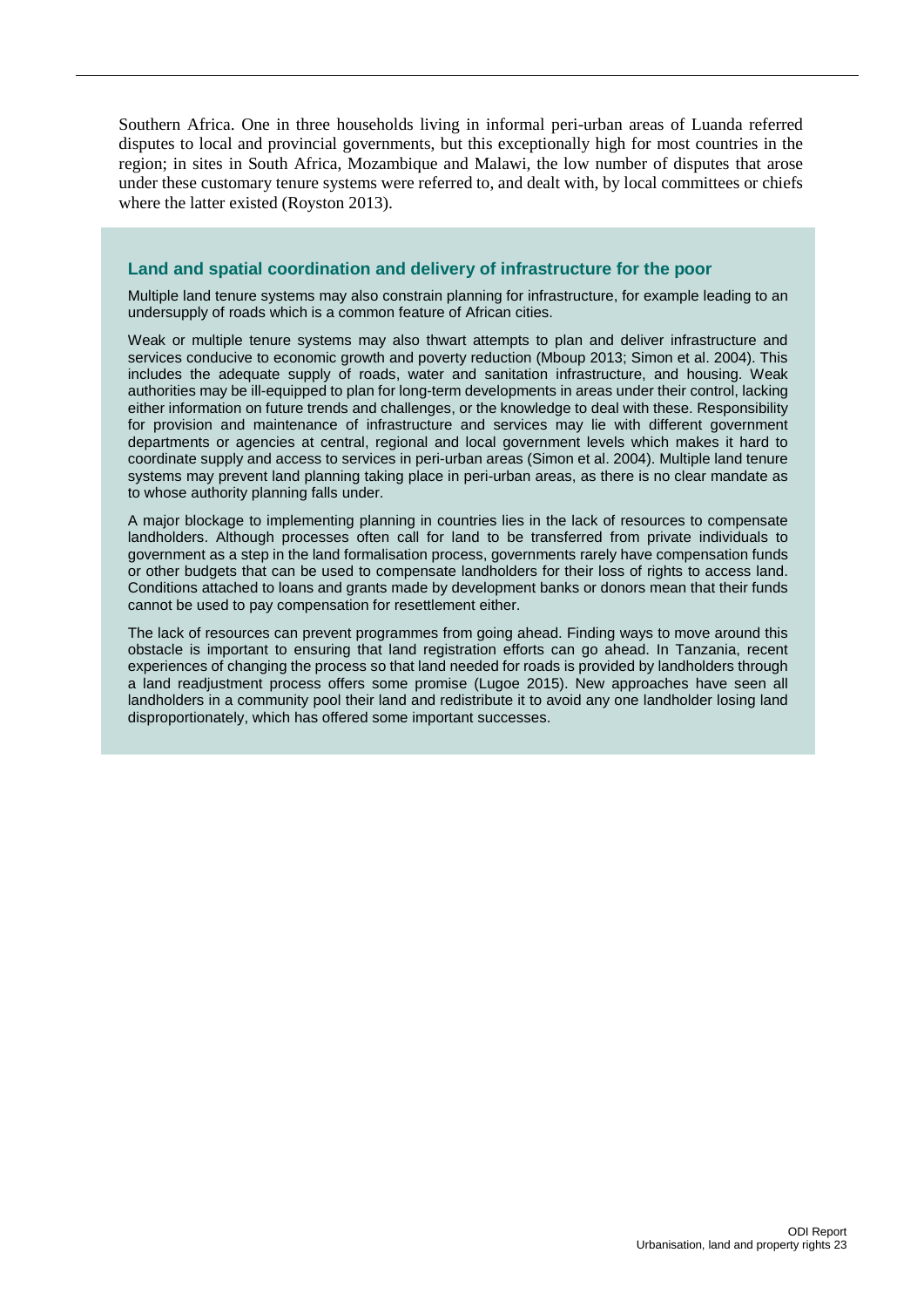Southern Africa. One in three households living in informal peri-urban areas of Luanda referred disputes to local and provincial governments, but this exceptionally high for most countries in the region; in sites in South Africa, Mozambique and Malawi, the low number of disputes that arose under these customary tenure systems were referred to, and dealt with, by local committees or chiefs where the latter existed (Royston 2013).

### Land and spatial coordination and delivery of infrastructure for the poor

Multiple land tenure systems may also constrain planning for infrastructure, for example leading to an undersupply of roads which is a common feature of African cities.

Weak or multiple tenure systems may also thwart attempts to plan and deliver infrastructure and services conducive to economic growth and poverty reduction (Mboup 2013; Simon et al. 2004). This includes the adequate supply of roads, water and sanitation infrastructure, and housing. Weak authorities may be ill-equipped to plan for long-term developments in areas under their control, lacking either information on future trends and challenges, or the knowledge to deal with these. Responsibility for provision and maintenance of infrastructure and services may lie with different government departments or agencies at central, regional and local government levels which makes it hard to coordinate supply and access to services in peri-urban areas (Simon et al. 2004). Multiple land tenure systems may prevent land planning taking place in peri-urban areas, as there is no clear mandate as to whose authority planning falls under.

A major blockage to implementing planning in countries lies in the lack of resources to compensate landholders. Although processes often call for land to be transferred from private individuals to government as a step in the land formalisation process, governments rarely have compensation funds or other budgets that can be used to compensate landholders for their loss of rights to access land. Conditions attached to loans and grants made by development banks or donors mean that their funds cannot be used to pay compensation for resettlement either.

The lack of resources can prevent programmes from going ahead. Finding ways to move around this obstacle is important to ensuring that land registration efforts can go ahead. In Tanzania, recent experiences of changing the process so that land needed for roads is provided by landholders through a land readjustment process offers some promise (Lugoe 2015). New approaches have seen all landholders in a community pool their land and redistribute it to avoid any one landholder losing land disproportionately, which has offered some important successes.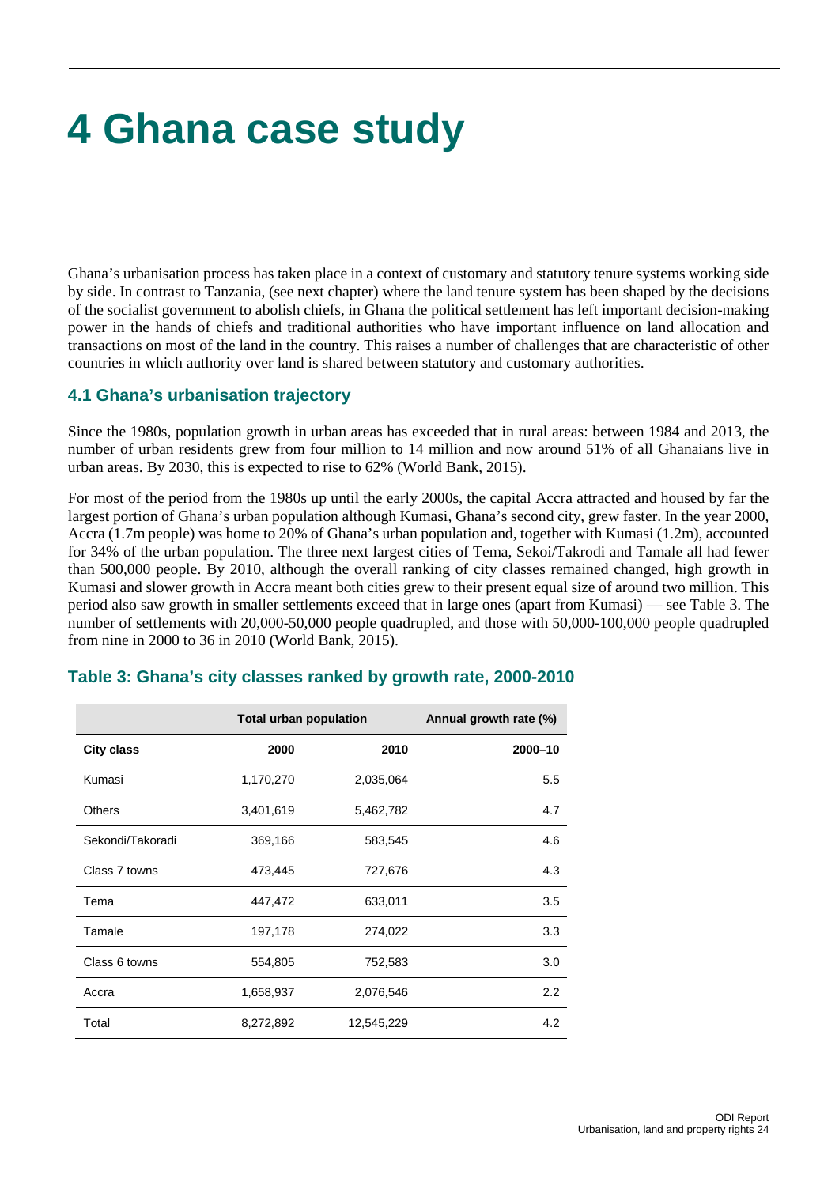# 4 Ghana case study

Ghana's urbanisation process has taken place in a context of customary and statutory tenure systems working side by side. In contrast to Tanzania, (see next chapter) where the land tenure system has been shaped by the decisions of the socialist government to abolish chiefs, in Ghana the political settlement has left important decision-making power in the hands of chiefs and traditional authorities who have important influence on land allocation and transactions on most of the land in the country. This raises a number of challenges that are characteristic of other countries in which authority over land is shared between statutory and customary authorities.

## 4.1 Ghana's urbanisation trajectory

Since the 1980s, population growth in urban areas has exceeded that in rural areas: between 1984 and 2013, the number of urban residents grew from four million to 14 million and now around 51% of all Ghanaians live in urban areas. By 2030, this is expected to rise to 62% (World Bank, 2015).

For most of the period from the 1980s up until the early 2000s, the capital Accra attracted and housed by far the largest portion of Ghana's urban population although Kumasi, Ghana's second city, grew faster. In the year 2000, Accra (1.7m people) was home to 20% of Ghana's urban population and, together with Kumasi (1.2m), accounted for 34% of the urban population. The three next largest cities of Tema, Sekoi/Takrodi and Tamale all had fewer than 500,000 people. By 2010, although the overall ranking of city classes remained changed, high growth in Kumasi and slower growth in Accra meant both cities grew to their present equal size of around two million. This period also saw growth in smaller settlements exceed that in large ones (apart from Kumasi) — see Table 3. The number of settlements with 20,000-50,000 people quadrupled, and those with 50,000-100,000 people quadrupled from nine in 2000 to 36 in 2010 (World Bank, 2015).

### Table 3: Ghana's city classes ranked by growth rate, 2000-2010

| | Total urban population | | Annual growth rate (%) |
|---|---|---|---|
| **City class** | **2000** | **2010** | **2000–10** |
| Kumasi | 1,170,270 | 2,035,064 | 5.5 |
| Others | 3,401,619 | 5,462,782 | 4.7 |
| Sekondi/Takoradi | 369,166 | 583,545 | 4.6 |
| Class 7 towns | 473,445 | 727,676 | 4.3 |
| Tema | 447,472 | 633,011 | 3.5 |
| Tamale | 197,178 | 274,022 | 3.3 |
| Class 6 towns | 554,805 | 752,583 | 3.0 |
| Accra | 1,658,937 | 2,076,546 | 2.2 |
| Total | 8,272,892 | 12,545,229 | 4.2 |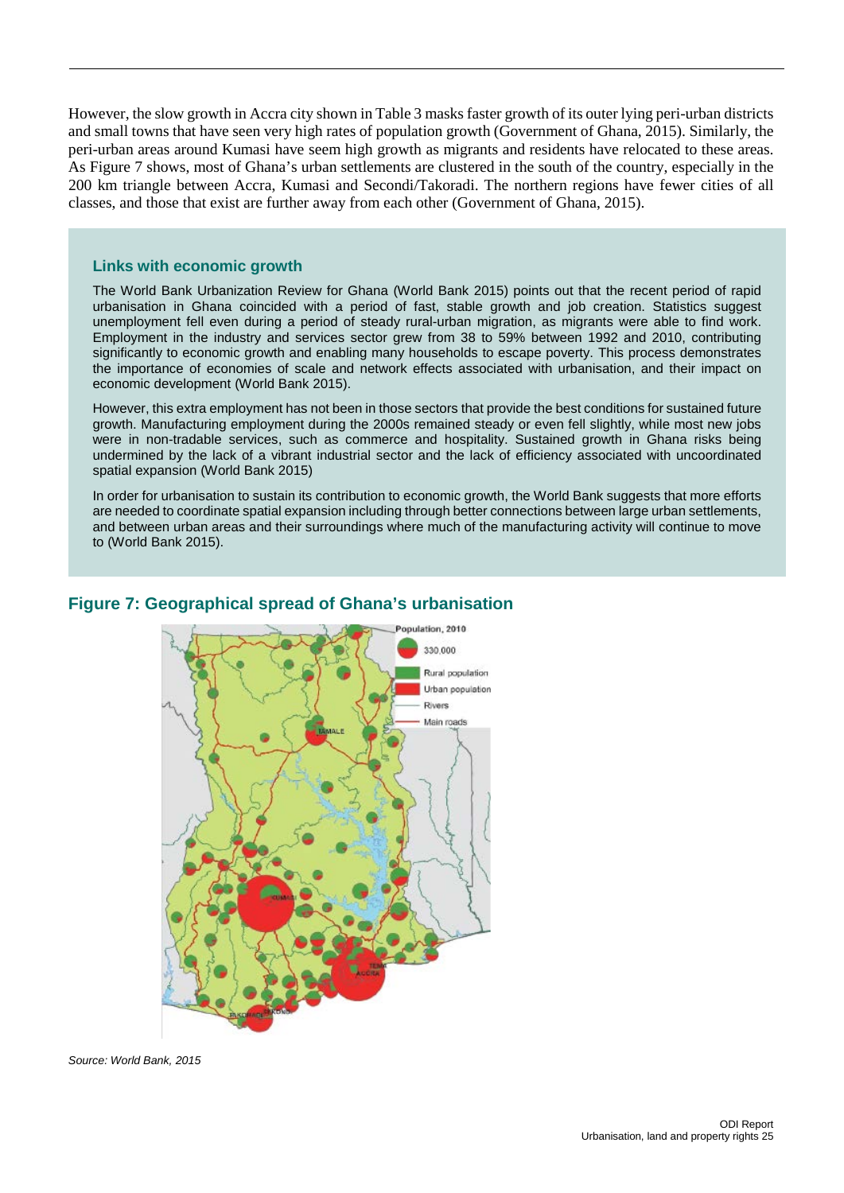However, the slow growth in Accra city shown in Table 3 masks faster growth of its outer lying peri-urban districts and small towns that have seen very high rates of population growth (Government of Ghana, 2015). Similarly, the peri-urban areas around Kumasi have seem high growth as migrants and residents have relocated to these areas. As Figure 7 shows, most of Ghana's urban settlements are clustered in the south of the country, especially in the 200 km triangle between Accra, Kumasi and Secondi/Takoradi. The northern regions have fewer cities of all classes, and those that exist are further away from each other (Government of Ghana, 2015).

### Links with economic growth

The World Bank Urbanization Review for Ghana (World Bank 2015) points out that the recent period of rapid urbanisation in Ghana coincided with a period of fast, stable growth and job creation. Statistics suggest unemployment fell even during a period of steady rural-urban migration, as migrants were able to find work. Employment in the industry and services sector grew from 38 to 59% between 1992 and 2010, contributing significantly to economic growth and enabling many households to escape poverty. This process demonstrates the importance of economies of scale and network effects associated with urbanisation, and their impact on economic development (World Bank 2015).

However, this extra employment has not been in those sectors that provide the best conditions for sustained future growth. Manufacturing employment during the 2000s remained steady or even fell slightly, while most new jobs were in non-tradable services, such as commerce and hospitality. Sustained growth in Ghana risks being undermined by the lack of a vibrant industrial sector and the lack of efficiency associated with uncoordinated spatial expansion (World Bank 2015)

In order for urbanisation to sustain its contribution to economic growth, the World Bank suggests that more efforts are needed to coordinate spatial expansion including through better connections between large urban settlements, and between urban areas and their surroundings where much of the manufacturing activity will continue to move to (World Bank 2015).

## Figure 7: Geographical spread of Ghana's urbanisation

*Source: World Bank, 2015*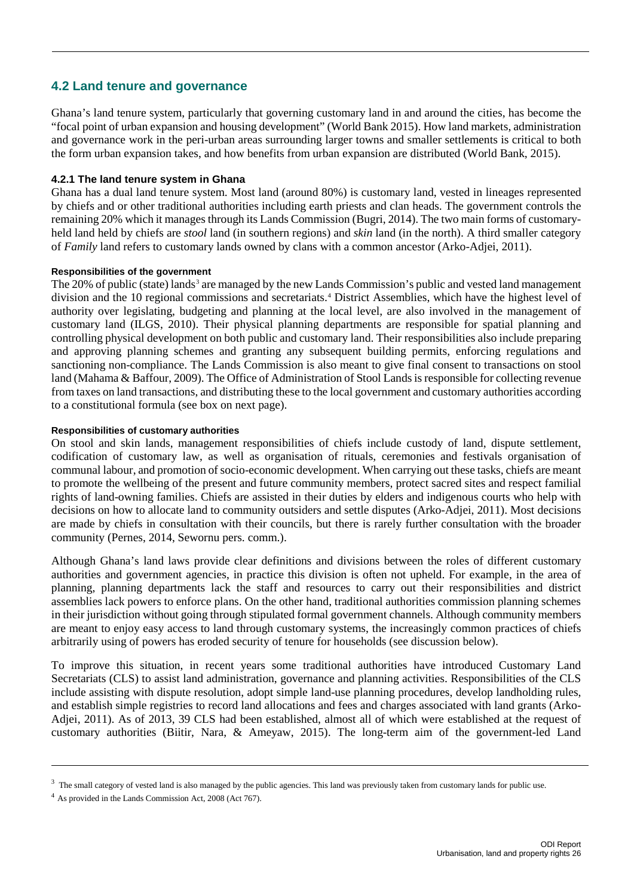## 4.2 Land tenure and governance

Ghana's land tenure system, particularly that governing customary land in and around the cities, has become the "focal point of urban expansion and housing development" (World Bank 2015). How land markets, administration and governance work in the peri-urban areas surrounding larger towns and smaller settlements is critical to both the form urban expansion takes, and how benefits from urban expansion are distributed (World Bank, 2015).

### 4.2.1 The land tenure system in Ghana

Ghana has a dual land tenure system. Most land (around 80%) is customary land, vested in lineages represented by chiefs and or other traditional authorities including earth priests and clan heads. The government controls the remaining 20% which it manages through its Lands Commission (Bugri, 2014). The two main forms of customary-held land held by chiefs are *stool* land (in southern regions) and *skin* land (in the north). A third smaller category of *Family* land refers to customary lands owned by clans with a common ancestor (Arko-Adjei, 2011).

#### Responsibilities of the government

The 20% of public (state) lands[3] are managed by the new Lands Commission's public and vested land management division and the 10 regional commissions and secretariats.[4] District Assemblies, which have the highest level of authority over legislating, budgeting and planning at the local level, are also involved in the management of customary land (ILGS, 2010). Their physical planning departments are responsible for spatial planning and controlling physical development on both public and customary land. Their responsibilities also include preparing and approving planning schemes and granting any subsequent building permits, enforcing regulations and sanctioning non-compliance. The Lands Commission is also meant to give final consent to transactions on stool land (Mahama & Baffour, 2009). The Office of Administration of Stool Lands is responsible for collecting revenue from taxes on land transactions, and distributing these to the local government and customary authorities according to a constitutional formula (see box on next page).

#### Responsibilities of customary authorities

On stool and skin lands, management responsibilities of chiefs include custody of land, dispute settlement, codification of customary law, as well as organisation of rituals, ceremonies and festivals organisation of communal labour, and promotion of socio-economic development. When carrying out these tasks, chiefs are meant to promote the wellbeing of the present and future community members, protect sacred sites and respect familial rights of land-owning families. Chiefs are assisted in their duties by elders and indigenous courts who help with decisions on how to allocate land to community outsiders and settle disputes (Arko-Adjei, 2011). Most decisions are made by chiefs in consultation with their councils, but there is rarely further consultation with the broader community (Pernes, 2014, Sewornu pers. comm.).

Although Ghana's land laws provide clear definitions and divisions between the roles of different customary authorities and government agencies, in practice this division is often not upheld. For example, in the area of planning, planning departments lack the staff and resources to carry out their responsibilities and district assemblies lack powers to enforce plans. On the other hand, traditional authorities commission planning schemes in their jurisdiction without going through stipulated formal government channels. Although community members are meant to enjoy easy access to land through customary systems, the increasingly common practices of chiefs arbitrarily using of powers has eroded security of tenure for households (see discussion below).

To improve this situation, in recent years some traditional authorities have introduced Customary Land Secretariats (CLS) to assist land administration, governance and planning activities. Responsibilities of the CLS include assisting with dispute resolution, adopt simple land-use planning procedures, develop landholding rules, and establish simple registries to record land allocations and fees and charges associated with land grants (Arko-Adjei, 2011). As of 2013, 39 CLS had been established, almost all of which were established at the request of customary authorities (Biitir, Nara, & Ameyaw, 2015). The long-term aim of the government-led Land

[3] The small category of vested land is also managed by the public agencies. This land was previously taken from customary lands for public use.

[4] As provided in the Lands Commission Act, 2008 (Act 767).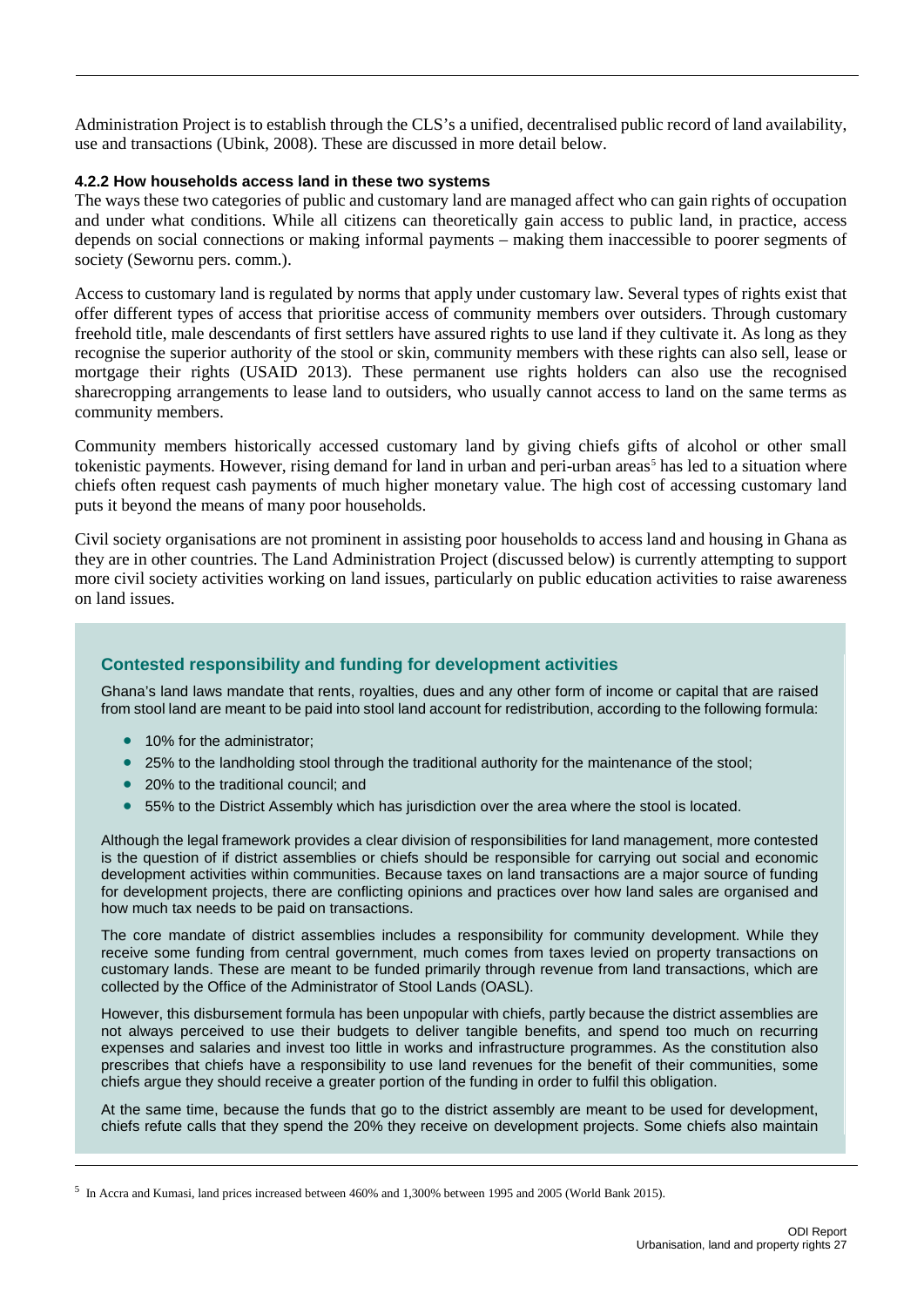Administration Project is to establish through the CLS's a unified, decentralised public record of land availability, use and transactions (Ubink, 2008). These are discussed in more detail below.

#### 4.2.2 How households access land in these two systems

The ways these two categories of public and customary land are managed affect who can gain rights of occupation and under what conditions. While all citizens can theoretically gain access to public land, in practice, access depends on social connections or making informal payments – making them inaccessible to poorer segments of society (Sewornu pers. comm.).

Access to customary land is regulated by norms that apply under customary law. Several types of rights exist that offer different types of access that prioritise access of community members over outsiders. Through customary freehold title, male descendants of first settlers have assured rights to use land if they cultivate it. As long as they recognise the superior authority of the stool or skin, community members with these rights can also sell, lease or mortgage their rights (USAID 2013). These permanent use rights holders can also use the recognised sharecropping arrangements to lease land to outsiders, who usually cannot access to land on the same terms as community members.

Community members historically accessed customary land by giving chiefs gifts of alcohol or other small tokenistic payments. However, rising demand for land in urban and peri-urban areas[5] has led to a situation where chiefs often request cash payments of much higher monetary value. The high cost of accessing customary land puts it beyond the means of many poor households.

Civil society organisations are not prominent in assisting poor households to access land and housing in Ghana as they are in other countries. The Land Administration Project (discussed below) is currently attempting to support more civil society activities working on land issues, particularly on public education activities to raise awareness on land issues.

### Contested responsibility and funding for development activities

Ghana's land laws mandate that rents, royalties, dues and any other form of income or capital that are raised from stool land are meant to be paid into stool land account for redistribution, according to the following formula:

- 10% for the administrator;
- 25% to the landholding stool through the traditional authority for the maintenance of the stool;
- 20% to the traditional council; and
- 55% to the District Assembly which has jurisdiction over the area where the stool is located.

Although the legal framework provides a clear division of responsibilities for land management, more contested is the question of if district assemblies or chiefs should be responsible for carrying out social and economic development activities within communities. Because taxes on land transactions are a major source of funding for development projects, there are conflicting opinions and practices over how land sales are organised and how much tax needs to be paid on transactions.

The core mandate of district assemblies includes a responsibility for community development. While they receive some funding from central government, much comes from taxes levied on property transactions on customary lands. These are meant to be funded primarily through revenue from land transactions, which are collected by the Office of the Administrator of Stool Lands (OASL).

However, this disbursement formula has been unpopular with chiefs, partly because the district assemblies are not always perceived to use their budgets to deliver tangible benefits, and spend too much on recurring expenses and salaries and invest too little in works and infrastructure programmes. As the constitution also prescribes that chiefs have a responsibility to use land revenues for the benefit of their communities, some chiefs argue they should receive a greater portion of the funding in order to fulfil this obligation.

At the same time, because the funds that go to the district assembly are meant to be used for development, chiefs refute calls that they spend the 20% they receive on development projects. Some chiefs also maintain

[5] In Accra and Kumasi, land prices increased between 460% and 1,300% between 1995 and 2005 (World Bank 2015).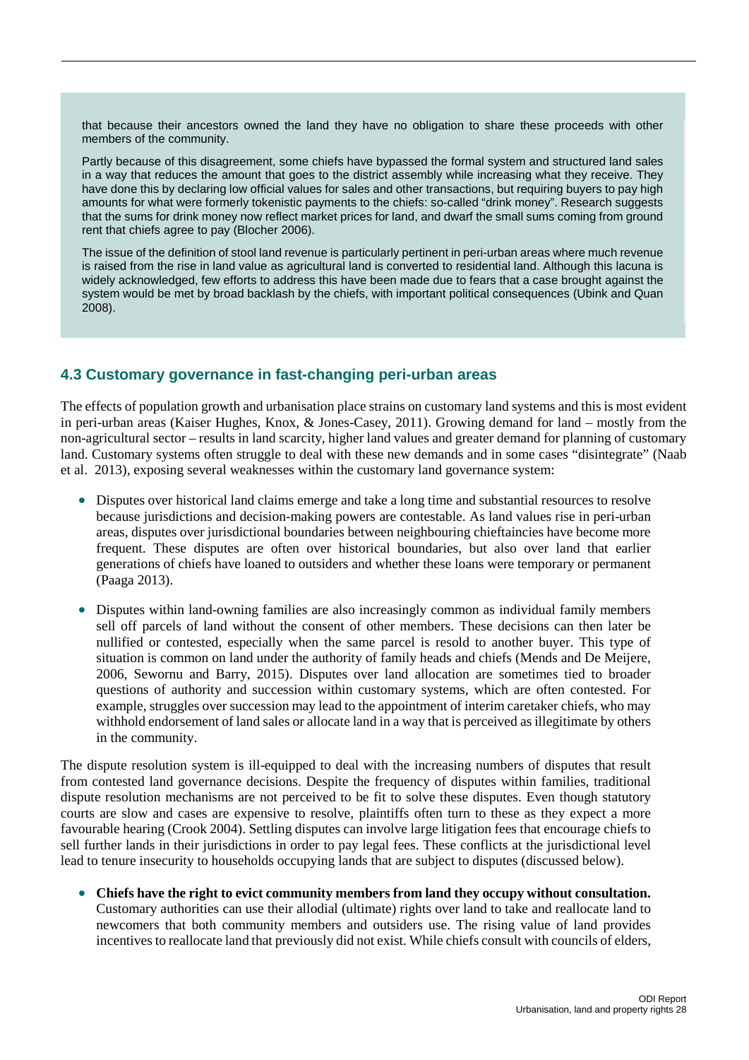that because their ancestors owned the land they have no obligation to share these proceeds with other members of the community.

Partly because of this disagreement, some chiefs have bypassed the formal system and structured land sales in a way that reduces the amount that goes to the district assembly while increasing what they receive. They have done this by declaring low official values for sales and other transactions, but requiring buyers to pay high amounts for what were formerly tokenistic payments to the chiefs: so-called "drink money". Research suggests that the sums for drink money now reflect market prices for land, and dwarf the small sums coming from ground rent that chiefs agree to pay (Blocher 2006).

The issue of the definition of stool land revenue is particularly pertinent in peri-urban areas where much revenue is raised from the rise in land value as agricultural land is converted to residential land. Although this lacuna is widely acknowledged, few efforts to address this have been made due to fears that a case brought against the system would be met by broad backlash by the chiefs, with important political consequences (Ubink and Quan 2008).

## 4.3 Customary governance in fast-changing peri-urban areas

The effects of population growth and urbanisation place strains on customary land systems and this is most evident in peri-urban areas (Kaiser Hughes, Knox, & Jones-Casey, 2011). Growing demand for land – mostly from the non-agricultural sector – results in land scarcity, higher land values and greater demand for planning of customary land. Customary systems often struggle to deal with these new demands and in some cases "disintegrate" (Naab et al. 2013), exposing several weaknesses within the customary land governance system:

- Disputes over historical land claims emerge and take a long time and substantial resources to resolve because jurisdictions and decision-making powers are contestable. As land values rise in peri-urban areas, disputes over jurisdictional boundaries between neighbouring chieftaincies have become more frequent. These disputes are often over historical boundaries, but also over land that earlier generations of chiefs have loaned to outsiders and whether these loans were temporary or permanent (Paaga 2013).

- Disputes within land-owning families are also increasingly common as individual family members sell off parcels of land without the consent of other members. These decisions can then later be nullified or contested, especially when the same parcel is resold to another buyer. This type of situation is common on land under the authority of family heads and chiefs (Mends and De Meijere, 2006, Sewornu and Barry, 2015). Disputes over land allocation are sometimes tied to broader questions of authority and succession within customary systems, which are often contested. For example, struggles over succession may lead to the appointment of interim caretaker chiefs, who may withhold endorsement of land sales or allocate land in a way that is perceived as illegitimate by others in the community.

The dispute resolution system is ill-equipped to deal with the increasing numbers of disputes that result from contested land governance decisions. Despite the frequency of disputes within families, traditional dispute resolution mechanisms are not perceived to be fit to solve these disputes. Even though statutory courts are slow and cases are expensive to resolve, plaintiffs often turn to these as they expect a more favourable hearing (Crook 2004). Settling disputes can involve large litigation fees that encourage chiefs to sell further lands in their jurisdictions in order to pay legal fees. These conflicts at the jurisdictional level lead to tenure insecurity to households occupying lands that are subject to disputes (discussed below).

- **Chiefs have the right to evict community members from land they occupy without consultation.** Customary authorities can use their allodial (ultimate) rights over land to take and reallocate land to newcomers that both community members and outsiders use. The rising value of land provides incentives to reallocate land that previously did not exist. While chiefs consult with councils of elders,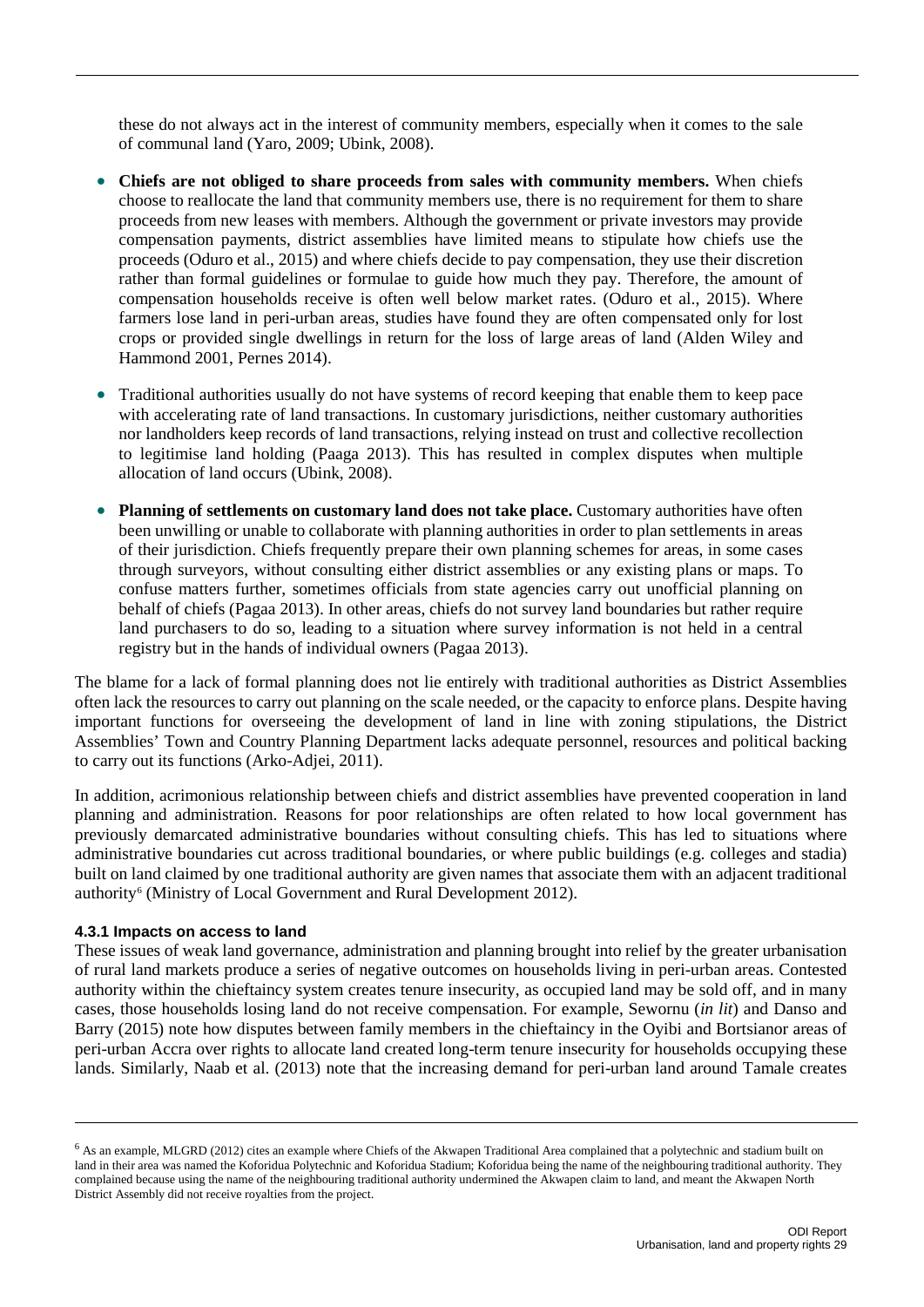these do not always act in the interest of community members, especially when it comes to the sale of communal land (Yaro, 2009; Ubink, 2008).

- **Chiefs are not obliged to share proceeds from sales with community members.** When chiefs choose to reallocate the land that community members use, there is no requirement for them to share proceeds from new leases with members. Although the government or private investors may provide compensation payments, district assemblies have limited means to stipulate how chiefs use the proceeds (Oduro et al., 2015) and where chiefs decide to pay compensation, they use their discretion rather than formal guidelines or formulae to guide how much they pay. Therefore, the amount of compensation households receive is often well below market rates. (Oduro et al., 2015). Where farmers lose land in peri-urban areas, studies have found they are often compensated only for lost crops or provided single dwellings in return for the loss of large areas of land (Alden Wiley and Hammond 2001, Pernes 2014).

- Traditional authorities usually do not have systems of record keeping that enable them to keep pace with accelerating rate of land transactions. In customary jurisdictions, neither customary authorities nor landholders keep records of land transactions, relying instead on trust and collective recollection to legitimise land holding (Paaga 2013). This has resulted in complex disputes when multiple allocation of land occurs (Ubink, 2008).

- **Planning of settlements on customary land does not take place.** Customary authorities have often been unwilling or unable to collaborate with planning authorities in order to plan settlements in areas of their jurisdiction. Chiefs frequently prepare their own planning schemes for areas, in some cases through surveyors, without consulting either district assemblies or any existing plans or maps. To confuse matters further, sometimes officials from state agencies carry out unofficial planning on behalf of chiefs (Pagaa 2013). In other areas, chiefs do not survey land boundaries but rather require land purchasers to do so, leading to a situation where survey information is not held in a central registry but in the hands of individual owners (Pagaa 2013).

The blame for a lack of formal planning does not lie entirely with traditional authorities as District Assemblies often lack the resources to carry out planning on the scale needed, or the capacity to enforce plans. Despite having important functions for overseeing the development of land in line with zoning stipulations, the District Assemblies' Town and Country Planning Department lacks adequate personnel, resources and political backing to carry out its functions (Arko-Adjei, 2011).

In addition, acrimonious relationship between chiefs and district assemblies have prevented cooperation in land planning and administration. Reasons for poor relationships are often related to how local government has previously demarcated administrative boundaries without consulting chiefs. This has led to situations where administrative boundaries cut across traditional boundaries, or where public buildings (e.g. colleges and stadia) built on land claimed by one traditional authority are given names that associate them with an adjacent traditional authority[6] (Ministry of Local Government and Rural Development 2012).

#### 4.3.1 Impacts on access to land

These issues of weak land governance, administration and planning brought into relief by the greater urbanisation of rural land markets produce a series of negative outcomes on households living in peri-urban areas. Contested authority within the chieftaincy system creates tenure insecurity, as occupied land may be sold off, and in many cases, those households losing land do not receive compensation. For example, Sewornu (*in lit*) and Danso and Barry (2015) note how disputes between family members in the chieftaincy in the Oyibi and Bortsianor areas of peri-urban Accra over rights to allocate land created long-term tenure insecurity for households occupying these lands. Similarly, Naab et al. (2013) note that the increasing demand for peri-urban land around Tamale creates

[6] As an example, MLGRD (2012) cites an example where Chiefs of the Akwapen Traditional Area complained that a polytechnic and stadium built on land in their area was named the Koforidua Polytechnic and Koforidua Stadium; Koforidua being the name of the neighbouring traditional authority. They complained because using the name of the neighbouring traditional authority undermined the Akwapen claim to land, and meant the Akwapen North District Assembly did not receive royalties from the project.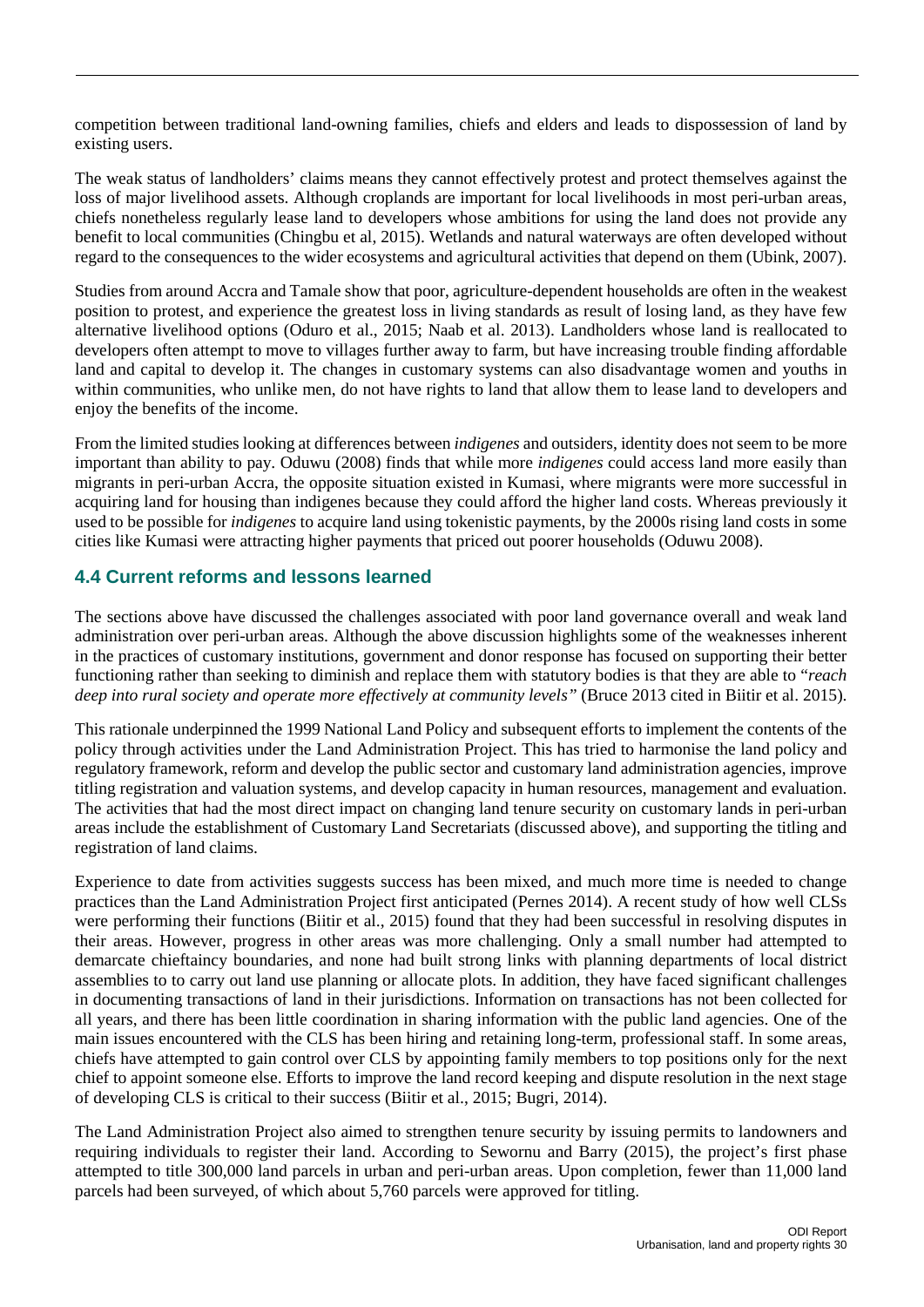competition between traditional land-owning families, chiefs and elders and leads to dispossession of land by existing users.

The weak status of landholders' claims means they cannot effectively protest and protect themselves against the loss of major livelihood assets. Although croplands are important for local livelihoods in most peri-urban areas, chiefs nonetheless regularly lease land to developers whose ambitions for using the land does not provide any benefit to local communities (Chingbu et al, 2015). Wetlands and natural waterways are often developed without regard to the consequences to the wider ecosystems and agricultural activities that depend on them (Ubink, 2007).

Studies from around Accra and Tamale show that poor, agriculture-dependent households are often in the weakest position to protest, and experience the greatest loss in living standards as result of losing land, as they have few alternative livelihood options (Oduro et al., 2015; Naab et al. 2013). Landholders whose land is reallocated to developers often attempt to move to villages further away to farm, but have increasing trouble finding affordable land and capital to develop it. The changes in customary systems can also disadvantage women and youths in within communities, who unlike men, do not have rights to land that allow them to lease land to developers and enjoy the benefits of the income.

From the limited studies looking at differences between *indigenes* and outsiders, identity does not seem to be more important than ability to pay. Oduwu (2008) finds that while more *indigenes* could access land more easily than migrants in peri-urban Accra, the opposite situation existed in Kumasi, where migrants were more successful in acquiring land for housing than indigenes because they could afford the higher land costs. Whereas previously it used to be possible for *indigenes* to acquire land using tokenistic payments, by the 2000s rising land costs in some cities like Kumasi were attracting higher payments that priced out poorer households (Oduwu 2008).

## 4.4 Current reforms and lessons learned

The sections above have discussed the challenges associated with poor land governance overall and weak land administration over peri-urban areas. Although the above discussion highlights some of the weaknesses inherent in the practices of customary institutions, government and donor response has focused on supporting their better functioning rather than seeking to diminish and replace them with statutory bodies is that they are able to "*reach deep into rural society and operate more effectively at community levels"* (Bruce 2013 cited in Biitir et al. 2015).

This rationale underpinned the 1999 National Land Policy and subsequent efforts to implement the contents of the policy through activities under the Land Administration Project. This has tried to harmonise the land policy and regulatory framework, reform and develop the public sector and customary land administration agencies, improve titling registration and valuation systems, and develop capacity in human resources, management and evaluation. The activities that had the most direct impact on changing land tenure security on customary lands in peri-urban areas include the establishment of Customary Land Secretariats (discussed above), and supporting the titling and registration of land claims.

Experience to date from activities suggests success has been mixed, and much more time is needed to change practices than the Land Administration Project first anticipated (Pernes 2014). A recent study of how well CLSs were performing their functions (Biitir et al., 2015) found that they had been successful in resolving disputes in their areas. However, progress in other areas was more challenging. Only a small number had attempted to demarcate chieftaincy boundaries, and none had built strong links with planning departments of local district assemblies to to carry out land use planning or allocate plots. In addition, they have faced significant challenges in documenting transactions of land in their jurisdictions. Information on transactions has not been collected for all years, and there has been little coordination in sharing information with the public land agencies. One of the main issues encountered with the CLS has been hiring and retaining long-term, professional staff. In some areas, chiefs have attempted to gain control over CLS by appointing family members to top positions only for the next chief to appoint someone else. Efforts to improve the land record keeping and dispute resolution in the next stage of developing CLS is critical to their success (Biitir et al., 2015; Bugri, 2014).

The Land Administration Project also aimed to strengthen tenure security by issuing permits to landowners and requiring individuals to register their land. According to Sewornu and Barry (2015), the project's first phase attempted to title 300,000 land parcels in urban and peri-urban areas. Upon completion, fewer than 11,000 land parcels had been surveyed, of which about 5,760 parcels were approved for titling.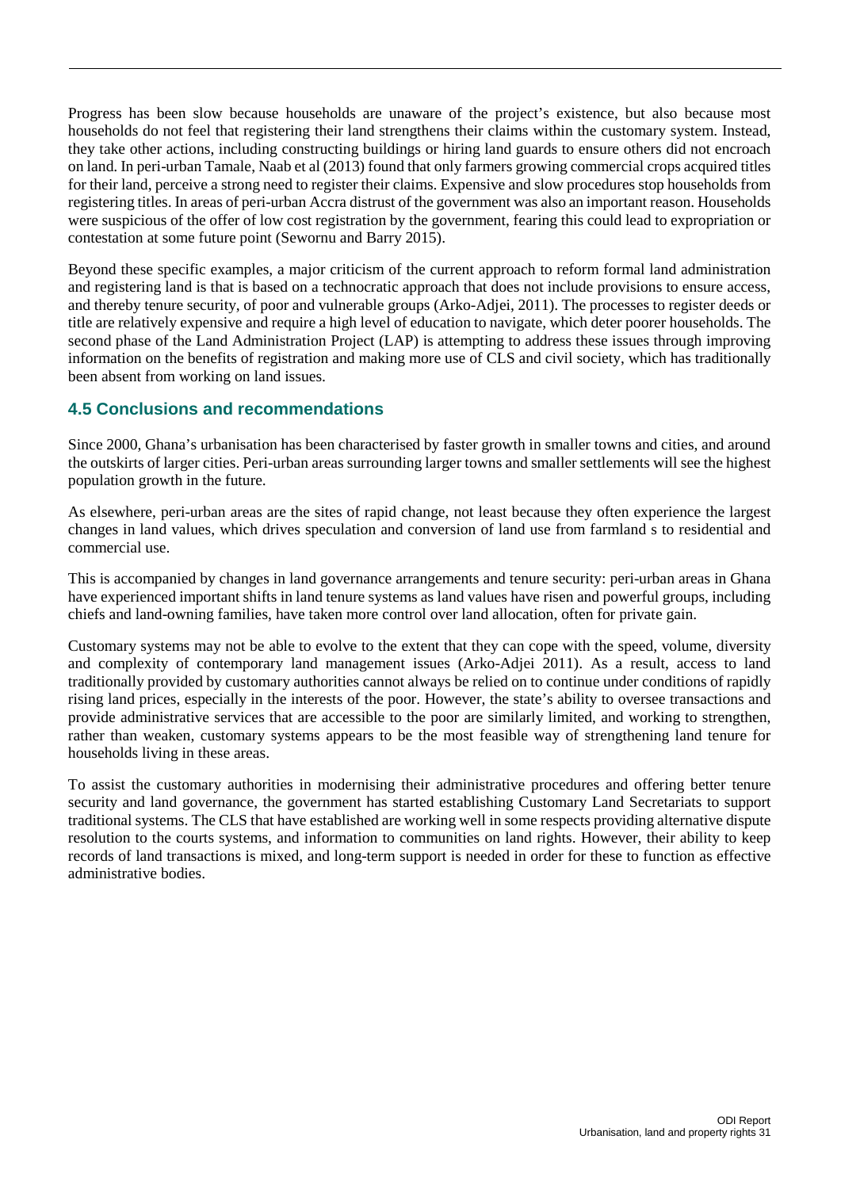Progress has been slow because households are unaware of the project's existence, but also because most households do not feel that registering their land strengthens their claims within the customary system. Instead, they take other actions, including constructing buildings or hiring land guards to ensure others did not encroach on land. In peri-urban Tamale, Naab et al (2013) found that only farmers growing commercial crops acquired titles for their land, perceive a strong need to register their claims. Expensive and slow procedures stop households from registering titles. In areas of peri-urban Accra distrust of the government was also an important reason. Households were suspicious of the offer of low cost registration by the government, fearing this could lead to expropriation or contestation at some future point (Sewornu and Barry 2015).

Beyond these specific examples, a major criticism of the current approach to reform formal land administration and registering land is that is based on a technocratic approach that does not include provisions to ensure access, and thereby tenure security, of poor and vulnerable groups (Arko-Adjei, 2011). The processes to register deeds or title are relatively expensive and require a high level of education to navigate, which deter poorer households. The second phase of the Land Administration Project (LAP) is attempting to address these issues through improving information on the benefits of registration and making more use of CLS and civil society, which has traditionally been absent from working on land issues.

## 4.5 Conclusions and recommendations

Since 2000, Ghana's urbanisation has been characterised by faster growth in smaller towns and cities, and around the outskirts of larger cities. Peri-urban areas surrounding larger towns and smaller settlements will see the highest population growth in the future.

As elsewhere, peri-urban areas are the sites of rapid change, not least because they often experience the largest changes in land values, which drives speculation and conversion of land use from farmland s to residential and commercial use.

This is accompanied by changes in land governance arrangements and tenure security: peri-urban areas in Ghana have experienced important shifts in land tenure systems as land values have risen and powerful groups, including chiefs and land-owning families, have taken more control over land allocation, often for private gain.

Customary systems may not be able to evolve to the extent that they can cope with the speed, volume, diversity and complexity of contemporary land management issues (Arko-Adjei 2011). As a result, access to land traditionally provided by customary authorities cannot always be relied on to continue under conditions of rapidly rising land prices, especially in the interests of the poor. However, the state's ability to oversee transactions and provide administrative services that are accessible to the poor are similarly limited, and working to strengthen, rather than weaken, customary systems appears to be the most feasible way of strengthening land tenure for households living in these areas.

To assist the customary authorities in modernising their administrative procedures and offering better tenure security and land governance, the government has started establishing Customary Land Secretariats to support traditional systems. The CLS that have established are working well in some respects providing alternative dispute resolution to the courts systems, and information to communities on land rights. However, their ability to keep records of land transactions is mixed, and long-term support is needed in order for these to function as effective administrative bodies.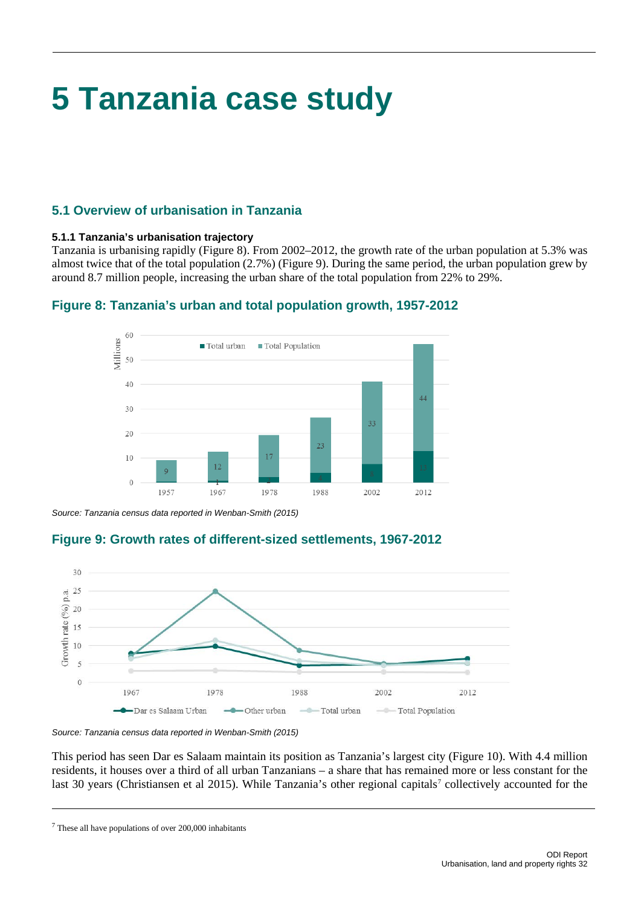# 5 Tanzania case study

## 5.1 Overview of urbanisation in Tanzania

#### 5.1.1 Tanzania's urbanisation trajectory

Tanzania is urbanising rapidly (Figure 8). From 2002–2012, the growth rate of the urban population at 5.3% was almost twice that of the total population (2.7%) (Figure 9). During the same period, the urban population grew by around 8.7 million people, increasing the urban share of the total population from 22% to 29%.

### Figure 8: Tanzania's urban and total population growth, 1957-2012

*Source: Tanzania census data reported in Wenban-Smith (2015)*

### Figure 9: Growth rates of different-sized settlements, 1967-2012

*Source: Tanzania census data reported in Wenban-Smith (2015)*

This period has seen Dar es Salaam maintain its position as Tanzania's largest city (Figure 10). With 4.4 million residents, it houses over a third of all urban Tanzanians – a share that has remained more or less constant for the last 30 years (Christiansen et al 2015). While Tanzania's other regional capitals[7] collectively accounted for the

[7] These all have populations of over 200,000 inhabitants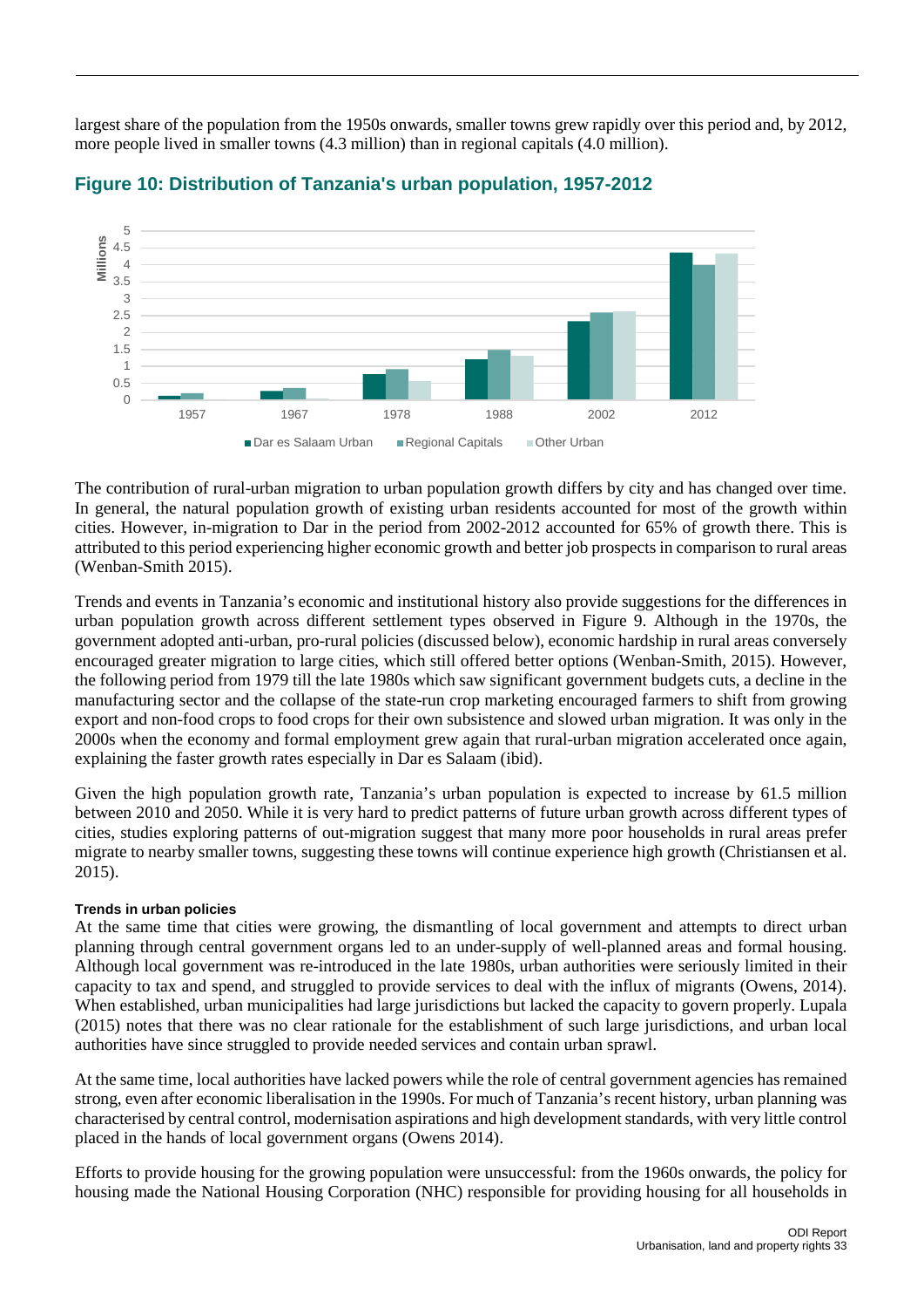largest share of the population from the 1950s onwards, smaller towns grew rapidly over this period and, by 2012, more people lived in smaller towns (4.3 million) than in regional capitals (4.0 million).

### Figure 10: Distribution of Tanzania's urban population, 1957-2012

The contribution of rural-urban migration to urban population growth differs by city and has changed over time. In general, the natural population growth of existing urban residents accounted for most of the growth within cities. However, in-migration to Dar in the period from 2002-2012 accounted for 65% of growth there. This is attributed to this period experiencing higher economic growth and better job prospects in comparison to rural areas (Wenban-Smith 2015).

Trends and events in Tanzania's economic and institutional history also provide suggestions for the differences in urban population growth across different settlement types observed in Figure 9. Although in the 1970s, the government adopted anti-urban, pro-rural policies (discussed below), economic hardship in rural areas conversely encouraged greater migration to large cities, which still offered better options (Wenban-Smith, 2015). However, the following period from 1979 till the late 1980s which saw significant government budgets cuts, a decline in the manufacturing sector and the collapse of the state-run crop marketing encouraged farmers to shift from growing export and non-food crops to food crops for their own subsistence and slowed urban migration. It was only in the 2000s when the economy and formal employment grew again that rural-urban migration accelerated once again, explaining the faster growth rates especially in Dar es Salaam (ibid).

Given the high population growth rate, Tanzania's urban population is expected to increase by 61.5 million between 2010 and 2050. While it is very hard to predict patterns of future urban growth across different types of cities, studies exploring patterns of out-migration suggest that many more poor households in rural areas prefer migrate to nearby smaller towns, suggesting these towns will continue experience high growth (Christiansen et al. 2015).

#### Trends in urban policies

At the same time that cities were growing, the dismantling of local government and attempts to direct urban planning through central government organs led to an under-supply of well-planned areas and formal housing. Although local government was re-introduced in the late 1980s, urban authorities were seriously limited in their capacity to tax and spend, and struggled to provide services to deal with the influx of migrants (Owens, 2014). When established, urban municipalities had large jurisdictions but lacked the capacity to govern properly. Lupala (2015) notes that there was no clear rationale for the establishment of such large jurisdictions, and urban local authorities have since struggled to provide needed services and contain urban sprawl.

At the same time, local authorities have lacked powers while the role of central government agencies has remained strong, even after economic liberalisation in the 1990s. For much of Tanzania's recent history, urban planning was characterised by central control, modernisation aspirations and high development standards, with very little control placed in the hands of local government organs (Owens 2014).

Efforts to provide housing for the growing population were unsuccessful: from the 1960s onwards, the policy for housing made the National Housing Corporation (NHC) responsible for providing housing for all households in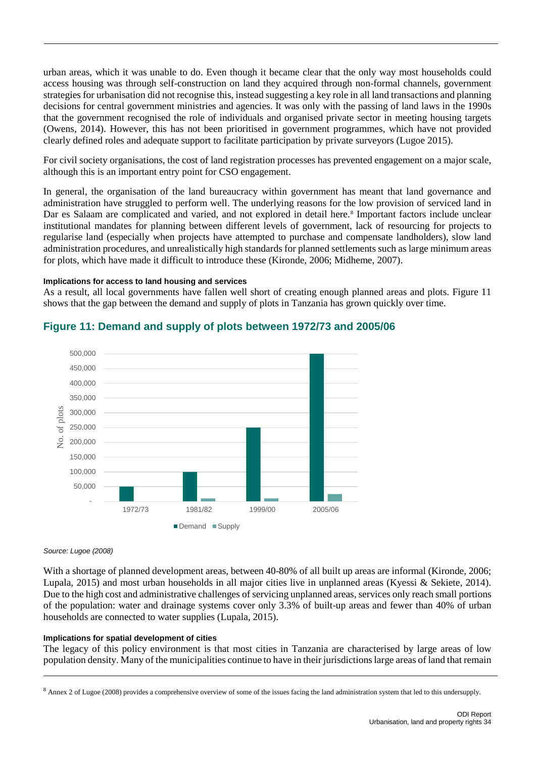urban areas, which it was unable to do. Even though it became clear that the only way most households could access housing was through self-construction on land they acquired through non-formal channels, government strategies for urbanisation did not recognise this, instead suggesting a key role in all land transactions and planning decisions for central government ministries and agencies. It was only with the passing of land laws in the 1990s that the government recognised the role of individuals and organised private sector in meeting housing targets (Owens, 2014). However, this has not been prioritised in government programmes, which have not provided clearly defined roles and adequate support to facilitate participation by private surveyors (Lugoe 2015).

For civil society organisations, the cost of land registration processes has prevented engagement on a major scale, although this is an important entry point for CSO engagement.

In general, the organisation of the land bureaucracy within government has meant that land governance and administration have struggled to perform well. The underlying reasons for the low provision of serviced land in Dar es Salaam are complicated and varied, and not explored in detail here.[8] Important factors include unclear institutional mandates for planning between different levels of government, lack of resourcing for projects to regularise land (especially when projects have attempted to purchase and compensate landholders), slow land administration procedures, and unrealistically high standards for planned settlements such as large minimum areas for plots, which have made it difficult to introduce these (Kironde, 2006; Midheme, 2007).

#### Implications for access to land housing and services

As a result, all local governments have fallen well short of creating enough planned areas and plots. Figure 11 shows that the gap between the demand and supply of plots in Tanzania has grown quickly over time.

## Figure 11: Demand and supply of plots between 1972/73 and 2005/06

*Source: Lugoe (2008)*

With a shortage of planned development areas, between 40-80% of all built up areas are informal (Kironde, 2006; Lupala, 2015) and most urban households in all major cities live in unplanned areas (Kyessi & Sekiete, 2014). Due to the high cost and administrative challenges of servicing unplanned areas, services only reach small portions of the population: water and drainage systems cover only 3.3% of built-up areas and fewer than 40% of urban households are connected to water supplies (Lupala, 2015).

#### Implications for spatial development of cities

The legacy of this policy environment is that most cities in Tanzania are characterised by large areas of low population density. Many of the municipalities continue to have in their jurisdictions large areas of land that remain

[8] Annex 2 of Lugoe (2008) provides a comprehensive overview of some of the issues facing the land administration system that led to this undersupply.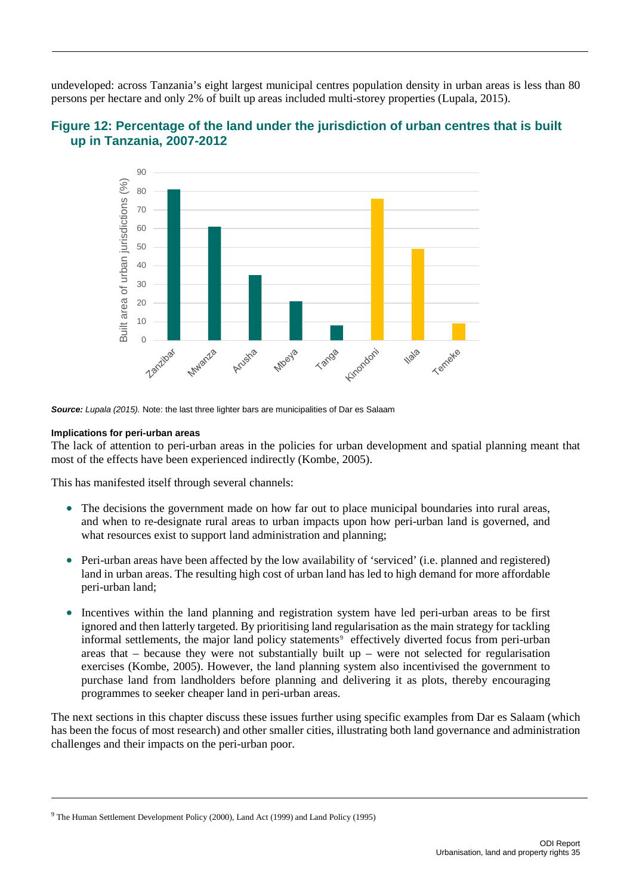undeveloped: across Tanzania's eight largest municipal centres population density in urban areas is less than 80 persons per hectare and only 2% of built up areas included multi-storey properties (Lupala, 2015).

### Figure 12: Percentage of the land under the jurisdiction of urban centres that is built up in Tanzania, 2007-2012

***Source:*** *Lupala (2015).* Note: the last three lighter bars are municipalities of Dar es Salaam

#### Implications for peri-urban areas

The lack of attention to peri-urban areas in the policies for urban development and spatial planning meant that most of the effects have been experienced indirectly (Kombe, 2005).

This has manifested itself through several channels:

- The decisions the government made on how far out to place municipal boundaries into rural areas, and when to re-designate rural areas to urban impacts upon how peri-urban land is governed, and what resources exist to support land administration and planning;
- Peri-urban areas have been affected by the low availability of 'serviced' (i.e. planned and registered) land in urban areas. The resulting high cost of urban land has led to high demand for more affordable peri-urban land;
- Incentives within the land planning and registration system have led peri-urban areas to be first ignored and then latterly targeted. By prioritising land regularisation as the main strategy for tackling informal settlements, the major land policy statements[9] effectively diverted focus from peri-urban areas that – because they were not substantially built up – were not selected for regularisation exercises (Kombe, 2005). However, the land planning system also incentivised the government to purchase land from landholders before planning and delivering it as plots, thereby encouraging programmes to seeker cheaper land in peri-urban areas.

The next sections in this chapter discuss these issues further using specific examples from Dar es Salaam (which has been the focus of most research) and other smaller cities, illustrating both land governance and administration challenges and their impacts on the peri-urban poor.

---

[9] The Human Settlement Development Policy (2000), Land Act (1999) and Land Policy (1995)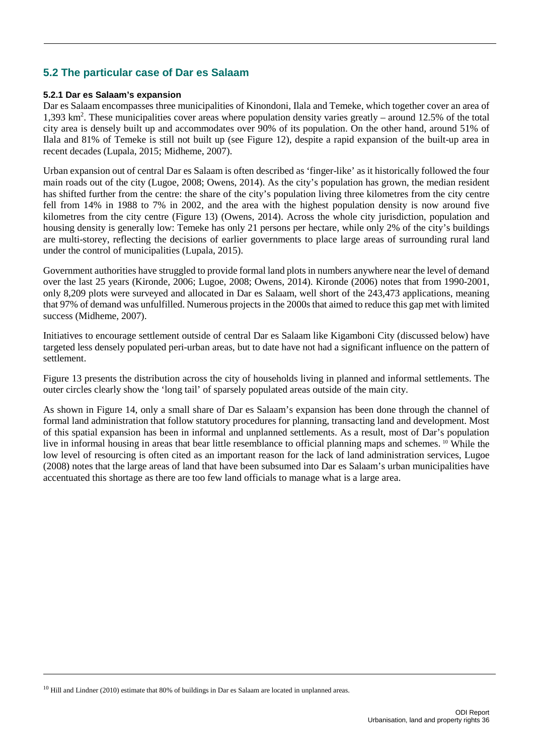## 5.2 The particular case of Dar es Salaam

### 5.2.1 Dar es Salaam's expansion

Dar es Salaam encompasses three municipalities of Kinondoni, Ilala and Temeke, which together cover an area of 1,393 $km^2$. These municipalities cover areas where population density varies greatly – around 12.5% of the total city area is densely built up and accommodates over 90% of its population. On the other hand, around 51% of Ilala and 81% of Temeke is still not built up (see Figure 12), despite a rapid expansion of the built-up area in recent decades (Lupala, 2015; Midheme, 2007).

Urban expansion out of central Dar es Salaam is often described as 'finger-like' as it historically followed the four main roads out of the city (Lugoe, 2008; Owens, 2014). As the city's population has grown, the median resident has shifted further from the centre: the share of the city's population living three kilometres from the city centre fell from 14% in 1988 to 7% in 2002, and the area with the highest population density is now around five kilometres from the city centre (Figure 13) (Owens, 2014). Across the whole city jurisdiction, population and housing density is generally low: Temeke has only 21 persons per hectare, while only 2% of the city's buildings are multi-storey, reflecting the decisions of earlier governments to place large areas of surrounding rural land under the control of municipalities (Lupala, 2015).

Government authorities have struggled to provide formal land plots in numbers anywhere near the level of demand over the last 25 years (Kironde, 2006; Lugoe, 2008; Owens, 2014). Kironde (2006) notes that from 1990-2001, only 8,209 plots were surveyed and allocated in Dar es Salaam, well short of the 243,473 applications, meaning that 97% of demand was unfulfilled. Numerous projects in the 2000s that aimed to reduce this gap met with limited success (Midheme, 2007).

Initiatives to encourage settlement outside of central Dar es Salaam like Kigamboni City (discussed below) have targeted less densely populated peri-urban areas, but to date have not had a significant influence on the pattern of settlement.

Figure 13 presents the distribution across the city of households living in planned and informal settlements. The outer circles clearly show the 'long tail' of sparsely populated areas outside of the main city.

As shown in Figure 14, only a small share of Dar es Salaam's expansion has been done through the channel of formal land administration that follow statutory procedures for planning, transacting land and development. Most of this spatial expansion has been in informal and unplanned settlements. As a result, most of Dar's population live in informal housing in areas that bear little resemblance to official planning maps and schemes. [10] While the low level of resourcing is often cited as an important reason for the lack of land administration services, Lugoe (2008) notes that the large areas of land that have been subsumed into Dar es Salaam's urban municipalities have accentuated this shortage as there are too few land officials to manage what is a large area.

[10] Hill and Lindner (2010) estimate that 80% of buildings in Dar es Salaam are located in unplanned areas.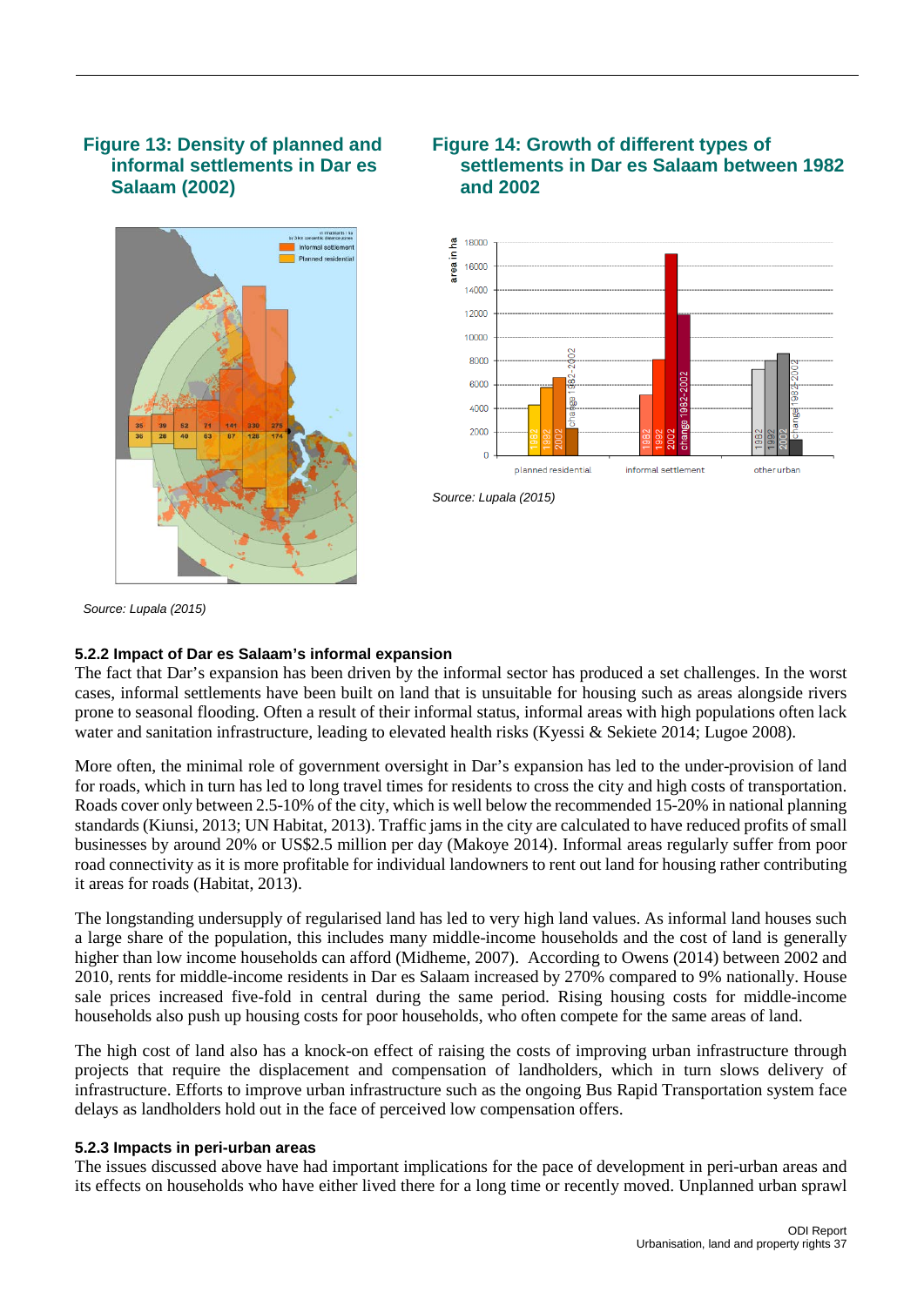**Figure 13: Density of planned and informal settlements in Dar es Salaam (2002)**

Source: Lupala (2015)

**Figure 14: Growth of different types of settlements in Dar es Salaam between 1982 and 2002**

Source: Lupala (2015)

#### 5.2.2 Impact of Dar es Salaam's informal expansion

The fact that Dar's expansion has been driven by the informal sector has produced a set challenges. In the worst cases, informal settlements have been built on land that is unsuitable for housing such as areas alongside rivers prone to seasonal flooding. Often a result of their informal status, informal areas with high populations often lack water and sanitation infrastructure, leading to elevated health risks (Kyessi & Sekiete 2014; Lugoe 2008).

More often, the minimal role of government oversight in Dar's expansion has led to the under-provision of land for roads, which in turn has led to long travel times for residents to cross the city and high costs of transportation. Roads cover only between 2.5-10% of the city, which is well below the recommended 15-20% in national planning standards (Kiunsi, 2013; UN Habitat, 2013). Traffic jams in the city are calculated to have reduced profits of small businesses by around 20% or US$2.5 million per day (Makoye 2014). Informal areas regularly suffer from poor road connectivity as it is more profitable for individual landowners to rent out land for housing rather contributing it areas for roads (Habitat, 2013).

The longstanding undersupply of regularised land has led to very high land values. As informal land houses such a large share of the population, this includes many middle-income households and the cost of land is generally higher than low income households can afford (Midheme, 2007). According to Owens (2014) between 2002 and 2010, rents for middle-income residents in Dar es Salaam increased by 270% compared to 9% nationally. House sale prices increased five-fold in central during the same period. Rising housing costs for middle-income households also push up housing costs for poor households, who often compete for the same areas of land.

The high cost of land also has a knock-on effect of raising the costs of improving urban infrastructure through projects that require the displacement and compensation of landholders, which in turn slows delivery of infrastructure. Efforts to improve urban infrastructure such as the ongoing Bus Rapid Transportation system face delays as landholders hold out in the face of perceived low compensation offers.

#### 5.2.3 Impacts in peri-urban areas

The issues discussed above have had important implications for the pace of development in peri-urban areas and its effects on households who have either lived there for a long time or recently moved. Unplanned urban sprawl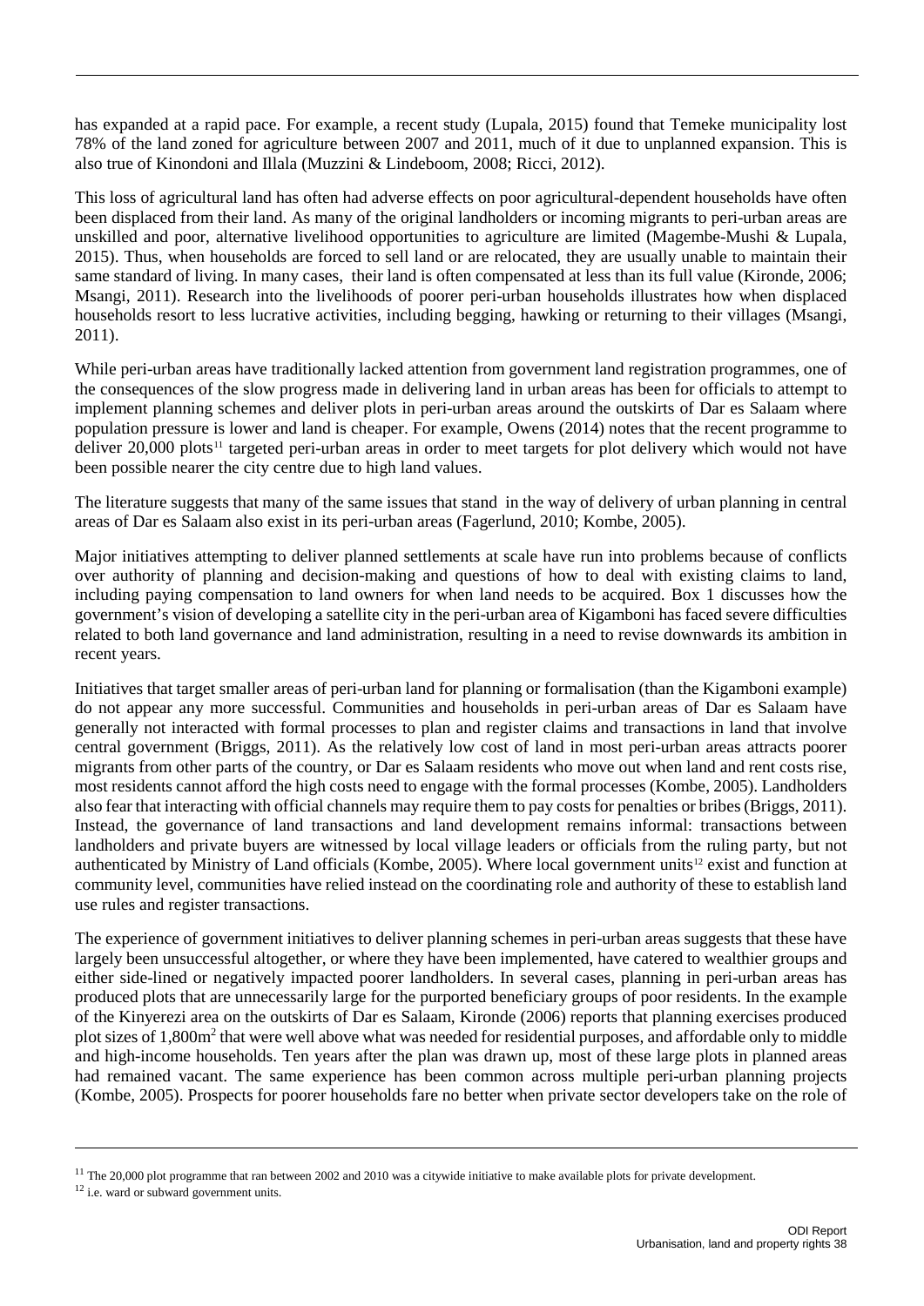has expanded at a rapid pace. For example, a recent study (Lupala, 2015) found that Temeke municipality lost 78% of the land zoned for agriculture between 2007 and 2011, much of it due to unplanned expansion. This is also true of Kinondoni and Illala (Muzzini & Lindeboom, 2008; Ricci, 2012).

This loss of agricultural land has often had adverse effects on poor agricultural-dependent households have often been displaced from their land. As many of the original landholders or incoming migrants to peri-urban areas are unskilled and poor, alternative livelihood opportunities to agriculture are limited (Magembe-Mushi & Lupala, 2015). Thus, when households are forced to sell land or are relocated, they are usually unable to maintain their same standard of living. In many cases, their land is often compensated at less than its full value (Kironde, 2006; Msangi, 2011). Research into the livelihoods of poorer peri-urban households illustrates how when displaced households resort to less lucrative activities, including begging, hawking or returning to their villages (Msangi, 2011).

While peri-urban areas have traditionally lacked attention from government land registration programmes, one of the consequences of the slow progress made in delivering land in urban areas has been for officials to attempt to implement planning schemes and deliver plots in peri-urban areas around the outskirts of Dar es Salaam where population pressure is lower and land is cheaper. For example, Owens (2014) notes that the recent programme to deliver 20,000 plots[11] targeted peri-urban areas in order to meet targets for plot delivery which would not have been possible nearer the city centre due to high land values.

The literature suggests that many of the same issues that stand in the way of delivery of urban planning in central areas of Dar es Salaam also exist in its peri-urban areas (Fagerlund, 2010; Kombe, 2005).

Major initiatives attempting to deliver planned settlements at scale have run into problems because of conflicts over authority of planning and decision-making and questions of how to deal with existing claims to land, including paying compensation to land owners for when land needs to be acquired. Box 1 discusses how the government's vision of developing a satellite city in the peri-urban area of Kigamboni has faced severe difficulties related to both land governance and land administration, resulting in a need to revise downwards its ambition in recent years.

Initiatives that target smaller areas of peri-urban land for planning or formalisation (than the Kigamboni example) do not appear any more successful. Communities and households in peri-urban areas of Dar es Salaam have generally not interacted with formal processes to plan and register claims and transactions in land that involve central government (Briggs, 2011). As the relatively low cost of land in most peri-urban areas attracts poorer migrants from other parts of the country, or Dar es Salaam residents who move out when land and rent costs rise, most residents cannot afford the high costs need to engage with the formal processes (Kombe, 2005). Landholders also fear that interacting with official channels may require them to pay costs for penalties or bribes (Briggs, 2011). Instead, the governance of land transactions and land development remains informal: transactions between landholders and private buyers are witnessed by local village leaders or officials from the ruling party, but not authenticated by Ministry of Land officials (Kombe, 2005). Where local government units[12] exist and function at community level, communities have relied instead on the coordinating role and authority of these to establish land use rules and register transactions.

The experience of government initiatives to deliver planning schemes in peri-urban areas suggests that these have largely been unsuccessful altogether, or where they have been implemented, have catered to wealthier groups and either side-lined or negatively impacted poorer landholders. In several cases, planning in peri-urban areas has produced plots that are unnecessarily large for the purported beneficiary groups of poor residents. In the example of the Kinyerezi area on the outskirts of Dar es Salaam, Kironde (2006) reports that planning exercises produced plot sizes of 1,800m$^2$ that were well above what was needed for residential purposes, and affordable only to middle and high-income households. Ten years after the plan was drawn up, most of these large plots in planned areas had remained vacant. The same experience has been common across multiple peri-urban planning projects (Kombe, 2005). Prospects for poorer households fare no better when private sector developers take on the role of

[11] The 20,000 plot programme that ran between 2002 and 2010 was a citywide initiative to make available plots for private development.

[12] i.e. ward or subward government units.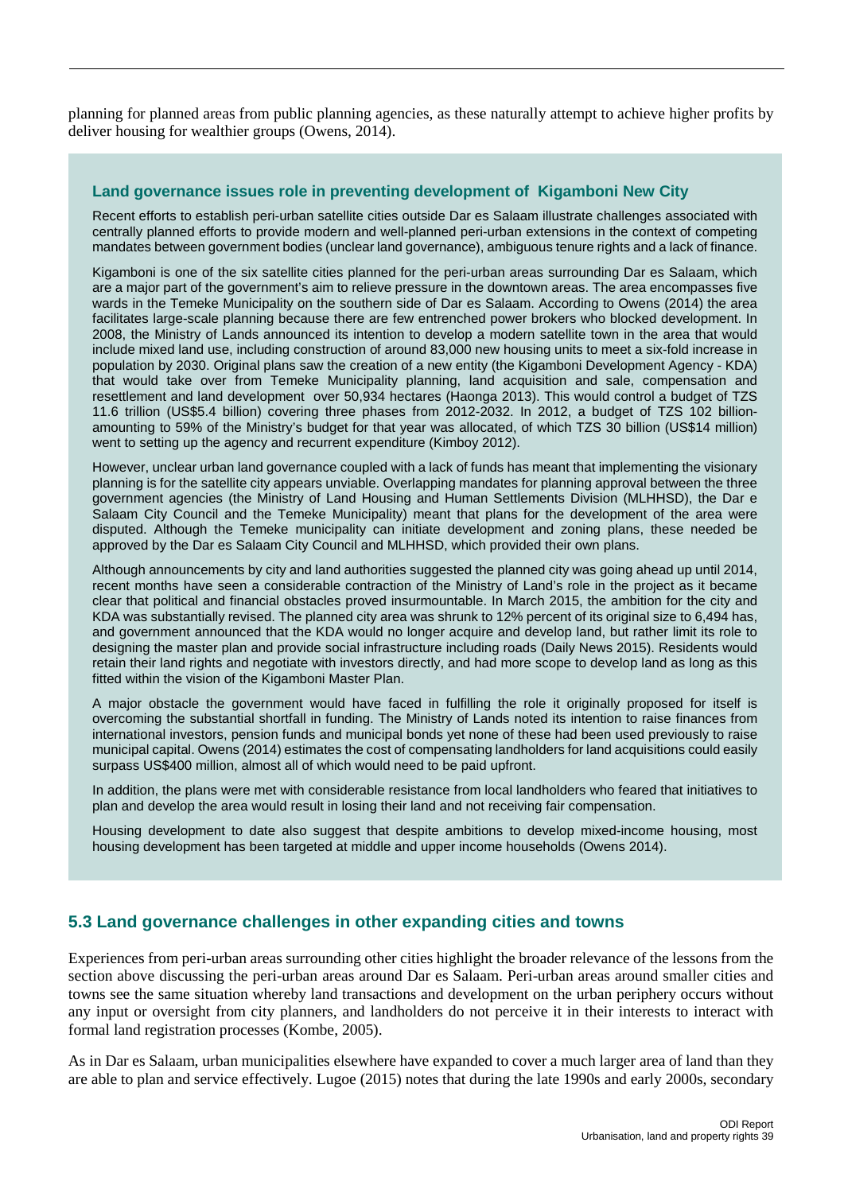planning for planned areas from public planning agencies, as these naturally attempt to achieve higher profits by deliver housing for wealthier groups (Owens, 2014).

### Land governance issues role in preventing development of Kigamboni New City

Recent efforts to establish peri-urban satellite cities outside Dar es Salaam illustrate challenges associated with centrally planned efforts to provide modern and well-planned peri-urban extensions in the context of competing mandates between government bodies (unclear land governance), ambiguous tenure rights and a lack of finance.

Kigamboni is one of the six satellite cities planned for the peri-urban areas surrounding Dar es Salaam, which are a major part of the government's aim to relieve pressure in the downtown areas. The area encompasses five wards in the Temeke Municipality on the southern side of Dar es Salaam. According to Owens (2014) the area facilitates large-scale planning because there are few entrenched power brokers who blocked development. In 2008, the Ministry of Lands announced its intention to develop a modern satellite town in the area that would include mixed land use, including construction of around 83,000 new housing units to meet a six-fold increase in population by 2030. Original plans saw the creation of a new entity (the Kigamboni Development Agency - KDA) that would take over from Temeke Municipality planning, land acquisition and sale, compensation and resettlement and land development over 50,934 hectares (Haonga 2013). This would control a budget of TZS 11.6 trillion (US$5.4 billion) covering three phases from 2012-2032. In 2012, a budget of TZS 102 billion-amounting to 59% of the Ministry's budget for that year was allocated, of which TZS 30 billion (US$14 million) went to setting up the agency and recurrent expenditure (Kimboy 2012).

However, unclear urban land governance coupled with a lack of funds has meant that implementing the visionary planning is for the satellite city appears unviable. Overlapping mandates for planning approval between the three government agencies (the Ministry of Land Housing and Human Settlements Division (MLHHSD), the Dar e Salaam City Council and the Temeke Municipality) meant that plans for the development of the area were disputed. Although the Temeke municipality can initiate development and zoning plans, these needed be approved by the Dar es Salaam City Council and MLHHSD, which provided their own plans.

Although announcements by city and land authorities suggested the planned city was going ahead up until 2014, recent months have seen a considerable contraction of the Ministry of Land's role in the project as it became clear that political and financial obstacles proved insurmountable. In March 2015, the ambition for the city and KDA was substantially revised. The planned city area was shrunk to 12% percent of its original size to 6,494 has, and government announced that the KDA would no longer acquire and develop land, but rather limit its role to designing the master plan and provide social infrastructure including roads (Daily News 2015). Residents would retain their land rights and negotiate with investors directly, and had more scope to develop land as long as this fitted within the vision of the Kigamboni Master Plan.

A major obstacle the government would have faced in fulfilling the role it originally proposed for itself is overcoming the substantial shortfall in funding. The Ministry of Lands noted its intention to raise finances from international investors, pension funds and municipal bonds yet none of these had been used previously to raise municipal capital. Owens (2014) estimates the cost of compensating landholders for land acquisitions could easily surpass US$400 million, almost all of which would need to be paid upfront.

In addition, the plans were met with considerable resistance from local landholders who feared that initiatives to plan and develop the area would result in losing their land and not receiving fair compensation.

Housing development to date also suggest that despite ambitions to develop mixed-income housing, most housing development has been targeted at middle and upper income households (Owens 2014).

## 5.3 Land governance challenges in other expanding cities and towns

Experiences from peri-urban areas surrounding other cities highlight the broader relevance of the lessons from the section above discussing the peri-urban areas around Dar es Salaam. Peri-urban areas around smaller cities and towns see the same situation whereby land transactions and development on the urban periphery occurs without any input or oversight from city planners, and landholders do not perceive it in their interests to interact with formal land registration processes (Kombe, 2005).

As in Dar es Salaam, urban municipalities elsewhere have expanded to cover a much larger area of land than they are able to plan and service effectively. Lugoe (2015) notes that during the late 1990s and early 2000s, secondary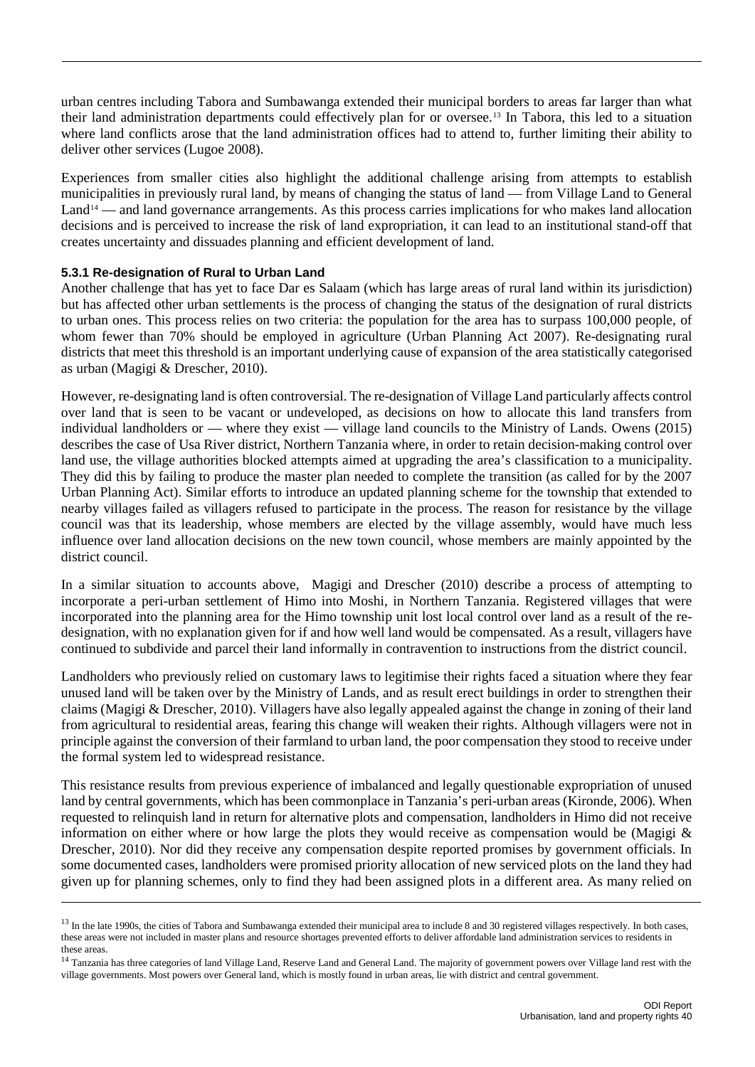urban centres including Tabora and Sumbawanga extended their municipal borders to areas far larger than what their land administration departments could effectively plan for or oversee.[13] In Tabora, this led to a situation where land conflicts arose that the land administration offices had to attend to, further limiting their ability to deliver other services (Lugoe 2008).

Experiences from smaller cities also highlight the additional challenge arising from attempts to establish municipalities in previously rural land, by means of changing the status of land — from Village Land to General Land[14] — and land governance arrangements. As this process carries implications for who makes land allocation decisions and is perceived to increase the risk of land expropriation, it can lead to an institutional stand-off that creates uncertainty and dissuades planning and efficient development of land.

#### 5.3.1 Re-designation of Rural to Urban Land

Another challenge that has yet to face Dar es Salaam (which has large areas of rural land within its jurisdiction) but has affected other urban settlements is the process of changing the status of the designation of rural districts to urban ones. This process relies on two criteria: the population for the area has to surpass 100,000 people, of whom fewer than 70% should be employed in agriculture (Urban Planning Act 2007). Re-designating rural districts that meet this threshold is an important underlying cause of expansion of the area statistically categorised as urban (Magigi & Drescher, 2010).

However, re-designating land is often controversial. The re-designation of Village Land particularly affects control over land that is seen to be vacant or undeveloped, as decisions on how to allocate this land transfers from individual landholders or — where they exist — village land councils to the Ministry of Lands. Owens (2015) describes the case of Usa River district, Northern Tanzania where, in order to retain decision-making control over land use, the village authorities blocked attempts aimed at upgrading the area's classification to a municipality. They did this by failing to produce the master plan needed to complete the transition (as called for by the 2007 Urban Planning Act). Similar efforts to introduce an updated planning scheme for the township that extended to nearby villages failed as villagers refused to participate in the process. The reason for resistance by the village council was that its leadership, whose members are elected by the village assembly, would have much less influence over land allocation decisions on the new town council, whose members are mainly appointed by the district council.

In a similar situation to accounts above, Magigi and Drescher (2010) describe a process of attempting to incorporate a peri-urban settlement of Himo into Moshi, in Northern Tanzania. Registered villages that were incorporated into the planning area for the Himo township unit lost local control over land as a result of the re-designation, with no explanation given for if and how well land would be compensated. As a result, villagers have continued to subdivide and parcel their land informally in contravention to instructions from the district council.

Landholders who previously relied on customary laws to legitimise their rights faced a situation where they fear unused land will be taken over by the Ministry of Lands, and as result erect buildings in order to strengthen their claims (Magigi & Drescher, 2010). Villagers have also legally appealed against the change in zoning of their land from agricultural to residential areas, fearing this change will weaken their rights. Although villagers were not in principle against the conversion of their farmland to urban land, the poor compensation they stood to receive under the formal system led to widespread resistance.

This resistance results from previous experience of imbalanced and legally questionable expropriation of unused land by central governments, which has been commonplace in Tanzania's peri-urban areas (Kironde, 2006). When requested to relinquish land in return for alternative plots and compensation, landholders in Himo did not receive information on either where or how large the plots they would receive as compensation would be (Magigi & Drescher, 2010). Nor did they receive any compensation despite reported promises by government officials. In some documented cases, landholders were promised priority allocation of new serviced plots on the land they had given up for planning schemes, only to find they had been assigned plots in a different area. As many relied on

---

[13] In the late 1990s, the cities of Tabora and Sumbawanga extended their municipal area to include 8 and 30 registered villages respectively. In both cases, these areas were not included in master plans and resource shortages prevented efforts to deliver affordable land administration services to residents in these areas.

[14] Tanzania has three categories of land Village Land, Reserve Land and General Land. The majority of government powers over Village land rest with the village governments. Most powers over General land, which is mostly found in urban areas, lie with district and central government.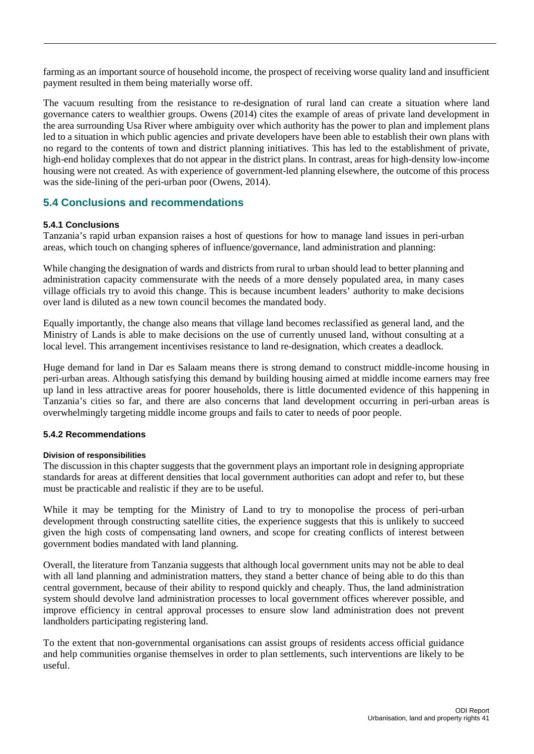farming as an important source of household income, the prospect of receiving worse quality land and insufficient payment resulted in them being materially worse off.

The vacuum resulting from the resistance to re-designation of rural land can create a situation where land governance caters to wealthier groups. Owens (2014) cites the example of areas of private land development in the area surrounding Usa River where ambiguity over which authority has the power to plan and implement plans led to a situation in which public agencies and private developers have been able to establish their own plans with no regard to the contents of town and district planning initiatives. This has led to the establishment of private, high-end holiday complexes that do not appear in the district plans. In contrast, areas for high-density low-income housing were not created. As with experience of government-led planning elsewhere, the outcome of this process was the side-lining of the peri-urban poor (Owens, 2014).

## 5.4 Conclusions and recommendations

### 5.4.1 Conclusions

Tanzania's rapid urban expansion raises a host of questions for how to manage land issues in peri-urban areas, which touch on changing spheres of influence/governance, land administration and planning:

While changing the designation of wards and districts from rural to urban should lead to better planning and administration capacity commensurate with the needs of a more densely populated area, in many cases village officials try to avoid this change. This is because incumbent leaders' authority to make decisions over land is diluted as a new town council becomes the mandated body.

Equally importantly, the change also means that village land becomes reclassified as general land, and the Ministry of Lands is able to make decisions on the use of currently unused land, without consulting at a local level. This arrangement incentivises resistance to land re-designation, which creates a deadlock.

Huge demand for land in Dar es Salaam means there is strong demand to construct middle-income housing in peri-urban areas. Although satisfying this demand by building housing aimed at middle income earners may free up land in less attractive areas for poorer households, there is little documented evidence of this happening in Tanzania's cities so far, and there are also concerns that land development occurring in peri-urban areas is overwhelmingly targeting middle income groups and fails to cater to needs of poor people.

### 5.4.2 Recommendations

#### Division of responsibilities

The discussion in this chapter suggests that the government plays an important role in designing appropriate standards for areas at different densities that local government authorities can adopt and refer to, but these must be practicable and realistic if they are to be useful.

While it may be tempting for the Ministry of Land to try to monopolise the process of peri-urban development through constructing satellite cities, the experience suggests that this is unlikely to succeed given the high costs of compensating land owners, and scope for creating conflicts of interest between government bodies mandated with land planning.

Overall, the literature from Tanzania suggests that although local government units may not be able to deal with all land planning and administration matters, they stand a better chance of being able to do this than central government, because of their ability to respond quickly and cheaply. Thus, the land administration system should devolve land administration processes to local government offices wherever possible, and improve efficiency in central approval processes to ensure slow land administration does not prevent landholders participating registering land.

To the extent that non-governmental organisations can assist groups of residents access official guidance and help communities organise themselves in order to plan settlements, such interventions are likely to be useful.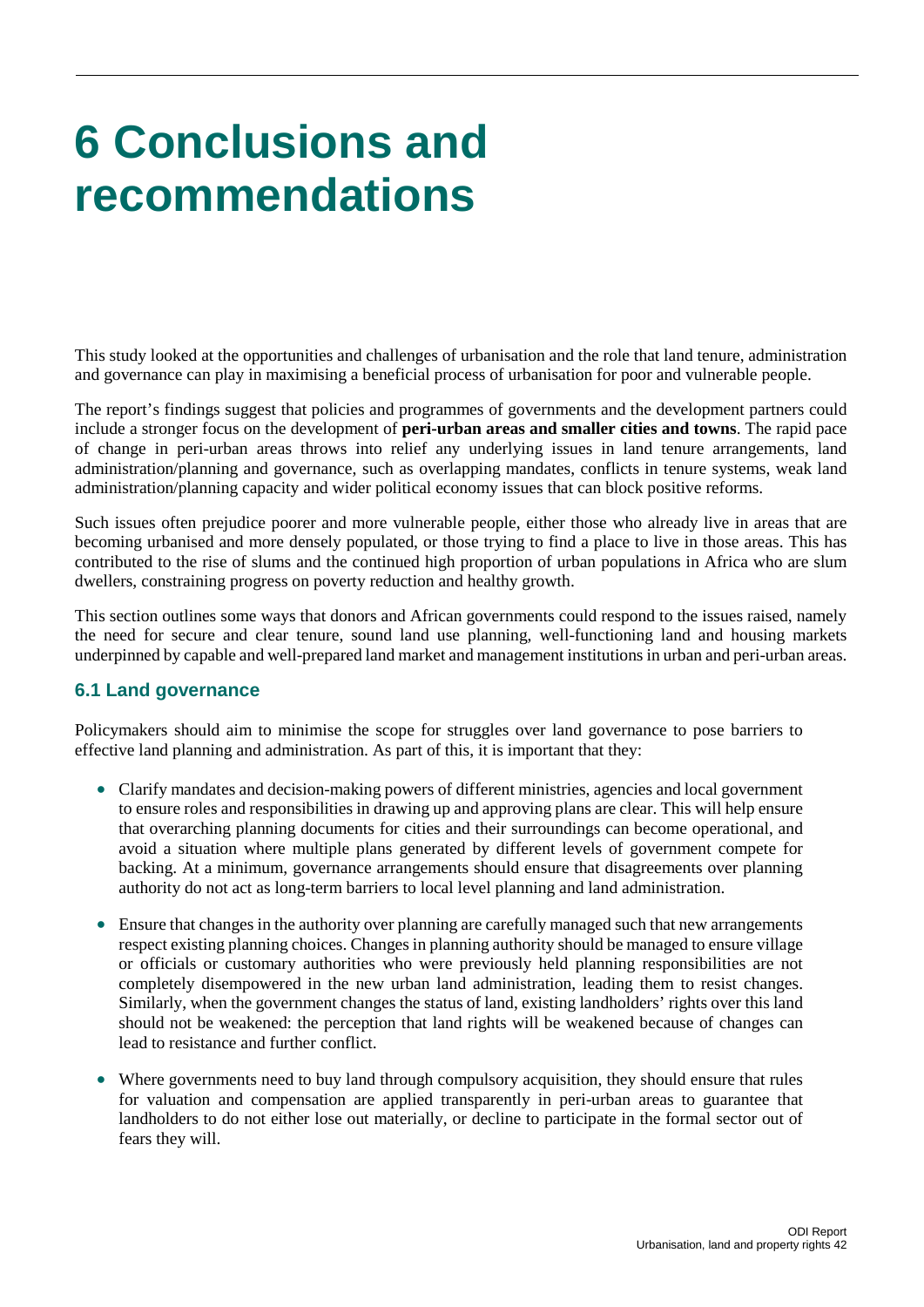# 6 Conclusions and recommendations

This study looked at the opportunities and challenges of urbanisation and the role that land tenure, administration and governance can play in maximising a beneficial process of urbanisation for poor and vulnerable people.

The report's findings suggest that policies and programmes of governments and the development partners could include a stronger focus on the development of **peri-urban areas and smaller cities and towns**. The rapid pace of change in peri-urban areas throws into relief any underlying issues in land tenure arrangements, land administration/planning and governance, such as overlapping mandates, conflicts in tenure systems, weak land administration/planning capacity and wider political economy issues that can block positive reforms.

Such issues often prejudice poorer and more vulnerable people, either those who already live in areas that are becoming urbanised and more densely populated, or those trying to find a place to live in those areas. This has contributed to the rise of slums and the continued high proportion of urban populations in Africa who are slum dwellers, constraining progress on poverty reduction and healthy growth.

This section outlines some ways that donors and African governments could respond to the issues raised, namely the need for secure and clear tenure, sound land use planning, well-functioning land and housing markets underpinned by capable and well-prepared land market and management institutions in urban and peri-urban areas.

## 6.1 Land governance

Policymakers should aim to minimise the scope for struggles over land governance to pose barriers to effective land planning and administration. As part of this, it is important that they:

- Clarify mandates and decision-making powers of different ministries, agencies and local government to ensure roles and responsibilities in drawing up and approving plans are clear. This will help ensure that overarching planning documents for cities and their surroundings can become operational, and avoid a situation where multiple plans generated by different levels of government compete for backing. At a minimum, governance arrangements should ensure that disagreements over planning authority do not act as long-term barriers to local level planning and land administration.
- Ensure that changes in the authority over planning are carefully managed such that new arrangements respect existing planning choices. Changes in planning authority should be managed to ensure village or officials or customary authorities who were previously held planning responsibilities are not completely disempowered in the new urban land administration, leading them to resist changes. Similarly, when the government changes the status of land, existing landholders' rights over this land should not be weakened: the perception that land rights will be weakened because of changes can lead to resistance and further conflict.
- Where governments need to buy land through compulsory acquisition, they should ensure that rules for valuation and compensation are applied transparently in peri-urban areas to guarantee that landholders to do not either lose out materially, or decline to participate in the formal sector out of fears they will.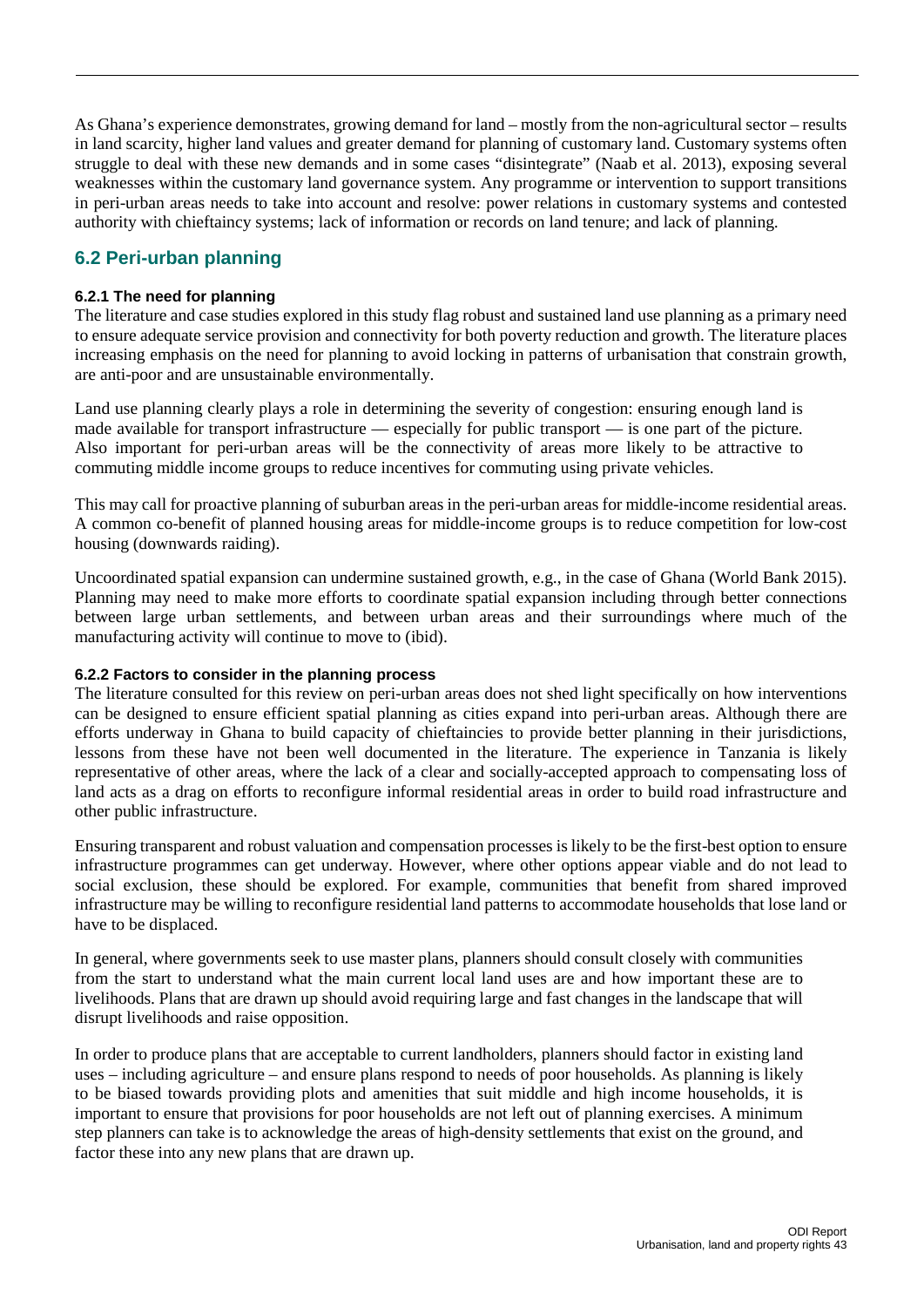As Ghana's experience demonstrates, growing demand for land – mostly from the non-agricultural sector – results in land scarcity, higher land values and greater demand for planning of customary land. Customary systems often struggle to deal with these new demands and in some cases "disintegrate" (Naab et al. 2013), exposing several weaknesses within the customary land governance system. Any programme or intervention to support transitions in peri-urban areas needs to take into account and resolve: power relations in customary systems and contested authority with chieftaincy systems; lack of information or records on land tenure; and lack of planning.

## 6.2 Peri-urban planning

### 6.2.1 The need for planning

The literature and case studies explored in this study flag robust and sustained land use planning as a primary need to ensure adequate service provision and connectivity for both poverty reduction and growth. The literature places increasing emphasis on the need for planning to avoid locking in patterns of urbanisation that constrain growth, are anti-poor and are unsustainable environmentally.

Land use planning clearly plays a role in determining the severity of congestion: ensuring enough land is made available for transport infrastructure — especially for public transport — is one part of the picture. Also important for peri-urban areas will be the connectivity of areas more likely to be attractive to commuting middle income groups to reduce incentives for commuting using private vehicles.

This may call for proactive planning of suburban areas in the peri-urban areas for middle-income residential areas. A common co-benefit of planned housing areas for middle-income groups is to reduce competition for low-cost housing (downwards raiding).

Uncoordinated spatial expansion can undermine sustained growth, e.g., in the case of Ghana (World Bank 2015). Planning may need to make more efforts to coordinate spatial expansion including through better connections between large urban settlements, and between urban areas and their surroundings where much of the manufacturing activity will continue to move to (ibid).

### 6.2.2 Factors to consider in the planning process

The literature consulted for this review on peri-urban areas does not shed light specifically on how interventions can be designed to ensure efficient spatial planning as cities expand into peri-urban areas. Although there are efforts underway in Ghana to build capacity of chieftaincies to provide better planning in their jurisdictions, lessons from these have not been well documented in the literature. The experience in Tanzania is likely representative of other areas, where the lack of a clear and socially-accepted approach to compensating loss of land acts as a drag on efforts to reconfigure informal residential areas in order to build road infrastructure and other public infrastructure.

Ensuring transparent and robust valuation and compensation processes is likely to be the first-best option to ensure infrastructure programmes can get underway. However, where other options appear viable and do not lead to social exclusion, these should be explored. For example, communities that benefit from shared improved infrastructure may be willing to reconfigure residential land patterns to accommodate households that lose land or have to be displaced.

In general, where governments seek to use master plans, planners should consult closely with communities from the start to understand what the main current local land uses are and how important these are to livelihoods. Plans that are drawn up should avoid requiring large and fast changes in the landscape that will disrupt livelihoods and raise opposition.

In order to produce plans that are acceptable to current landholders, planners should factor in existing land uses – including agriculture – and ensure plans respond to needs of poor households. As planning is likely to be biased towards providing plots and amenities that suit middle and high income households, it is important to ensure that provisions for poor households are not left out of planning exercises. A minimum step planners can take is to acknowledge the areas of high-density settlements that exist on the ground, and factor these into any new plans that are drawn up.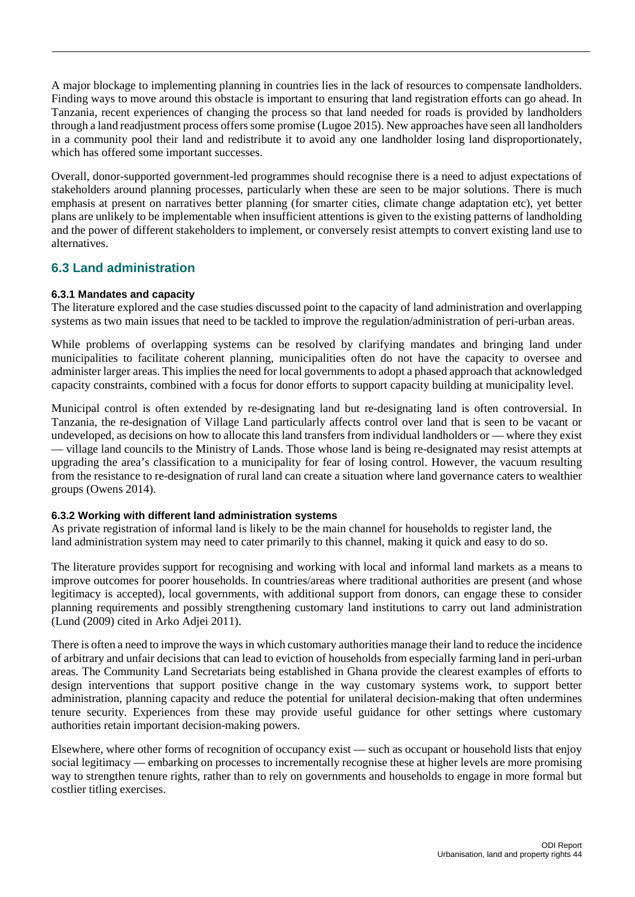A major blockage to implementing planning in countries lies in the lack of resources to compensate landholders. Finding ways to move around this obstacle is important to ensuring that land registration efforts can go ahead. In Tanzania, recent experiences of changing the process so that land needed for roads is provided by landholders through a land readjustment process offers some promise (Lugoe 2015). New approaches have seen all landholders in a community pool their land and redistribute it to avoid any one landholder losing land disproportionately, which has offered some important successes.

Overall, donor-supported government-led programmes should recognise there is a need to adjust expectations of stakeholders around planning processes, particularly when these are seen to be major solutions. There is much emphasis at present on narratives better planning (for smarter cities, climate change adaptation etc), yet better plans are unlikely to be implementable when insufficient attentions is given to the existing patterns of landholding and the power of different stakeholders to implement, or conversely resist attempts to convert existing land use to alternatives.

## 6.3 Land administration

#### 6.3.1 Mandates and capacity

The literature explored and the case studies discussed point to the capacity of land administration and overlapping systems as two main issues that need to be tackled to improve the regulation/administration of peri-urban areas.

While problems of overlapping systems can be resolved by clarifying mandates and bringing land under municipalities to facilitate coherent planning, municipalities often do not have the capacity to oversee and administer larger areas. This implies the need for local governments to adopt a phased approach that acknowledged capacity constraints, combined with a focus for donor efforts to support capacity building at municipality level.

Municipal control is often extended by re-designating land but re-designating land is often controversial. In Tanzania, the re-designation of Village Land particularly affects control over land that is seen to be vacant or undeveloped, as decisions on how to allocate this land transfers from individual landholders or — where they exist — village land councils to the Ministry of Lands. Those whose land is being re-designated may resist attempts at upgrading the area's classification to a municipality for fear of losing control. However, the vacuum resulting from the resistance to re-designation of rural land can create a situation where land governance caters to wealthier groups (Owens 2014).

#### 6.3.2 Working with different land administration systems

As private registration of informal land is likely to be the main channel for households to register land, the land administration system may need to cater primarily to this channel, making it quick and easy to do so.

The literature provides support for recognising and working with local and informal land markets as a means to improve outcomes for poorer households. In countries/areas where traditional authorities are present (and whose legitimacy is accepted), local governments, with additional support from donors, can engage these to consider planning requirements and possibly strengthening customary land institutions to carry out land administration (Lund (2009) cited in Arko Adjei 2011).

There is often a need to improve the ways in which customary authorities manage their land to reduce the incidence of arbitrary and unfair decisions that can lead to eviction of households from especially farming land in peri-urban areas. The Community Land Secretariats being established in Ghana provide the clearest examples of efforts to design interventions that support positive change in the way customary systems work, to support better administration, planning capacity and reduce the potential for unilateral decision-making that often undermines tenure security. Experiences from these may provide useful guidance for other settings where customary authorities retain important decision-making powers.

Elsewhere, where other forms of recognition of occupancy exist — such as occupant or household lists that enjoy social legitimacy — embarking on processes to incrementally recognise these at higher levels are more promising way to strengthen tenure rights, rather than to rely on governments and households to engage in more formal but costlier titling exercises.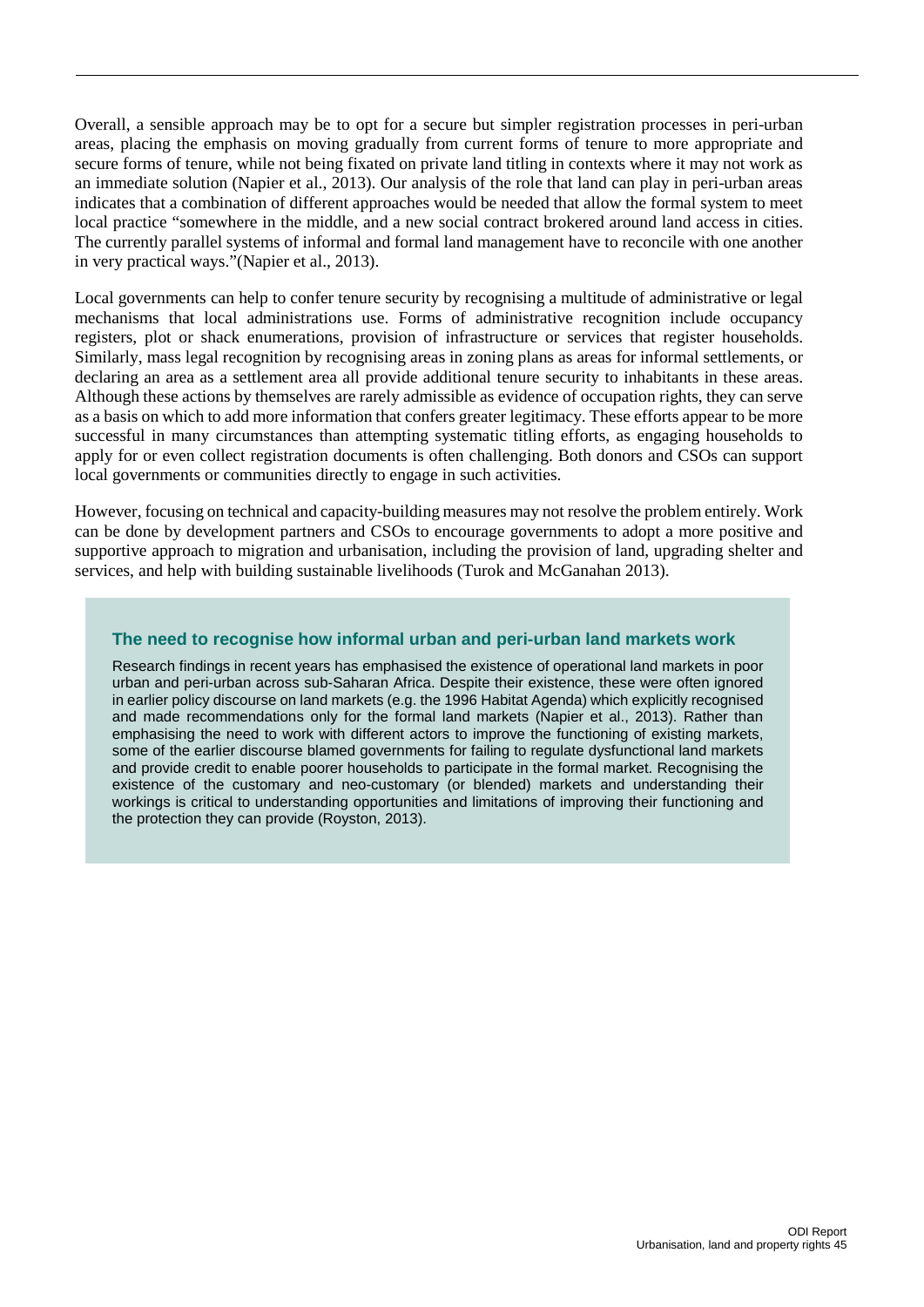Overall, a sensible approach may be to opt for a secure but simpler registration processes in peri-urban areas, placing the emphasis on moving gradually from current forms of tenure to more appropriate and secure forms of tenure, while not being fixated on private land titling in contexts where it may not work as an immediate solution (Napier et al., 2013). Our analysis of the role that land can play in peri-urban areas indicates that a combination of different approaches would be needed that allow the formal system to meet local practice "somewhere in the middle, and a new social contract brokered around land access in cities. The currently parallel systems of informal and formal land management have to reconcile with one another in very practical ways."(Napier et al., 2013).

Local governments can help to confer tenure security by recognising a multitude of administrative or legal mechanisms that local administrations use. Forms of administrative recognition include occupancy registers, plot or shack enumerations, provision of infrastructure or services that register households. Similarly, mass legal recognition by recognising areas in zoning plans as areas for informal settlements, or declaring an area as a settlement area all provide additional tenure security to inhabitants in these areas. Although these actions by themselves are rarely admissible as evidence of occupation rights, they can serve as a basis on which to add more information that confers greater legitimacy. These efforts appear to be more successful in many circumstances than attempting systematic titling efforts, as engaging households to apply for or even collect registration documents is often challenging. Both donors and CSOs can support local governments or communities directly to engage in such activities.

However, focusing on technical and capacity-building measures may not resolve the problem entirely. Work can be done by development partners and CSOs to encourage governments to adopt a more positive and supportive approach to migration and urbanisation, including the provision of land, upgrading shelter and services, and help with building sustainable livelihoods (Turok and McGanahan 2013).

### The need to recognise how informal urban and peri-urban land markets work

Research findings in recent years has emphasised the existence of operational land markets in poor urban and peri-urban across sub-Saharan Africa. Despite their existence, these were often ignored in earlier policy discourse on land markets (e.g. the 1996 Habitat Agenda) which explicitly recognised and made recommendations only for the formal land markets (Napier et al., 2013). Rather than emphasising the need to work with different actors to improve the functioning of existing markets, some of the earlier discourse blamed governments for failing to regulate dysfunctional land markets and provide credit to enable poorer households to participate in the formal market. Recognising the existence of the customary and neo-customary (or blended) markets and understanding their workings is critical to understanding opportunities and limitations of improving their functioning and the protection they can provide (Royston, 2013).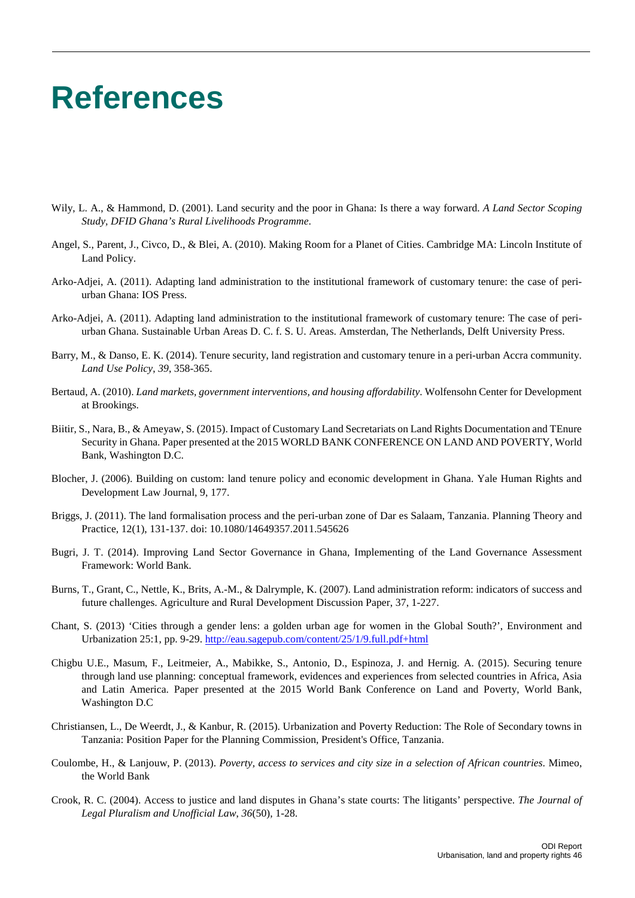# References

Wily, L. A., & Hammond, D. (2001). Land security and the poor in Ghana: Is there a way forward. *A Land Sector Scoping Study, DFID Ghana's Rural Livelihoods Programme*.

Angel, S., Parent, J., Civco, D., & Blei, A. (2010). Making Room for a Planet of Cities. Cambridge MA: Lincoln Institute of Land Policy.

Arko-Adjei, A. (2011). Adapting land administration to the institutional framework of customary tenure: the case of peri-urban Ghana: IOS Press.

Arko-Adjei, A. (2011). Adapting land administration to the institutional framework of customary tenure: The case of peri-urban Ghana. Sustainable Urban Areas D. C. f. S. U. Areas. Amsterdan, The Netherlands, Delft University Press.

Barry, M., & Danso, E. K. (2014). Tenure security, land registration and customary tenure in a peri-urban Accra community. *Land Use Policy*, *39*, 358-365.

Bertaud, A. (2010). *Land markets, government interventions, and housing affordability*. Wolfensohn Center for Development at Brookings.

Biitir, S., Nara, B., & Ameyaw, S. (2015). Impact of Customary Land Secretariats on Land Rights Documentation and TEnure Security in Ghana. Paper presented at the 2015 WORLD BANK CONFERENCE ON LAND AND POVERTY, World Bank, Washington D.C.

Blocher, J. (2006). Building on custom: land tenure policy and economic development in Ghana. Yale Human Rights and Development Law Journal, 9, 177.

Briggs, J. (2011). The land formalisation process and the peri-urban zone of Dar es Salaam, Tanzania. Planning Theory and Practice, 12(1), 131-137. doi: 10.1080/14649357.2011.545626

Bugri, J. T. (2014). Improving Land Sector Governance in Ghana, Implementing of the Land Governance Assessment Framework: World Bank.

Burns, T., Grant, C., Nettle, K., Brits, A.-M., & Dalrymple, K. (2007). Land administration reform: indicators of success and future challenges. Agriculture and Rural Development Discussion Paper, 37, 1-227.

Chant, S. (2013) 'Cities through a gender lens: a golden urban age for women in the Global South?', Environment and Urbanization 25:1, pp. 9-29. [http://eau.sagepub.com/content/25/1/9.full.pdf+html](http://eau.sagepub.com/content/25/1/9.full.pdf+html)

Chigbu U.E., Masum, F., Leitmeier, A., Mabikke, S., Antonio, D., Espinoza, J. and Hernig. A. (2015). Securing tenure through land use planning: conceptual framework, evidences and experiences from selected countries in Africa, Asia and Latin America. Paper presented at the 2015 World Bank Conference on Land and Poverty, World Bank, Washington D.C

Christiansen, L., De Weerdt, J., & Kanbur, R. (2015). Urbanization and Poverty Reduction: The Role of Secondary towns in Tanzania: Position Paper for the Planning Commission, President's Office, Tanzania.

Coulombe, H., & Lanjouw, P. (2013). *Poverty, access to services and city size in a selection of African countries*. Mimeo, the World Bank

Crook, R. C. (2004). Access to justice and land disputes in Ghana's state courts: The litigants' perspective. *The Journal of Legal Pluralism and Unofficial Law*, *36*(50), 1-28.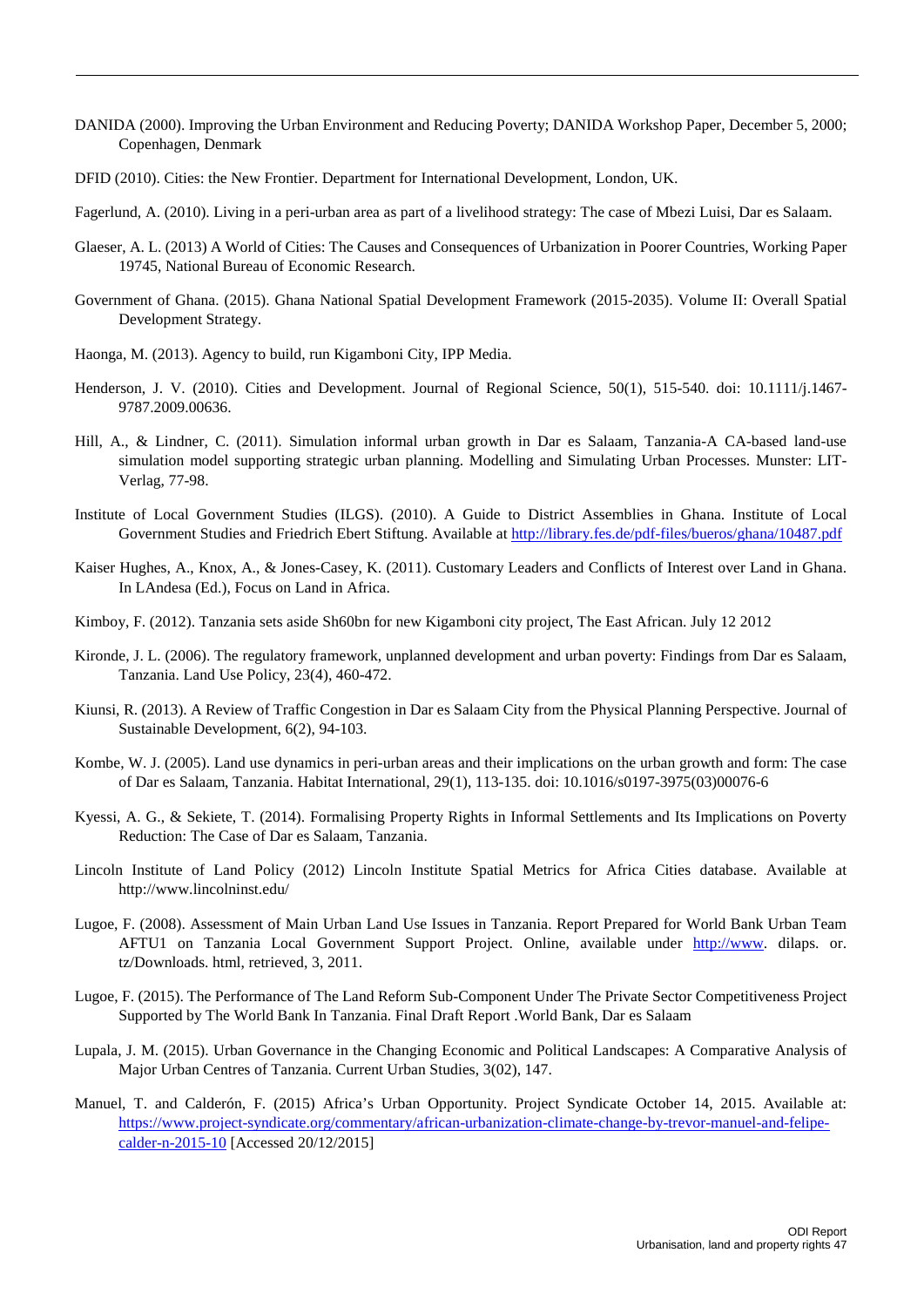DANIDA (2000). Improving the Urban Environment and Reducing Poverty; DANIDA Workshop Paper, December 5, 2000; Copenhagen, Denmark

DFID (2010). Cities: the New Frontier. Department for International Development, London, UK.

Fagerlund, A. (2010). Living in a peri-urban area as part of a livelihood strategy: The case of Mbezi Luisi, Dar es Salaam.

Glaeser, A. L. (2013) A World of Cities: The Causes and Consequences of Urbanization in Poorer Countries, Working Paper 19745, National Bureau of Economic Research.

Government of Ghana. (2015). Ghana National Spatial Development Framework (2015-2035). Volume II: Overall Spatial Development Strategy.

Haonga, M. (2013). Agency to build, run Kigamboni City, IPP Media.

Henderson, J. V. (2010). Cities and Development. Journal of Regional Science, 50(1), 515-540. doi: 10.1111/j.1467-9787.2009.00636.

Hill, A., & Lindner, C. (2011). Simulation informal urban growth in Dar es Salaam, Tanzania-A CA-based land-use simulation model supporting strategic urban planning. Modelling and Simulating Urban Processes. Munster: LIT-Verlag, 77-98.

Institute of Local Government Studies (ILGS). (2010). A Guide to District Assemblies in Ghana. Institute of Local Government Studies and Friedrich Ebert Stiftung. Available at http://library.fes.de/pdf-files/bueros/ghana/10487.pdf

Kaiser Hughes, A., Knox, A., & Jones-Casey, K. (2011). Customary Leaders and Conflicts of Interest over Land in Ghana. In LAndesa (Ed.), Focus on Land in Africa.

Kimboy, F. (2012). Tanzania sets aside Sh60bn for new Kigamboni city project, The East African. July 12 2012

Kironde, J. L. (2006). The regulatory framework, unplanned development and urban poverty: Findings from Dar es Salaam, Tanzania. Land Use Policy, 23(4), 460-472.

Kiunsi, R. (2013). A Review of Traffic Congestion in Dar es Salaam City from the Physical Planning Perspective. Journal of Sustainable Development, 6(2), 94-103.

Kombe, W. J. (2005). Land use dynamics in peri-urban areas and their implications on the urban growth and form: The case of Dar es Salaam, Tanzania. Habitat International, 29(1), 113-135. doi: 10.1016/s0197-3975(03)00076-6

Kyessi, A. G., & Sekiete, T. (2014). Formalising Property Rights in Informal Settlements and Its Implications on Poverty Reduction: The Case of Dar es Salaam, Tanzania.

Lincoln Institute of Land Policy (2012) Lincoln Institute Spatial Metrics for Africa Cities database. Available at http://www.lincolninst.edu/

Lugoe, F. (2008). Assessment of Main Urban Land Use Issues in Tanzania. Report Prepared for World Bank Urban Team AFTU1 on Tanzania Local Government Support Project. Online, available under http://www. dilaps. or. tz/Downloads. html, retrieved, 3, 2011.

Lugoe, F. (2015). The Performance of The Land Reform Sub-Component Under The Private Sector Competitiveness Project Supported by The World Bank In Tanzania. Final Draft Report .World Bank, Dar es Salaam

Lupala, J. M. (2015). Urban Governance in the Changing Economic and Political Landscapes: A Comparative Analysis of Major Urban Centres of Tanzania. Current Urban Studies, 3(02), 147.

Manuel, T. and Calderón, F. (2015) Africa's Urban Opportunity. Project Syndicate October 14, 2015. Available at: https://www.project-syndicate.org/commentary/african-urbanization-climate-change-by-trevor-manuel-and-felipe-calder-n-2015-10 [Accessed 20/12/2015]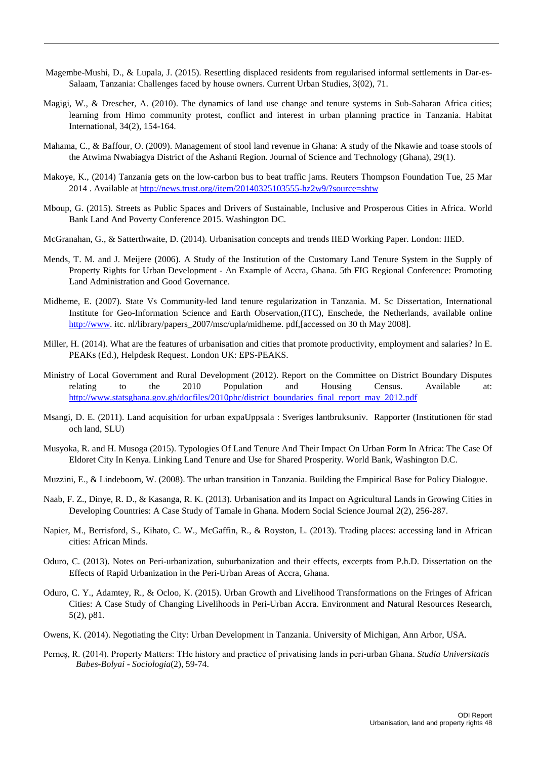Magembe-Mushi, D., & Lupala, J. (2015). Resettling displaced residents from regularised informal settlements in Dar-es-Salaam, Tanzania: Challenges faced by house owners. Current Urban Studies, 3(02), 71.

Magigi, W., & Drescher, A. (2010). The dynamics of land use change and tenure systems in Sub-Saharan Africa cities; learning from Himo community protest, conflict and interest in urban planning practice in Tanzania. Habitat International, 34(2), 154-164.

Mahama, C., & Baffour, O. (2009). Management of stool land revenue in Ghana: A study of the Nkawie and toase stools of the Atwima Nwabiagya District of the Ashanti Region. Journal of Science and Technology (Ghana), 29(1).

Makoye, K., (2014) Tanzania gets on the low-carbon bus to beat traffic jams. Reuters Thompson Foundation Tue, 25 Mar 2014 . Available at http://news.trust.org//item/20140325103555-hz2w9/?source=shtw

Mboup, G. (2015). Streets as Public Spaces and Drivers of Sustainable, Inclusive and Prosperous Cities in Africa. World Bank Land And Poverty Conference 2015. Washington DC.

McGranahan, G., & Satterthwaite, D. (2014). Urbanisation concepts and trends IIED Working Paper. London: IIED.

Mends, T. M. and J. Meijere (2006). A Study of the Institution of the Customary Land Tenure System in the Supply of Property Rights for Urban Development - An Example of Accra, Ghana. 5th FIG Regional Conference: Promoting Land Administration and Good Governance.

Midheme, E. (2007). State Vs Community-led land tenure regularization in Tanzania. M. Sc Dissertation, International Institute for Geo-Information Science and Earth Observation,(ITC), Enschede, the Netherlands, available online http://www. itc. nl/library/papers_2007/msc/upla/midheme. pdf,[accessed on 30 th May 2008].

Miller, H. (2014). What are the features of urbanisation and cities that promote productivity, employment and salaries? In E. PEAKs (Ed.), Helpdesk Request. London UK: EPS-PEAKS.

Ministry of Local Government and Rural Development (2012). Report on the Committee on District Boundary Disputes relating to the 2010 Population and Housing Census. Available at: http://www.statsghana.gov.gh/docfiles/2010phc/district_boundaries_final_report_may_2012.pdf

Msangi, D. E. (2011). Land acquisition for urban expaUppsala : Sveriges lantbruksuniv. Rapporter (Institutionen för stad och land, SLU)

Musyoka, R. and H. Musoga (2015). Typologies Of Land Tenure And Their Impact On Urban Form In Africa: The Case Of Eldoret City In Kenya. Linking Land Tenure and Use for Shared Prosperity. World Bank, Washington D.C.

Muzzini, E., & Lindeboom, W. (2008). The urban transition in Tanzania. Building the Empirical Base for Policy Dialogue.

Naab, F. Z., Dinye, R. D., & Kasanga, R. K. (2013). Urbanisation and its Impact on Agricultural Lands in Growing Cities in Developing Countries: A Case Study of Tamale in Ghana. Modern Social Science Journal 2(2), 256-287.

Napier, M., Berrisford, S., Kihato, C. W., McGaffin, R., & Royston, L. (2013). Trading places: accessing land in African cities: African Minds.

Oduro, C. (2013). Notes on Peri-urbanization, suburbanization and their effects, excerpts from P.h.D. Dissertation on the Effects of Rapid Urbanization in the Peri-Urban Areas of Accra, Ghana.

Oduro, C. Y., Adamtey, R., & Ocloo, K. (2015). Urban Growth and Livelihood Transformations on the Fringes of African Cities: A Case Study of Changing Livelihoods in Peri-Urban Accra. Environment and Natural Resources Research, 5(2), p81.

Owens, K. (2014). Negotiating the City: Urban Development in Tanzania. University of Michigan, Ann Arbor, USA.

Perneş, R. (2014). Property Matters: THe history and practice of privatising lands in peri-urban Ghana. *Studia Universitatis Babes-Bolyai - Sociologia*(2), 59-74.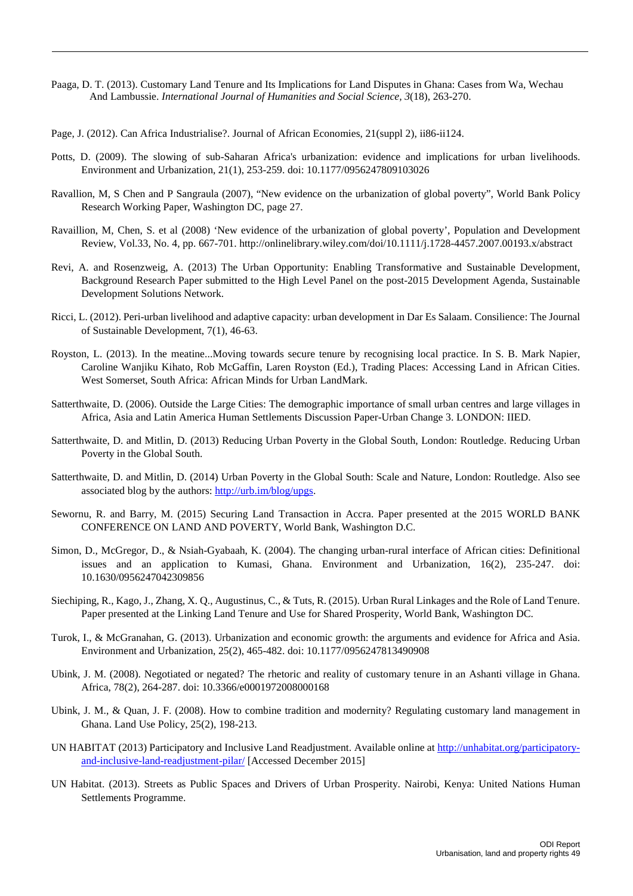Paaga, D. T. (2013). Customary Land Tenure and Its Implications for Land Disputes in Ghana: Cases from Wa, Wechau And Lambussie. *International Journal of Humanities and Social Science, 3*(18), 263-270.

Page, J. (2012). Can Africa Industrialise?. Journal of African Economies, 21(suppl 2), ii86-ii124.

Potts, D. (2009). The slowing of sub-Saharan Africa's urbanization: evidence and implications for urban livelihoods. Environment and Urbanization, 21(1), 253-259. doi: 10.1177/0956247809103026

Ravallion, M, S Chen and P Sangraula (2007), "New evidence on the urbanization of global poverty", World Bank Policy Research Working Paper, Washington DC, page 27.

Ravaillion, M, Chen, S. et al (2008) 'New evidence of the urbanization of global poverty', Population and Development Review, Vol.33, No. 4, pp. 667-701. http://onlinelibrary.wiley.com/doi/10.1111/j.1728-4457.2007.00193.x/abstract

Revi, A. and Rosenzweig, A. (2013) The Urban Opportunity: Enabling Transformative and Sustainable Development, Background Research Paper submitted to the High Level Panel on the post-2015 Development Agenda, Sustainable Development Solutions Network.

Ricci, L. (2012). Peri-urban livelihood and adaptive capacity: urban development in Dar Es Salaam. Consilience: The Journal of Sustainable Development, 7(1), 46-63.

Royston, L. (2013). In the meatine...Moving towards secure tenure by recognising local practice. In S. B. Mark Napier, Caroline Wanjiku Kihato, Rob McGaffin, Laren Royston (Ed.), Trading Places: Accessing Land in African Cities. West Somerset, South Africa: African Minds for Urban LandMark.

Satterthwaite, D. (2006). Outside the Large Cities: The demographic importance of small urban centres and large villages in Africa, Asia and Latin America Human Settlements Discussion Paper-Urban Change 3. LONDON: IIED.

Satterthwaite, D. and Mitlin, D. (2013) Reducing Urban Poverty in the Global South, London: Routledge. Reducing Urban Poverty in the Global South.

Satterthwaite, D. and Mitlin, D. (2014) Urban Poverty in the Global South: Scale and Nature, London: Routledge. Also see associated blog by the authors: [http://urb.im/blog/upgs](http://urb.im/blog/upgs).

Sewornu, R. and Barry, M. (2015) Securing Land Transaction in Accra. Paper presented at the 2015 WORLD BANK CONFERENCE ON LAND AND POVERTY, World Bank, Washington D.C.

Simon, D., McGregor, D., & Nsiah-Gyabaah, K. (2004). The changing urban-rural interface of African cities: Definitional issues and an application to Kumasi, Ghana. Environment and Urbanization, 16(2), 235-247. doi: 10.1630/0956247042309856

Siechiping, R., Kago, J., Zhang, X. Q., Augustinus, C., & Tuts, R. (2015). Urban Rural Linkages and the Role of Land Tenure. Paper presented at the Linking Land Tenure and Use for Shared Prosperity, World Bank, Washington DC.

Turok, I., & McGranahan, G. (2013). Urbanization and economic growth: the arguments and evidence for Africa and Asia. Environment and Urbanization, 25(2), 465-482. doi: 10.1177/0956247813490908

Ubink, J. M. (2008). Negotiated or negated? The rhetoric and reality of customary tenure in an Ashanti village in Ghana. Africa, 78(2), 264-287. doi: 10.3366/e0001972008000168

Ubink, J. M., & Quan, J. F. (2008). How to combine tradition and modernity? Regulating customary land management in Ghana. Land Use Policy, 25(2), 198-213.

UN HABITAT (2013) Participatory and Inclusive Land Readjustment. Available online at [http://unhabitat.org/participatory-and-inclusive-land-readjustment-pilar/](http://unhabitat.org/participatory-and-inclusive-land-readjustment-pilar/) [Accessed December 2015]

UN Habitat. (2013). Streets as Public Spaces and Drivers of Urban Prosperity. Nairobi, Kenya: United Nations Human Settlements Programme.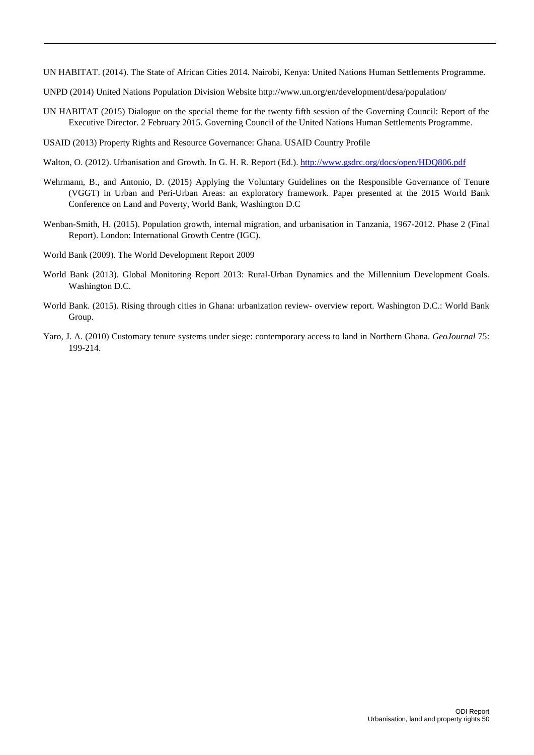UN HABITAT. (2014). The State of African Cities 2014. Nairobi, Kenya: United Nations Human Settlements Programme.

UNPD (2014) United Nations Population Division Website http://www.un.org/en/development/desa/population/

UN HABITAT (2015) Dialogue on the special theme for the twenty fifth session of the Governing Council: Report of the Executive Director. 2 February 2015. Governing Council of the United Nations Human Settlements Programme.

USAID (2013) Property Rights and Resource Governance: Ghana. USAID Country Profile

Walton, O. (2012). Urbanisation and Growth. In G. H. R. Report (Ed.). http://www.gsdrc.org/docs/open/HDQ806.pdf

Wehrmann, B., and Antonio, D. (2015) Applying the Voluntary Guidelines on the Responsible Governance of Tenure (VGGT) in Urban and Peri-Urban Areas: an exploratory framework. Paper presented at the 2015 World Bank Conference on Land and Poverty, World Bank, Washington D.C

Wenban-Smith, H. (2015). Population growth, internal migration, and urbanisation in Tanzania, 1967-2012. Phase 2 (Final Report). London: International Growth Centre (IGC).

World Bank (2009). The World Development Report 2009

World Bank (2013). Global Monitoring Report 2013: Rural-Urban Dynamics and the Millennium Development Goals. Washington D.C.

World Bank. (2015). Rising through cities in Ghana: urbanization review- overview report. Washington D.C.: World Bank Group.

Yaro, J. A. (2010) Customary tenure systems under siege: contemporary access to land in Northern Ghana. *GeoJournal* 75: 199-214.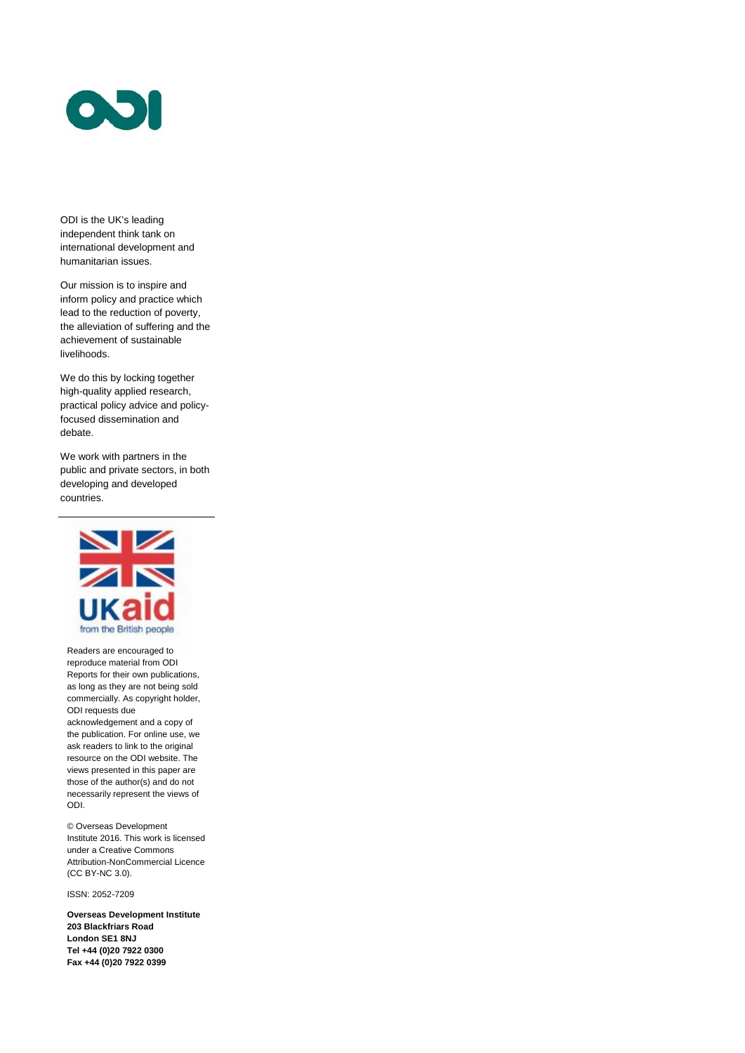ODI is the UK's leading independent think tank on international development and humanitarian issues.

Our mission is to inspire and inform policy and practice which lead to the reduction of poverty, the alleviation of suffering and the achievement of sustainable livelihoods.

We do this by locking together high-quality applied research, practical policy advice and policy-focused dissemination and debate.

We work with partners in the public and private sectors, in both developing and developed countries.

---

UKaid from the British people

Readers are encouraged to reproduce material from ODI Reports for their own publications, as long as they are not being sold commercially. As copyright holder, ODI requests due acknowledgement and a copy of the publication. For online use, we ask readers to link to the original resource on the ODI website. The views presented in this paper are those of the author(s) and do not necessarily represent the views of ODI.

© Overseas Development Institute 2016. This work is licensed under a Creative Commons Attribution-NonCommercial Licence (CC BY-NC 3.0).

ISSN: 2052-7209

**Overseas Development Institute**
**203 Blackfriars Road**
**London SE1 8NJ**
**Tel +44 (0)20 7922 0300**
**Fax +44 (0)20 7922 0399**